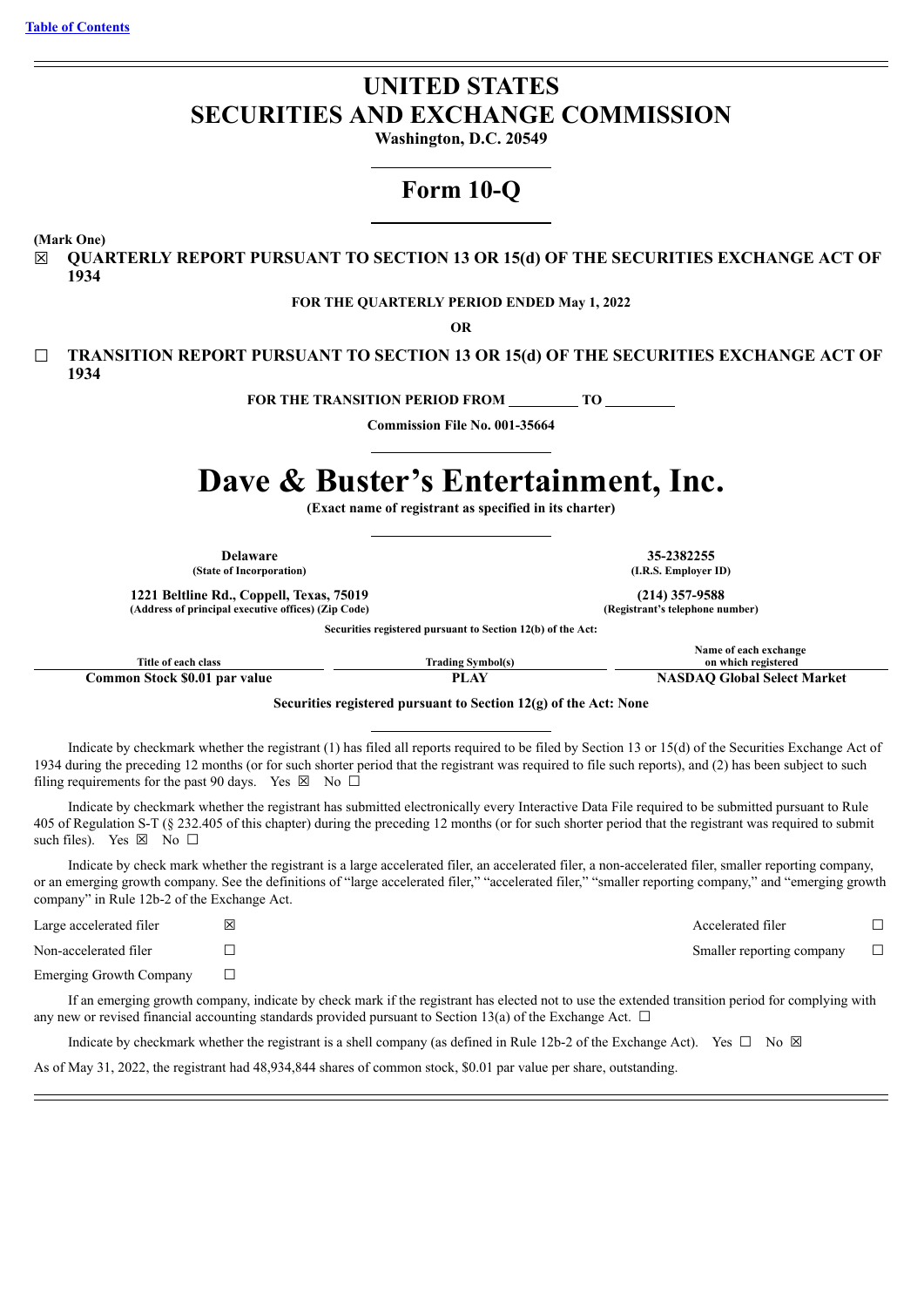[Table of Contents](#)

# UNITED STATES
# SECURITIES AND EXCHANGE COMMISSION

**Washington, D.C. 20549**

## Form 10-Q

**(Mark One)**

☒ **QUARTERLY REPORT PURSUANT TO SECTION 13 OR 15(d) OF THE SECURITIES EXCHANGE ACT OF 1934**

**FOR THE QUARTERLY PERIOD ENDED May 1, 2022**

**OR**

☐ **TRANSITION REPORT PURSUANT TO SECTION 13 OR 15(d) OF THE SECURITIES EXCHANGE ACT OF 1934**

**FOR THE TRANSITION PERIOD FROM \_\_\_\_\_\_\_\_\_\_ TO \_\_\_\_\_\_\_\_\_\_**

**Commission File No. 001-35664**

# Dave & Buster's Entertainment, Inc.

**(Exact name of registrant as specified in its charter)**

| | |
|---|---|
| **Delaware**<br>**(State of Incorporation)** | **35-2382255**<br>**(I.R.S. Employer ID)** |
| **1221 Beltline Rd., Coppell, Texas, 75019**<br>**(Address of principal executive offices) (Zip Code)** | **(214) 357-9588**<br>**(Registrant's telephone number)** |

**Securities registered pursuant to Section 12(b) of the Act:**

| Title of each class | Trading Symbol(s) | Name of each exchange on which registered |
|---|---|---|
| **Common Stock $0.01 par value** | **PLAY** | **NASDAQ Global Select Market** |

**Securities registered pursuant to Section 12(g) of the Act: None**

Indicate by checkmark whether the registrant (1) has filed all reports required to be filed by Section 13 or 15(d) of the Securities Exchange Act of 1934 during the preceding 12 months (or for such shorter period that the registrant was required to file such reports), and (2) has been subject to such filing requirements for the past 90 days. Yes ☒ No ☐

Indicate by checkmark whether the registrant has submitted electronically every Interactive Data File required to be submitted pursuant to Rule 405 of Regulation S-T (§ 232.405 of this chapter) during the preceding 12 months (or for such shorter period that the registrant was required to submit such files). Yes ☒ No ☐

Indicate by check mark whether the registrant is a large accelerated filer, an accelerated filer, a non-accelerated filer, smaller reporting company, or an emerging growth company. See the definitions of "large accelerated filer," "accelerated filer," "smaller reporting company," and "emerging growth company" in Rule 12b-2 of the Exchange Act.

| | | | |
|---|---|---|---|
| Large accelerated filer | ☒ | Accelerated filer | ☐ |
| Non-accelerated filer | ☐ | Smaller reporting company | ☐ |
| Emerging Growth Company | ☐ | | |

If an emerging growth company, indicate by check mark if the registrant has elected not to use the extended transition period for complying with any new or revised financial accounting standards provided pursuant to Section 13(a) of the Exchange Act. ☐

Indicate by checkmark whether the registrant is a shell company (as defined in Rule 12b-2 of the Exchange Act). Yes ☐ No ☒

As of May 31, 2022, the registrant had 48,934,844 shares of common stock, $0.01 par value per share, outstanding.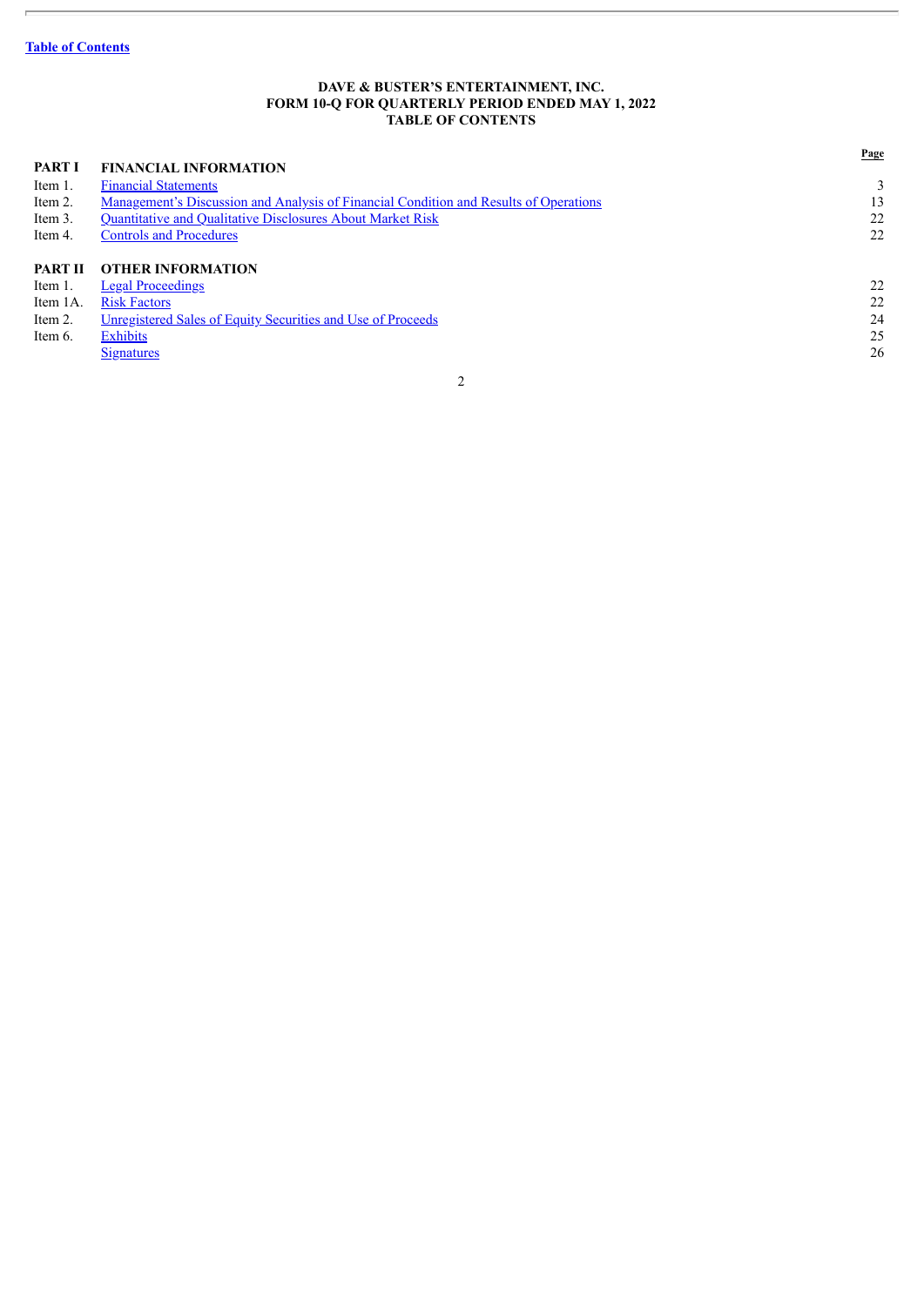[Table of Contents](#)

**DAVE & BUSTER'S ENTERTAINMENT, INC.**
**FORM 10-Q FOR QUARTERLY PERIOD ENDED MAY 1, 2022**
**TABLE OF CONTENTS**

| | | Page |
|---|---|---|
| **PART I** | **FINANCIAL INFORMATION** | |
| Item 1. | Financial Statements | 3 |
| Item 2. | Management's Discussion and Analysis of Financial Condition and Results of Operations | 13 |
| Item 3. | Quantitative and Qualitative Disclosures About Market Risk | 22 |
| Item 4. | Controls and Procedures | 22 |
| **PART II** | **OTHER INFORMATION** | |
| Item 1. | Legal Proceedings | 22 |
| Item 1A. | Risk Factors | 22 |
| Item 2. | Unregistered Sales of Equity Securities and Use of Proceeds | 24 |
| Item 6. | Exhibits | 25 |
| | Signatures | 26 |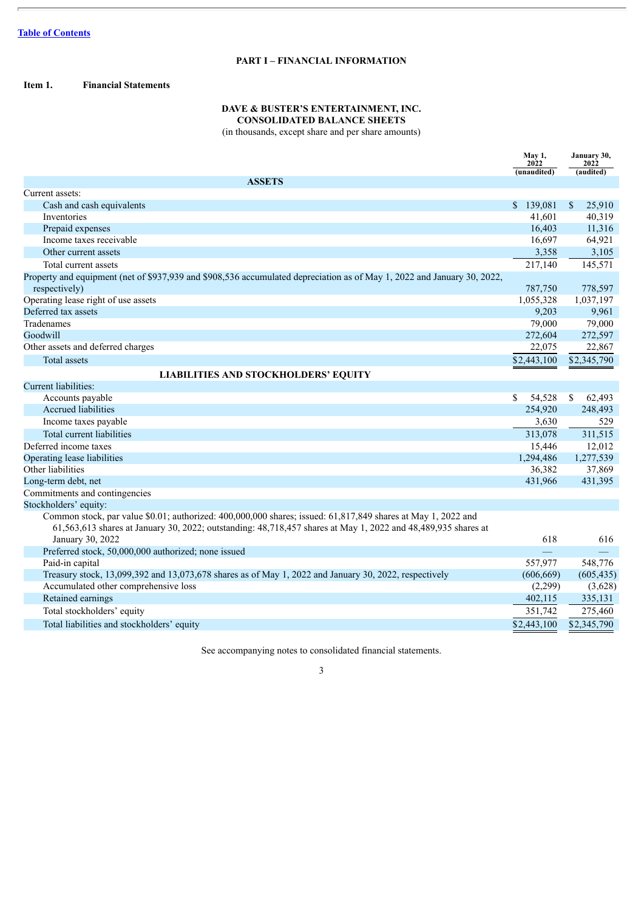[Table of Contents](#)

## PART I – FINANCIAL INFORMATION

**Item 1. Financial Statements**

**DAVE & BUSTER'S ENTERTAINMENT, INC.**
**CONSOLIDATED BALANCE SHEETS**
(in thousands, except share and per share amounts)

| | May 1, 2022 (unaudited) | January 30, 2022 (audited) |
|---|---|---|
| **ASSETS** | | |
| Current assets: | | |
| Cash and cash equivalents | $ 139,081 | $ 25,910 |
| Inventories | 41,601 | 40,319 |
| Prepaid expenses | 16,403 | 11,316 |
| Income taxes receivable | 16,697 | 64,921 |
| Other current assets | 3,358 | 3,105 |
| Total current assets | 217,140 | 145,571 |
| Property and equipment (net of $937,939 and $908,536 accumulated depreciation as of May 1, 2022 and January 30, 2022, respectively) | 787,750 | 778,597 |
| Operating lease right of use assets | 1,055,328 | 1,037,197 |
| Deferred tax assets | 9,203 | 9,961 |
| Tradenames | 79,000 | 79,000 |
| Goodwill | 272,604 | 272,597 |
| Other assets and deferred charges | 22,075 | 22,867 |
| Total assets | $2,443,100 | $2,345,790 |
| **LIABILITIES AND STOCKHOLDERS' EQUITY** | | |
| Current liabilities: | | |
| Accounts payable | $ 54,528 | $ 62,493 |
| Accrued liabilities | 254,920 | 248,493 |
| Income taxes payable | 3,630 | 529 |
| Total current liabilities | 313,078 | 311,515 |
| Deferred income taxes | 15,446 | 12,012 |
| Operating lease liabilities | 1,294,486 | 1,277,539 |
| Other liabilities | 36,382 | 37,869 |
| Long-term debt, net | 431,966 | 431,395 |
| Commitments and contingencies | | |
| Stockholders' equity: | | |
| Common stock, par value $0.01; authorized: 400,000,000 shares; issued: 61,817,849 shares at May 1, 2022 and 61,563,613 shares at January 30, 2022; outstanding: 48,718,457 shares at May 1, 2022 and 48,489,935 shares at January 30, 2022 | 618 | 616 |
| Preferred stock, 50,000,000 authorized; none issued | — | — |
| Paid-in capital | 557,977 | 548,776 |
| Treasury stock, 13,099,392 and 13,073,678 shares as of May 1, 2022 and January 30, 2022, respectively | (606,669) | (605,435) |
| Accumulated other comprehensive loss | (2,299) | (3,628) |
| Retained earnings | 402,115 | 335,131 |
| Total stockholders' equity | 351,742 | 275,460 |
| Total liabilities and stockholders' equity | $2,443,100 | $2,345,790 |

See accompanying notes to consolidated financial statements.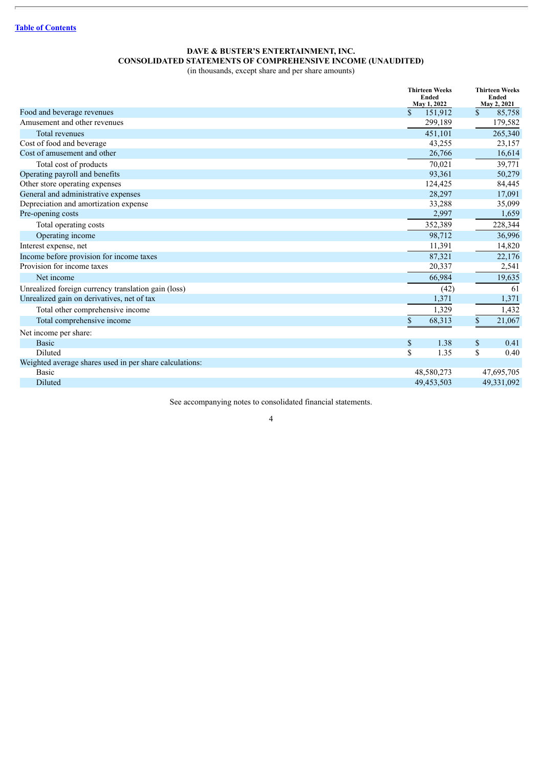Table of Contents

**DAVE & BUSTER'S ENTERTAINMENT, INC.**
**CONSOLIDATED STATEMENTS OF COMPREHENSIVE INCOME (UNAUDITED)**
(in thousands, except share and per share amounts)

| | Thirteen Weeks Ended May 1, 2022 | Thirteen Weeks Ended May 2, 2021 |
|---|---|---|
| Food and beverage revenues | $ 151,912 | $ 85,758 |
| Amusement and other revenues | 299,189 | 179,582 |
| Total revenues | 451,101 | 265,340 |
| Cost of food and beverage | 43,255 | 23,157 |
| Cost of amusement and other | 26,766 | 16,614 |
| Total cost of products | 70,021 | 39,771 |
| Operating payroll and benefits | 93,361 | 50,279 |
| Other store operating expenses | 124,425 | 84,445 |
| General and administrative expenses | 28,297 | 17,091 |
| Depreciation and amortization expense | 33,288 | 35,099 |
| Pre-opening costs | 2,997 | 1,659 |
| Total operating costs | 352,389 | 228,344 |
| Operating income | 98,712 | 36,996 |
| Interest expense, net | 11,391 | 14,820 |
| Income before provision for income taxes | 87,321 | 22,176 |
| Provision for income taxes | 20,337 | 2,541 |
| Net income | 66,984 | 19,635 |
| Unrealized foreign currency translation gain (loss) | (42) | 61 |
| Unrealized gain on derivatives, net of tax | 1,371 | 1,371 |
| Total other comprehensive income | 1,329 | 1,432 |
| Total comprehensive income | $ 68,313 | $ 21,067 |
| Net income per share: | | |
| Basic | $ 1.38 | $ 0.41 |
| Diluted | $ 1.35 | $ 0.40 |
| Weighted average shares used in per share calculations: | | |
| Basic | 48,580,273 | 47,695,705 |
| Diluted | 49,453,503 | 49,331,092 |

See accompanying notes to consolidated financial statements.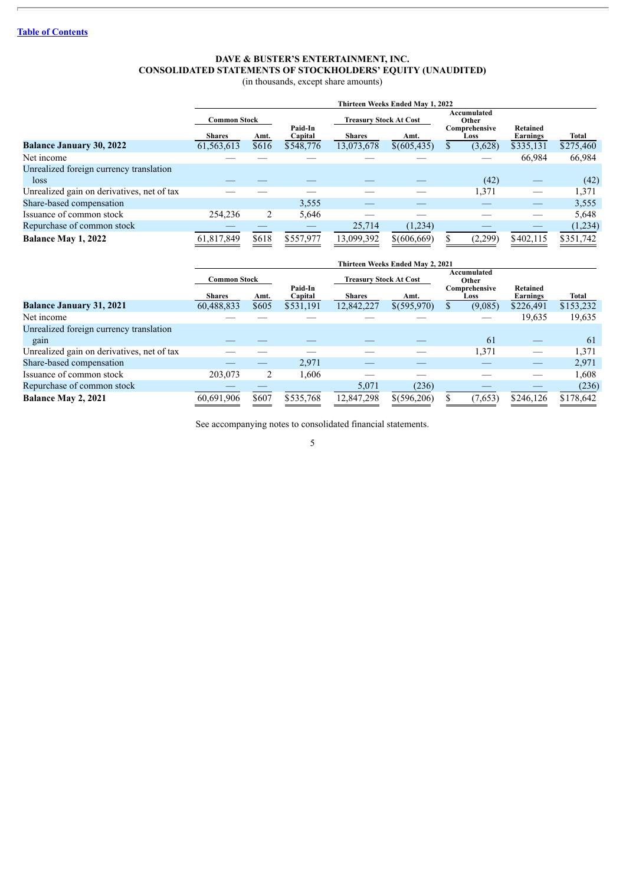[Table of Contents](#)

**DAVE & BUSTER'S ENTERTAINMENT, INC.**
**CONSOLIDATED STATEMENTS OF STOCKHOLDERS' EQUITY (UNAUDITED)**
(in thousands, except share amounts)

| | Thirteen Weeks Ended May 1, 2022 | | | | | | | |
|---|---|---|---|---|---|---|---|---|
| | Common Stock | | Paid-In Capital | Treasury Stock At Cost | | Accumulated Other Comprehensive Loss | Retained Earnings | Total |
| | Shares | Amt. | | Shares | Amt. | | | |
| **Balance January 30, 2022** | 61,563,613 | $616 | $548,776 | 13,073,678 | $(605,435) | $ (3,628) | $335,131 | $275,460 |
| Net income | — | — | — | — | — | — | 66,984 | 66,984 |
| Unrealized foreign currency translation loss | — | — | — | — | — | (42) | — | (42) |
| Unrealized gain on derivatives, net of tax | — | — | — | — | — | 1,371 | — | 1,371 |
| Share-based compensation | | | 3,555 | — | — | — | — | 3,555 |
| Issuance of common stock | 254,236 | 2 | 5,646 | — | — | — | — | 5,648 |
| Repurchase of common stock | — | — | — | 25,714 | (1,234) | — | — | (1,234) |
| **Balance May 1, 2022** | 61,817,849 | $618 | $557,977 | 13,099,392 | $(606,669) | $ (2,299) | $402,115 | $351,742 |

| | Thirteen Weeks Ended May 2, 2021 | | | | | | | |
|---|---|---|---|---|---|---|---|---|
| | Common Stock | | Paid-In Capital | Treasury Stock At Cost | | Accumulated Other Comprehensive Loss | Retained Earnings | Total |
| | Shares | Amt. | | Shares | Amt. | | | |
| **Balance January 31, 2021** | 60,488,833 | $605 | $531,191 | 12,842,227 | $(595,970) | $ (9,085) | $226,491 | $153,232 |
| Net income | — | — | — | — | — | — | 19,635 | 19,635 |
| Unrealized foreign currency translation gain | — | — | — | — | — | 61 | — | 61 |
| Unrealized gain on derivatives, net of tax | — | — | — | — | — | 1,371 | — | 1,371 |
| Share-based compensation | — | — | 2,971 | — | — | — | — | 2,971 |
| Issuance of common stock | 203,073 | 2 | 1,606 | — | — | — | — | 1,608 |
| Repurchase of common stock | — | — | | 5,071 | (236) | — | — | (236) |
| **Balance May 2, 2021** | 60,691,906 | $607 | $535,768 | 12,847,298 | $(596,206) | $ (7,653) | $246,126 | $178,642 |

See accompanying notes to consolidated financial statements.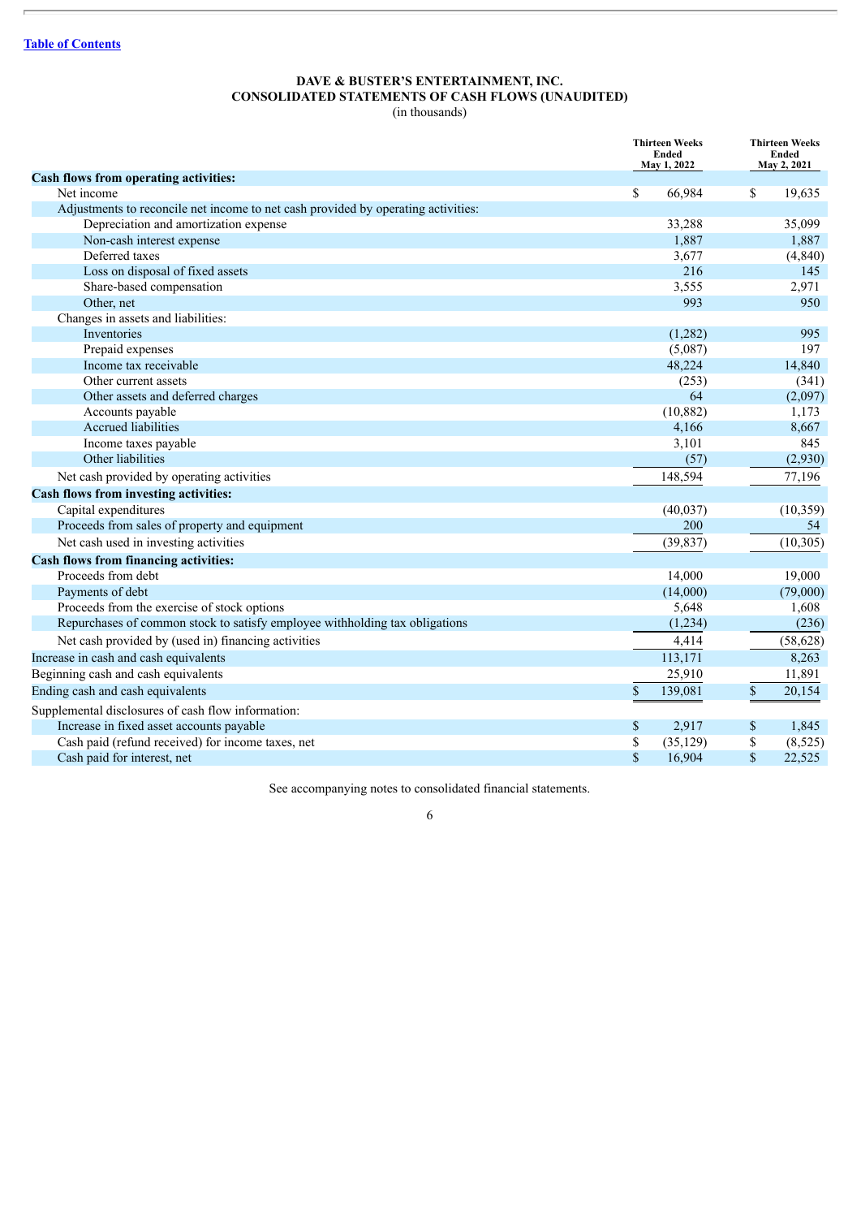[Table of Contents](#)

**DAVE & BUSTER'S ENTERTAINMENT, INC.**
**CONSOLIDATED STATEMENTS OF CASH FLOWS (UNAUDITED)**
(in thousands)

| | Thirteen Weeks Ended May 1, 2022 | Thirteen Weeks Ended May 2, 2021 |
|---|---|---|
| **Cash flows from operating activities:** | | |
| Net income | $ 66,984 | $ 19,635 |
| Adjustments to reconcile net income to net cash provided by operating activities: | | |
| Depreciation and amortization expense | 33,288 | 35,099 |
| Non-cash interest expense | 1,887 | 1,887 |
| Deferred taxes | 3,677 | (4,840) |
| Loss on disposal of fixed assets | 216 | 145 |
| Share-based compensation | 3,555 | 2,971 |
| Other, net | 993 | 950 |
| Changes in assets and liabilities: | | |
| Inventories | (1,282) | 995 |
| Prepaid expenses | (5,087) | 197 |
| Income tax receivable | 48,224 | 14,840 |
| Other current assets | (253) | (341) |
| Other assets and deferred charges | 64 | (2,097) |
| Accounts payable | (10,882) | 1,173 |
| Accrued liabilities | 4,166 | 8,667 |
| Income taxes payable | 3,101 | 845 |
| Other liabilities | (57) | (2,930) |
| Net cash provided by operating activities | 148,594 | 77,196 |
| **Cash flows from investing activities:** | | |
| Capital expenditures | (40,037) | (10,359) |
| Proceeds from sales of property and equipment | 200 | 54 |
| Net cash used in investing activities | (39,837) | (10,305) |
| **Cash flows from financing activities:** | | |
| Proceeds from debt | 14,000 | 19,000 |
| Payments of debt | (14,000) | (79,000) |
| Proceeds from the exercise of stock options | 5,648 | 1,608 |
| Repurchases of common stock to satisfy employee withholding tax obligations | (1,234) | (236) |
| Net cash provided by (used in) financing activities | 4,414 | (58,628) |
| Increase in cash and cash equivalents | 113,171 | 8,263 |
| Beginning cash and cash equivalents | 25,910 | 11,891 |
| Ending cash and cash equivalents | $ 139,081 | $ 20,154 |
| Supplemental disclosures of cash flow information: | | |
| Increase in fixed asset accounts payable | $ 2,917 | $ 1,845 |
| Cash paid (refund received) for income taxes, net | $ (35,129) | $ (8,525) |
| Cash paid for interest, net | $ 16,904 | $ 22,525 |

See accompanying notes to consolidated financial statements.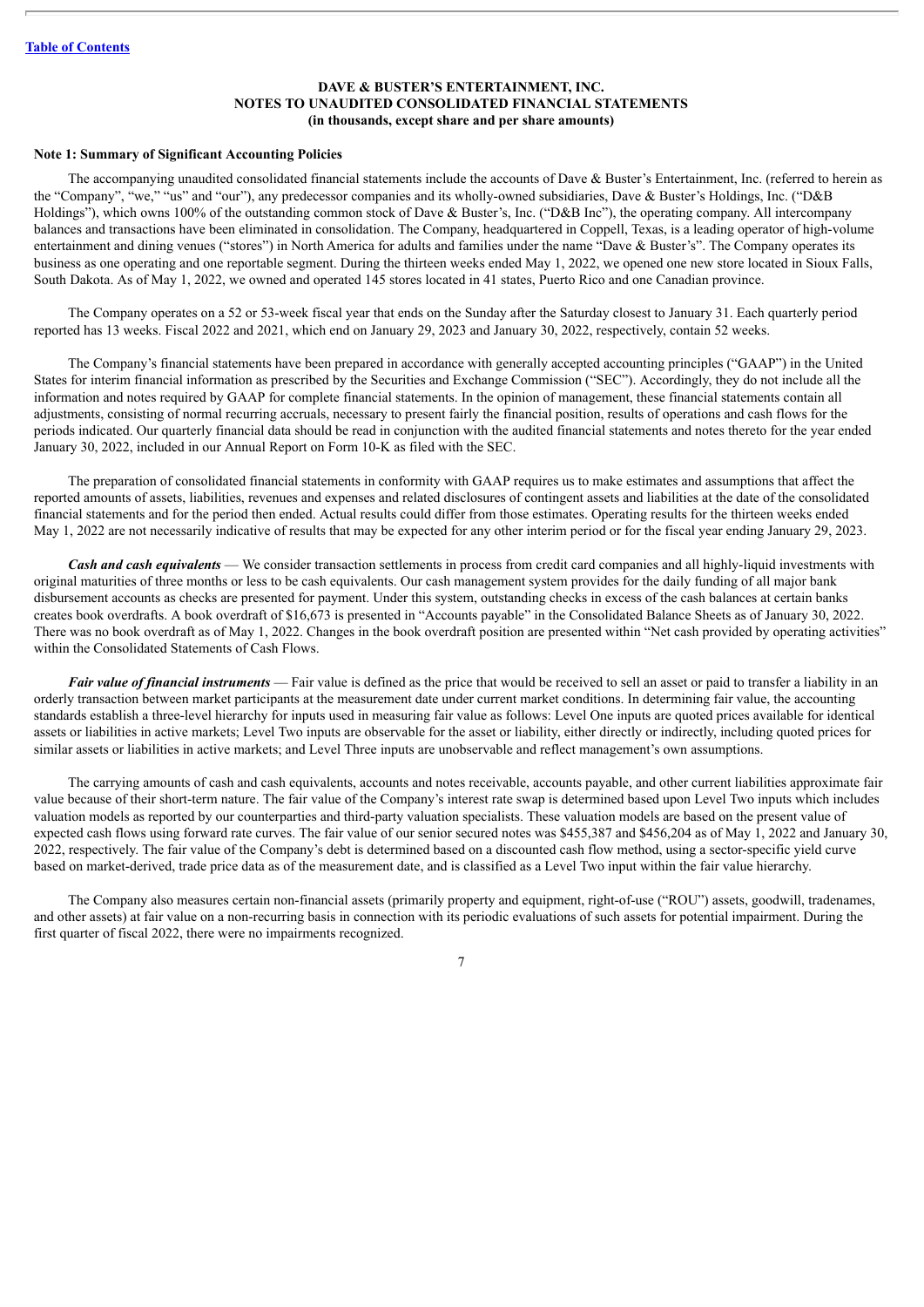# DAVE & BUSTER'S ENTERTAINMENT, INC.
## NOTES TO UNAUDITED CONSOLIDATED FINANCIAL STATEMENTS
### (in thousands, except share and per share amounts)

**Note 1: Summary of Significant Accounting Policies**

The accompanying unaudited consolidated financial statements include the accounts of Dave & Buster's Entertainment, Inc. (referred to herein as the "Company", "we," "us" and "our"), any predecessor companies and its wholly-owned subsidiaries, Dave & Buster's Holdings, Inc. ("D&B Holdings"), which owns 100% of the outstanding common stock of Dave & Buster's, Inc. ("D&B Inc"), the operating company. All intercompany balances and transactions have been eliminated in consolidation. The Company, headquartered in Coppell, Texas, is a leading operator of high-volume entertainment and dining venues ("stores") in North America for adults and families under the name "Dave & Buster's". The Company operates its business as one operating and one reportable segment. During the thirteen weeks ended May 1, 2022, we opened one new store located in Sioux Falls, South Dakota. As of May 1, 2022, we owned and operated 145 stores located in 41 states, Puerto Rico and one Canadian province.

The Company operates on a 52 or 53-week fiscal year that ends on the Sunday after the Saturday closest to January 31. Each quarterly period reported has 13 weeks. Fiscal 2022 and 2021, which end on January 29, 2023 and January 30, 2022, respectively, contain 52 weeks.

The Company's financial statements have been prepared in accordance with generally accepted accounting principles ("GAAP") in the United States for interim financial information as prescribed by the Securities and Exchange Commission ("SEC"). Accordingly, they do not include all the information and notes required by GAAP for complete financial statements. In the opinion of management, these financial statements contain all adjustments, consisting of normal recurring accruals, necessary to present fairly the financial position, results of operations and cash flows for the periods indicated. Our quarterly financial data should be read in conjunction with the audited financial statements and notes thereto for the year ended January 30, 2022, included in our Annual Report on Form 10-K as filed with the SEC.

The preparation of consolidated financial statements in conformity with GAAP requires us to make estimates and assumptions that affect the reported amounts of assets, liabilities, revenues and expenses and related disclosures of contingent assets and liabilities at the date of the consolidated financial statements and for the period then ended. Actual results could differ from those estimates. Operating results for the thirteen weeks ended May 1, 2022 are not necessarily indicative of results that may be expected for any other interim period or for the fiscal year ending January 29, 2023.

***Cash and cash equivalents*** — We consider transaction settlements in process from credit card companies and all highly-liquid investments with original maturities of three months or less to be cash equivalents. Our cash management system provides for the daily funding of all major bank disbursement accounts as checks are presented for payment. Under this system, outstanding checks in excess of the cash balances at certain banks creates book overdrafts. A book overdraft of $16,673 is presented in "Accounts payable" in the Consolidated Balance Sheets as of January 30, 2022. There was no book overdraft as of May 1, 2022. Changes in the book overdraft position are presented within "Net cash provided by operating activities" within the Consolidated Statements of Cash Flows.

***Fair value of financial instruments*** — Fair value is defined as the price that would be received to sell an asset or paid to transfer a liability in an orderly transaction between market participants at the measurement date under current market conditions. In determining fair value, the accounting standards establish a three-level hierarchy for inputs used in measuring fair value as follows: Level One inputs are quoted prices available for identical assets or liabilities in active markets; Level Two inputs are observable for the asset or liability, either directly or indirectly, including quoted prices for similar assets or liabilities in active markets; and Level Three inputs are unobservable and reflect management's own assumptions.

The carrying amounts of cash and cash equivalents, accounts and notes receivable, accounts payable, and other current liabilities approximate fair value because of their short-term nature. The fair value of the Company's interest rate swap is determined based upon Level Two inputs which includes valuation models as reported by our counterparties and third-party valuation specialists. These valuation models are based on the present value of expected cash flows using forward rate curves. The fair value of our senior secured notes was $455,387 and $456,204 as of May 1, 2022 and January 30, 2022, respectively. The fair value of the Company's debt is determined based on a discounted cash flow method, using a sector-specific yield curve based on market-derived, trade price data as of the measurement date, and is classified as a Level Two input within the fair value hierarchy.

The Company also measures certain non-financial assets (primarily property and equipment, right-of-use ("ROU") assets, goodwill, tradenames, and other assets) at fair value on a non-recurring basis in connection with its periodic evaluations of such assets for potential impairment. During the first quarter of fiscal 2022, there were no impairments recognized.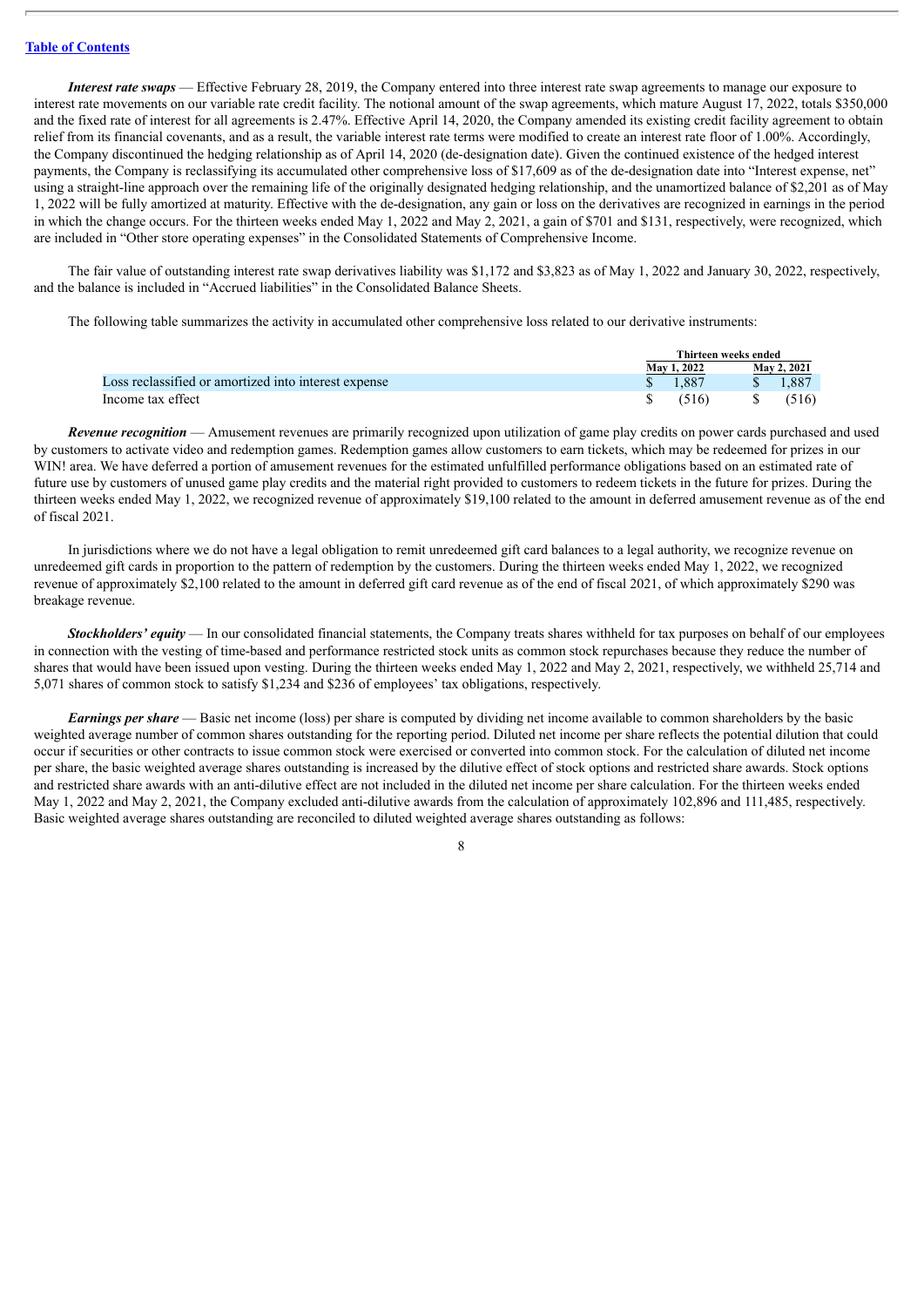*Interest rate swaps* — Effective February 28, 2019, the Company entered into three interest rate swap agreements to manage our exposure to interest rate movements on our variable rate credit facility. The notional amount of the swap agreements, which mature August 17, 2022, totals $350,000 and the fixed rate of interest for all agreements is 2.47%. Effective April 14, 2020, the Company amended its existing credit facility agreement to obtain relief from its financial covenants, and as a result, the variable interest rate terms were modified to create an interest rate floor of 1.00%. Accordingly, the Company discontinued the hedging relationship as of April 14, 2020 (de-designation date). Given the continued existence of the hedged interest payments, the Company is reclassifying its accumulated other comprehensive loss of $17,609 as of the de-designation date into "Interest expense, net" using a straight-line approach over the remaining life of the originally designated hedging relationship, and the unamortized balance of $2,201 as of May 1, 2022 will be fully amortized at maturity. Effective with the de-designation, any gain or loss on the derivatives are recognized in earnings in the period in which the change occurs. For the thirteen weeks ended May 1, 2022 and May 2, 2021, a gain of $701 and $131, respectively, were recognized, which are included in "Other store operating expenses" in the Consolidated Statements of Comprehensive Income.

The fair value of outstanding interest rate swap derivatives liability was $1,172 and $3,823 as of May 1, 2022 and January 30, 2022, respectively, and the balance is included in "Accrued liabilities" in the Consolidated Balance Sheets.

The following table summarizes the activity in accumulated other comprehensive loss related to our derivative instruments:

| | Thirteen weeks ended | |
|---|---|---|
| | May 1, 2022 | May 2, 2021 |
| Loss reclassified or amortized into interest expense | $ 1,887 | $ 1,887 |
| Income tax effect | $ (516) | $ (516) |

*Revenue recognition* — Amusement revenues are primarily recognized upon utilization of game play credits on power cards purchased and used by customers to activate video and redemption games. Redemption games allow customers to earn tickets, which may be redeemed for prizes in our WIN! area. We have deferred a portion of amusement revenues for the estimated unfulfilled performance obligations based on an estimated rate of future use by customers of unused game play credits and the material right provided to customers to redeem tickets in the future for prizes. During the thirteen weeks ended May 1, 2022, we recognized revenue of approximately $19,100 related to the amount in deferred amusement revenue as of the end of fiscal 2021.

In jurisdictions where we do not have a legal obligation to remit unredeemed gift card balances to a legal authority, we recognize revenue on unredeemed gift cards in proportion to the pattern of redemption by the customers. During the thirteen weeks ended May 1, 2022, we recognized revenue of approximately $2,100 related to the amount in deferred gift card revenue as of the end of fiscal 2021, of which approximately $290 was breakage revenue.

*Stockholders' equity* — In our consolidated financial statements, the Company treats shares withheld for tax purposes on behalf of our employees in connection with the vesting of time-based and performance restricted stock units as common stock repurchases because they reduce the number of shares that would have been issued upon vesting. During the thirteen weeks ended May 1, 2022 and May 2, 2021, respectively, we withheld 25,714 and 5,071 shares of common stock to satisfy $1,234 and $236 of employees' tax obligations, respectively.

*Earnings per share* — Basic net income (loss) per share is computed by dividing net income available to common shareholders by the basic weighted average number of common shares outstanding for the reporting period. Diluted net income per share reflects the potential dilution that could occur if securities or other contracts to issue common stock were exercised or converted into common stock. For the calculation of diluted net income per share, the basic weighted average shares outstanding is increased by the dilutive effect of stock options and restricted share awards. Stock options and restricted share awards with an anti-dilutive effect are not included in the diluted net income per share calculation. For the thirteen weeks ended May 1, 2022 and May 2, 2021, the Company excluded anti-dilutive awards from the calculation of approximately 102,896 and 111,485, respectively. Basic weighted average shares outstanding are reconciled to diluted weighted average shares outstanding as follows: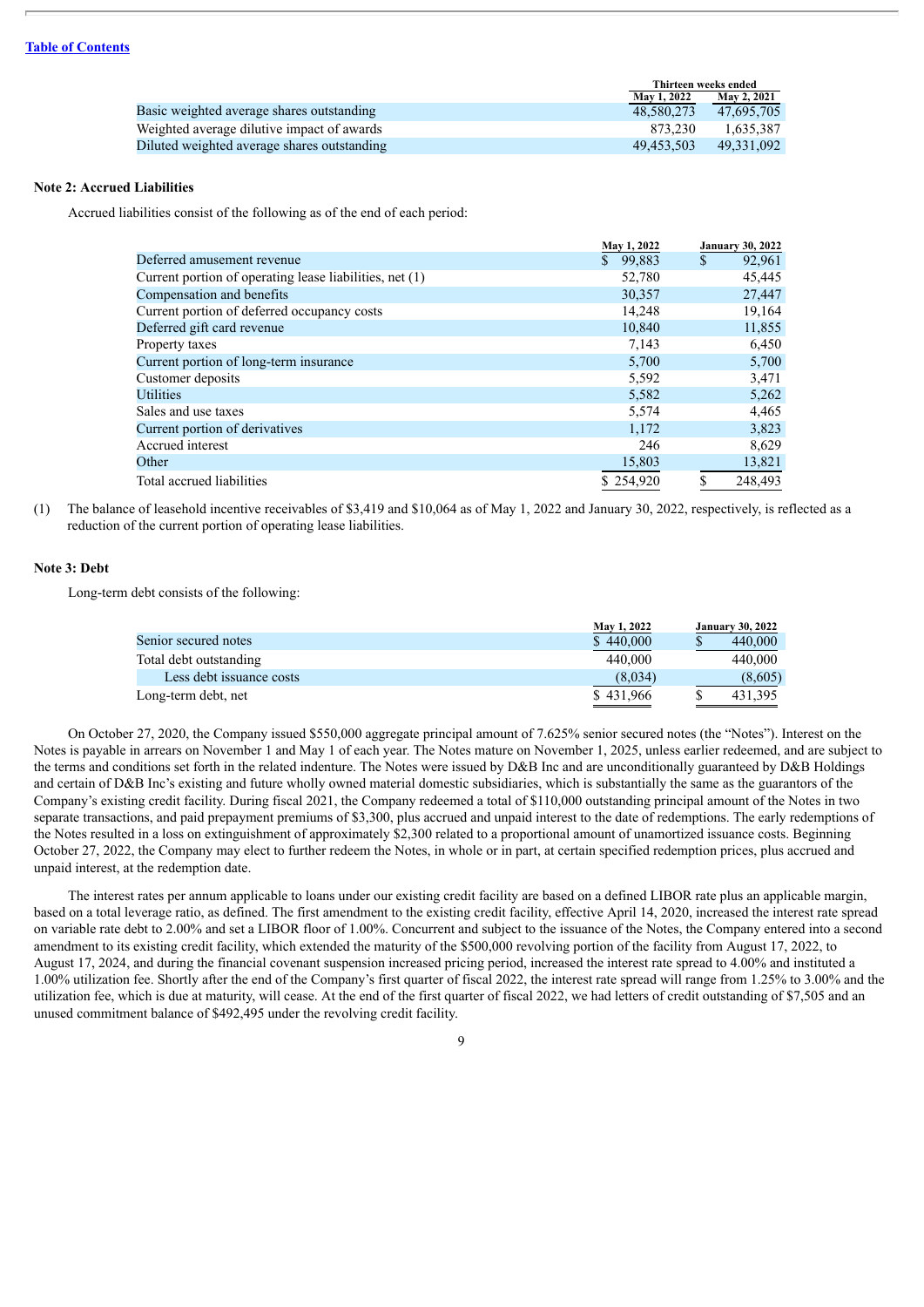[Table of Contents](#)

| | Thirteen weeks ended | |
|---|---|---|
| | May 1, 2022 | May 2, 2021 |
| Basic weighted average shares outstanding | 48,580,273 | 47,695,705 |
| Weighted average dilutive impact of awards | 873,230 | 1,635,387 |
| Diluted weighted average shares outstanding | 49,453,503 | 49,331,092 |

**Note 2: Accrued Liabilities**

Accrued liabilities consist of the following as of the end of each period:

| | May 1, 2022 | January 30, 2022 |
|---|---|---|
| Deferred amusement revenue | $ 99,883 | $ 92,961 |
| Current portion of operating lease liabilities, net (1) | 52,780 | 45,445 |
| Compensation and benefits | 30,357 | 27,447 |
| Current portion of deferred occupancy costs | 14,248 | 19,164 |
| Deferred gift card revenue | 10,840 | 11,855 |
| Property taxes | 7,143 | 6,450 |
| Current portion of long-term insurance | 5,700 | 5,700 |
| Customer deposits | 5,592 | 3,471 |
| Utilities | 5,582 | 5,262 |
| Sales and use taxes | 5,574 | 4,465 |
| Current portion of derivatives | 1,172 | 3,823 |
| Accrued interest | 246 | 8,629 |
| Other | 15,803 | 13,821 |
| Total accrued liabilities | $ 254,920 | $ 248,493 |

(1) The balance of leasehold incentive receivables of $3,419 and $10,064 as of May 1, 2022 and January 30, 2022, respectively, is reflected as a reduction of the current portion of operating lease liabilities.

**Note 3: Debt**

Long-term debt consists of the following:

| | May 1, 2022 | January 30, 2022 |
|---|---|---|
| Senior secured notes | $ 440,000 | $ 440,000 |
| Total debt outstanding | 440,000 | 440,000 |
| Less debt issuance costs | (8,034) | (8,605) |
| Long-term debt, net | $ 431,966 | $ 431,395 |

On October 27, 2020, the Company issued $550,000 aggregate principal amount of 7.625% senior secured notes (the "Notes"). Interest on the Notes is payable in arrears on November 1 and May 1 of each year. The Notes mature on November 1, 2025, unless earlier redeemed, and are subject to the terms and conditions set forth in the related indenture. The Notes were issued by D&B Inc and are unconditionally guaranteed by D&B Holdings and certain of D&B Inc's existing and future wholly owned material domestic subsidiaries, which is substantially the same as the guarantors of the Company's existing credit facility. During fiscal 2021, the Company redeemed a total of $110,000 outstanding principal amount of the Notes in two separate transactions, and paid prepayment premiums of $3,300, plus accrued and unpaid interest to the date of redemptions. The early redemptions of the Notes resulted in a loss on extinguishment of approximately $2,300 related to a proportional amount of unamortized issuance costs. Beginning October 27, 2022, the Company may elect to further redeem the Notes, in whole or in part, at certain specified redemption prices, plus accrued and unpaid interest, at the redemption date.

The interest rates per annum applicable to loans under our existing credit facility are based on a defined LIBOR rate plus an applicable margin, based on a total leverage ratio, as defined. The first amendment to the existing credit facility, effective April 14, 2020, increased the interest rate spread on variable rate debt to 2.00% and set a LIBOR floor of 1.00%. Concurrent and subject to the issuance of the Notes, the Company entered into a second amendment to its existing credit facility, which extended the maturity of the $500,000 revolving portion of the facility from August 17, 2022, to August 17, 2024, and during the financial covenant suspension increased pricing period, increased the interest rate spread to 4.00% and instituted a 1.00% utilization fee. Shortly after the end of the Company's first quarter of fiscal 2022, the interest rate spread will range from 1.25% to 3.00% and the utilization fee, which is due at maturity, will cease. At the end of the first quarter of fiscal 2022, we had letters of credit outstanding of $7,505 and an unused commitment balance of $492,495 under the revolving credit facility.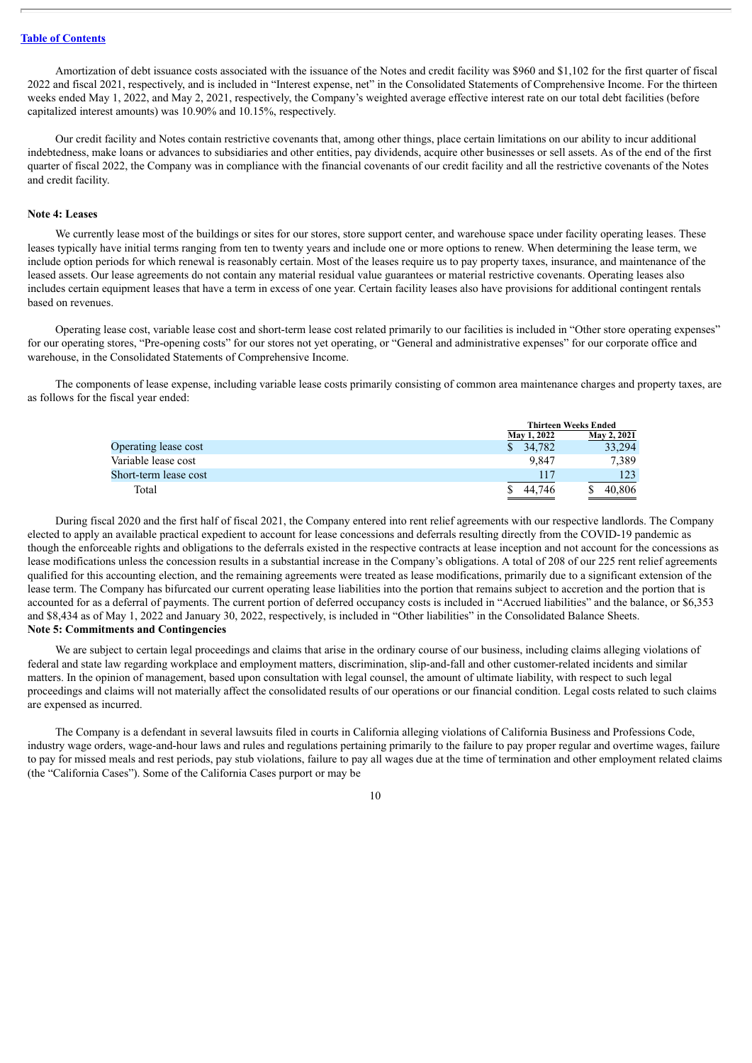[Table of Contents](#)

Amortization of debt issuance costs associated with the issuance of the Notes and credit facility was $960 and $1,102 for the first quarter of fiscal 2022 and fiscal 2021, respectively, and is included in "Interest expense, net" in the Consolidated Statements of Comprehensive Income. For the thirteen weeks ended May 1, 2022, and May 2, 2021, respectively, the Company's weighted average effective interest rate on our total debt facilities (before capitalized interest amounts) was 10.90% and 10.15%, respectively.

Our credit facility and Notes contain restrictive covenants that, among other things, place certain limitations on our ability to incur additional indebtedness, make loans or advances to subsidiaries and other entities, pay dividends, acquire other businesses or sell assets. As of the end of the first quarter of fiscal 2022, the Company was in compliance with the financial covenants of our credit facility and all the restrictive covenants of the Notes and credit facility.

**Note 4: Leases**

We currently lease most of the buildings or sites for our stores, store support center, and warehouse space under facility operating leases. These leases typically have initial terms ranging from ten to twenty years and include one or more options to renew. When determining the lease term, we include option periods for which renewal is reasonably certain. Most of the leases require us to pay property taxes, insurance, and maintenance of the leased assets. Our lease agreements do not contain any material residual value guarantees or material restrictive covenants. Operating leases also includes certain equipment leases that have a term in excess of one year. Certain facility leases also have provisions for additional contingent rentals based on revenues.

Operating lease cost, variable lease cost and short-term lease cost related primarily to our facilities is included in "Other store operating expenses" for our operating stores, "Pre-opening costs" for our stores not yet operating, or "General and administrative expenses" for our corporate office and warehouse, in the Consolidated Statements of Comprehensive Income.

The components of lease expense, including variable lease costs primarily consisting of common area maintenance charges and property taxes, are as follows for the fiscal year ended:

| | Thirteen Weeks Ended | |
|---|---|---|
| | May 1, 2022 | May 2, 2021 |
| Operating lease cost | $ 34,782 | 33,294 |
| Variable lease cost | 9,847 | 7,389 |
| Short-term lease cost | 117 | 123 |
| Total | $ 44,746 | $ 40,806 |

During fiscal 2020 and the first half of fiscal 2021, the Company entered into rent relief agreements with our respective landlords. The Company elected to apply an available practical expedient to account for lease concessions and deferrals resulting directly from the COVID-19 pandemic as though the enforceable rights and obligations to the deferrals existed in the respective contracts at lease inception and not account for the concessions as lease modifications unless the concession results in a substantial increase in the Company's obligations. A total of 208 of our 225 rent relief agreements qualified for this accounting election, and the remaining agreements were treated as lease modifications, primarily due to a significant extension of the lease term. The Company has bifurcated our current operating lease liabilities into the portion that remains subject to accretion and the portion that is accounted for as a deferral of payments. The current portion of deferred occupancy costs is included in "Accrued liabilities" and the balance, or $6,353 and $8,434 as of May 1, 2022 and January 30, 2022, respectively, is included in "Other liabilities" in the Consolidated Balance Sheets.

**Note 5: Commitments and Contingencies**

We are subject to certain legal proceedings and claims that arise in the ordinary course of our business, including claims alleging violations of federal and state law regarding workplace and employment matters, discrimination, slip-and-fall and other customer-related incidents and similar matters. In the opinion of management, based upon consultation with legal counsel, the amount of ultimate liability, with respect to such legal proceedings and claims will not materially affect the consolidated results of our operations or our financial condition. Legal costs related to such claims are expensed as incurred.

The Company is a defendant in several lawsuits filed in courts in California alleging violations of California Business and Professions Code, industry wage orders, wage-and-hour laws and rules and regulations pertaining primarily to the failure to pay proper regular and overtime wages, failure to pay for missed meals and rest periods, pay stub violations, failure to pay all wages due at the time of termination and other employment related claims (the "California Cases"). Some of the California Cases purport or may be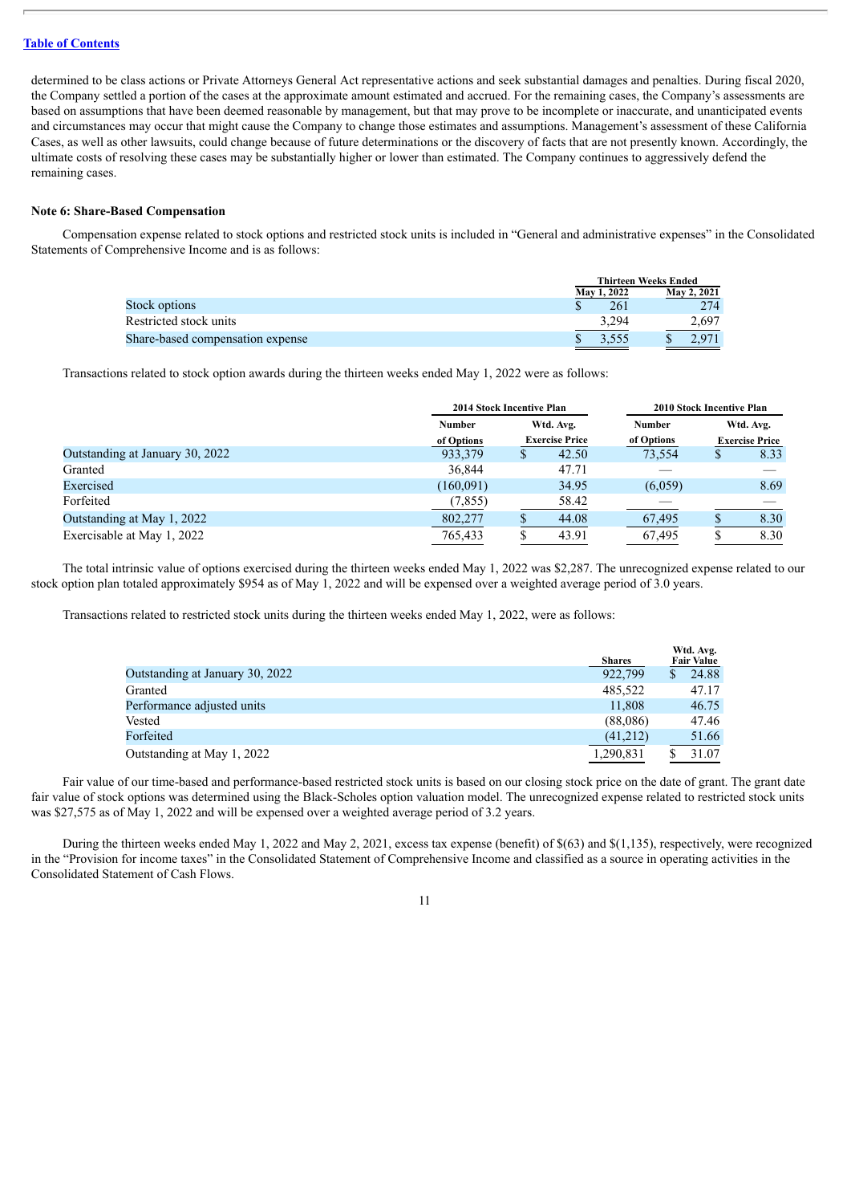determined to be class actions or Private Attorneys General Act representative actions and seek substantial damages and penalties. During fiscal 2020, the Company settled a portion of the cases at the approximate amount estimated and accrued. For the remaining cases, the Company's assessments are based on assumptions that have been deemed reasonable by management, but that may prove to be incomplete or inaccurate, and unanticipated events and circumstances may occur that might cause the Company to change those estimates and assumptions. Management's assessment of these California Cases, as well as other lawsuits, could change because of future determinations or the discovery of facts that are not presently known. Accordingly, the ultimate costs of resolving these cases may be substantially higher or lower than estimated. The Company continues to aggressively defend the remaining cases.

**Note 6: Share-Based Compensation**

Compensation expense related to stock options and restricted stock units is included in "General and administrative expenses" in the Consolidated Statements of Comprehensive Income and is as follows:

| | Thirteen Weeks Ended | |
|---|---|---|
| | May 1, 2022 | May 2, 2021 |
| Stock options | $ 261 | 274 |
| Restricted stock units | 3,294 | 2,697 |
| Share-based compensation expense | $ 3,555 | $ 2,971 |

Transactions related to stock option awards during the thirteen weeks ended May 1, 2022 were as follows:

| | 2014 Stock Incentive Plan | | 2010 Stock Incentive Plan | |
|---|---|---|---|---|
| | Number of Options | Wtd. Avg. Exercise Price | Number of Options | Wtd. Avg. Exercise Price |
| Outstanding at January 30, 2022 | 933,379 | $ 42.50 | 73,554 | $ 8.33 |
| Granted | 36,844 | 47.71 | — | — |
| Exercised | (160,091) | 34.95 | (6,059) | 8.69 |
| Forfeited | (7,855) | 58.42 | — | — |
| Outstanding at May 1, 2022 | 802,277 | $ 44.08 | 67,495 | $ 8.30 |
| Exercisable at May 1, 2022 | 765,433 | $ 43.91 | 67,495 | $ 8.30 |

The total intrinsic value of options exercised during the thirteen weeks ended May 1, 2022 was $2,287. The unrecognized expense related to our stock option plan totaled approximately $954 as of May 1, 2022 and will be expensed over a weighted average period of 3.0 years.

Transactions related to restricted stock units during the thirteen weeks ended May 1, 2022, were as follows:

| | Shares | Wtd. Avg. Fair Value |
|---|---|---|
| Outstanding at January 30, 2022 | 922,799 | $ 24.88 |
| Granted | 485,522 | 47.17 |
| Performance adjusted units | 11,808 | 46.75 |
| Vested | (88,086) | 47.46 |
| Forfeited | (41,212) | 51.66 |
| Outstanding at May 1, 2022 | 1,290,831 | $ 31.07 |

Fair value of our time-based and performance-based restricted stock units is based on our closing stock price on the date of grant. The grant date fair value of stock options was determined using the Black-Scholes option valuation model. The unrecognized expense related to restricted stock units was $27,575 as of May 1, 2022 and will be expensed over a weighted average period of 3.2 years.

During the thirteen weeks ended May 1, 2022 and May 2, 2021, excess tax expense (benefit) of $(63) and $(1,135), respectively, were recognized in the "Provision for income taxes" in the Consolidated Statement of Comprehensive Income and classified as a source in operating activities in the Consolidated Statement of Cash Flows.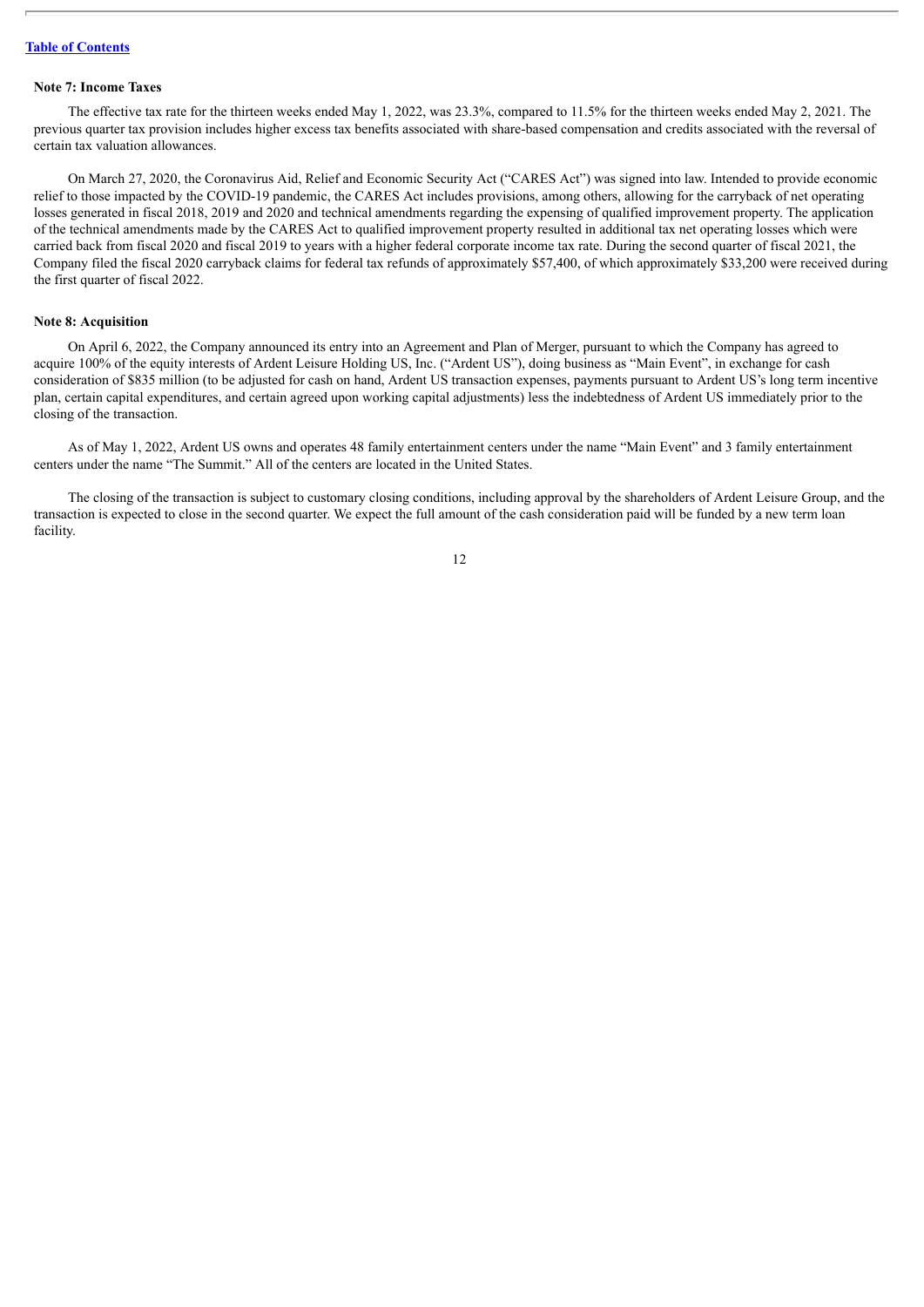[Table of Contents](#)

**Note 7: Income Taxes**

The effective tax rate for the thirteen weeks ended May 1, 2022, was 23.3%, compared to 11.5% for the thirteen weeks ended May 2, 2021. The previous quarter tax provision includes higher excess tax benefits associated with share-based compensation and credits associated with the reversal of certain tax valuation allowances.

On March 27, 2020, the Coronavirus Aid, Relief and Economic Security Act ("CARES Act") was signed into law. Intended to provide economic relief to those impacted by the COVID-19 pandemic, the CARES Act includes provisions, among others, allowing for the carryback of net operating losses generated in fiscal 2018, 2019 and 2020 and technical amendments regarding the expensing of qualified improvement property. The application of the technical amendments made by the CARES Act to qualified improvement property resulted in additional tax net operating losses which were carried back from fiscal 2020 and fiscal 2019 to years with a higher federal corporate income tax rate. During the second quarter of fiscal 2021, the Company filed the fiscal 2020 carryback claims for federal tax refunds of approximately $57,400, of which approximately $33,200 were received during the first quarter of fiscal 2022.

**Note 8: Acquisition**

On April 6, 2022, the Company announced its entry into an Agreement and Plan of Merger, pursuant to which the Company has agreed to acquire 100% of the equity interests of Ardent Leisure Holding US, Inc. ("Ardent US"), doing business as "Main Event", in exchange for cash consideration of $835 million (to be adjusted for cash on hand, Ardent US transaction expenses, payments pursuant to Ardent US's long term incentive plan, certain capital expenditures, and certain agreed upon working capital adjustments) less the indebtedness of Ardent US immediately prior to the closing of the transaction.

As of May 1, 2022, Ardent US owns and operates 48 family entertainment centers under the name "Main Event" and 3 family entertainment centers under the name "The Summit." All of the centers are located in the United States.

The closing of the transaction is subject to customary closing conditions, including approval by the shareholders of Ardent Leisure Group, and the transaction is expected to close in the second quarter. We expect the full amount of the cash consideration paid will be funded by a new term loan facility.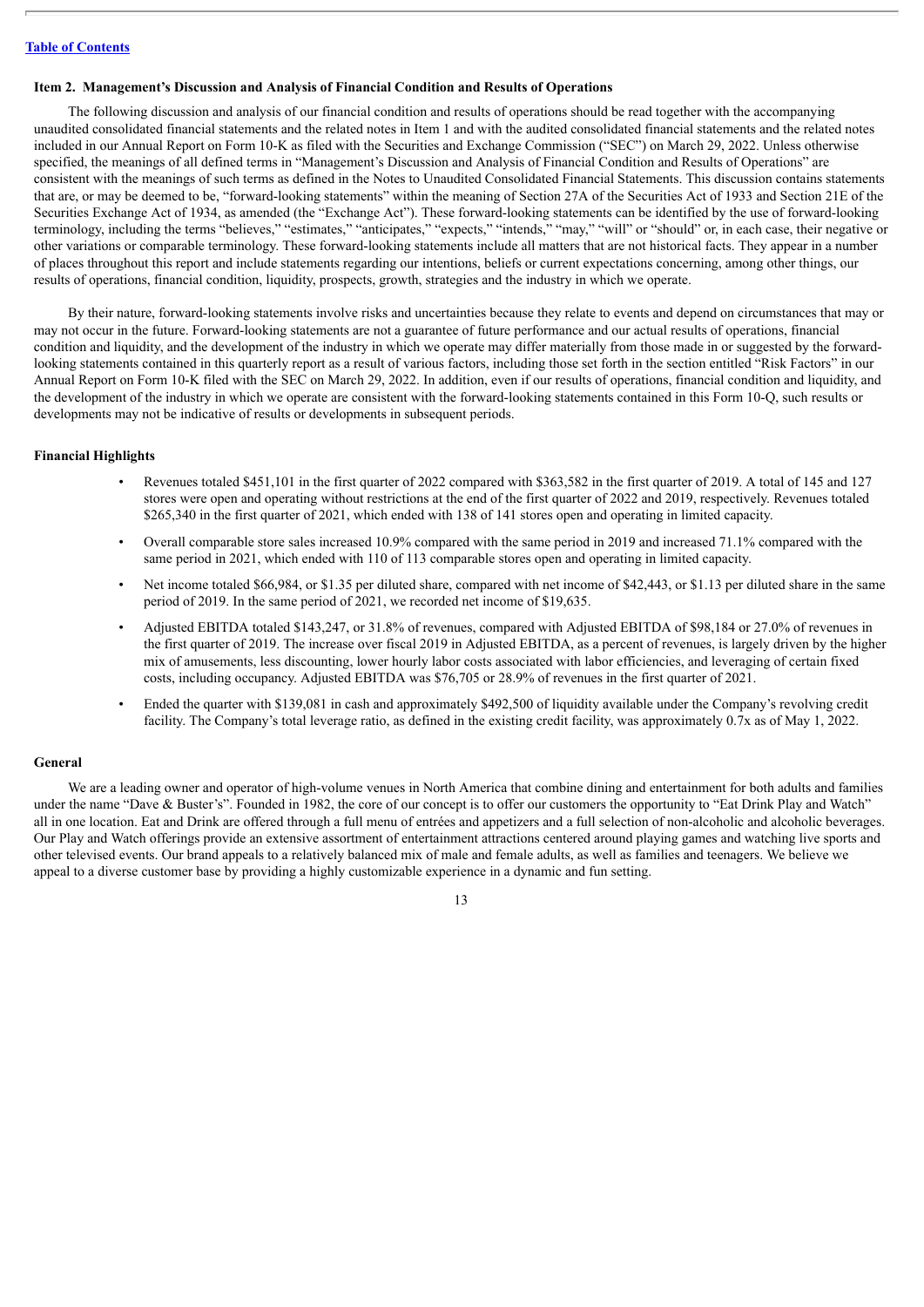## Item 2. Management's Discussion and Analysis of Financial Condition and Results of Operations

The following discussion and analysis of our financial condition and results of operations should be read together with the accompanying unaudited consolidated financial statements and the related notes in Item 1 and with the audited consolidated financial statements and the related notes included in our Annual Report on Form 10-K as filed with the Securities and Exchange Commission ("SEC") on March 29, 2022. Unless otherwise specified, the meanings of all defined terms in "Management's Discussion and Analysis of Financial Condition and Results of Operations" are consistent with the meanings of such terms as defined in the Notes to Unaudited Consolidated Financial Statements. This discussion contains statements that are, or may be deemed to be, "forward-looking statements" within the meaning of Section 27A of the Securities Act of 1933 and Section 21E of the Securities Exchange Act of 1934, as amended (the "Exchange Act"). These forward-looking statements can be identified by the use of forward-looking terminology, including the terms "believes," "estimates," "anticipates," "expects," "intends," "may," "will" or "should" or, in each case, their negative or other variations or comparable terminology. These forward-looking statements include all matters that are not historical facts. They appear in a number of places throughout this report and include statements regarding our intentions, beliefs or current expectations concerning, among other things, our results of operations, financial condition, liquidity, prospects, growth, strategies and the industry in which we operate.

By their nature, forward-looking statements involve risks and uncertainties because they relate to events and depend on circumstances that may or may not occur in the future. Forward-looking statements are not a guarantee of future performance and our actual results of operations, financial condition and liquidity, and the development of the industry in which we operate may differ materially from those made in or suggested by the forward-looking statements contained in this quarterly report as a result of various factors, including those set forth in the section entitled "Risk Factors" in our Annual Report on Form 10-K filed with the SEC on March 29, 2022. In addition, even if our results of operations, financial condition and liquidity, and the development of the industry in which we operate are consistent with the forward-looking statements contained in this Form 10-Q, such results or developments may not be indicative of results or developments in subsequent periods.

### Financial Highlights

- Revenues totaled $451,101 in the first quarter of 2022 compared with $363,582 in the first quarter of 2019. A total of 145 and 127 stores were open and operating without restrictions at the end of the first quarter of 2022 and 2019, respectively. Revenues totaled $265,340 in the first quarter of 2021, which ended with 138 of 141 stores open and operating in limited capacity.
- Overall comparable store sales increased 10.9% compared with the same period in 2019 and increased 71.1% compared with the same period in 2021, which ended with 110 of 113 comparable stores open and operating in limited capacity.
- Net income totaled $66,984, or $1.35 per diluted share, compared with net income of $42,443, or $1.13 per diluted share in the same period of 2019. In the same period of 2021, we recorded net income of $19,635.
- Adjusted EBITDA totaled $143,247, or 31.8% of revenues, compared with Adjusted EBITDA of $98,184 or 27.0% of revenues in the first quarter of 2019. The increase over fiscal 2019 in Adjusted EBITDA, as a percent of revenues, is largely driven by the higher mix of amusements, less discounting, lower hourly labor costs associated with labor efficiencies, and leveraging of certain fixed costs, including occupancy. Adjusted EBITDA was $76,705 or 28.9% of revenues in the first quarter of 2021.
- Ended the quarter with $139,081 in cash and approximately $492,500 of liquidity available under the Company's revolving credit facility. The Company's total leverage ratio, as defined in the existing credit facility, was approximately 0.7x as of May 1, 2022.

### General

We are a leading owner and operator of high-volume venues in North America that combine dining and entertainment for both adults and families under the name "Dave & Buster's". Founded in 1982, the core of our concept is to offer our customers the opportunity to "Eat Drink Play and Watch" all in one location. Eat and Drink are offered through a full menu of entrées and appetizers and a full selection of non-alcoholic and alcoholic beverages. Our Play and Watch offerings provide an extensive assortment of entertainment attractions centered around playing games and watching live sports and other televised events. Our brand appeals to a relatively balanced mix of male and female adults, as well as families and teenagers. We believe we appeal to a diverse customer base by providing a highly customizable experience in a dynamic and fun setting.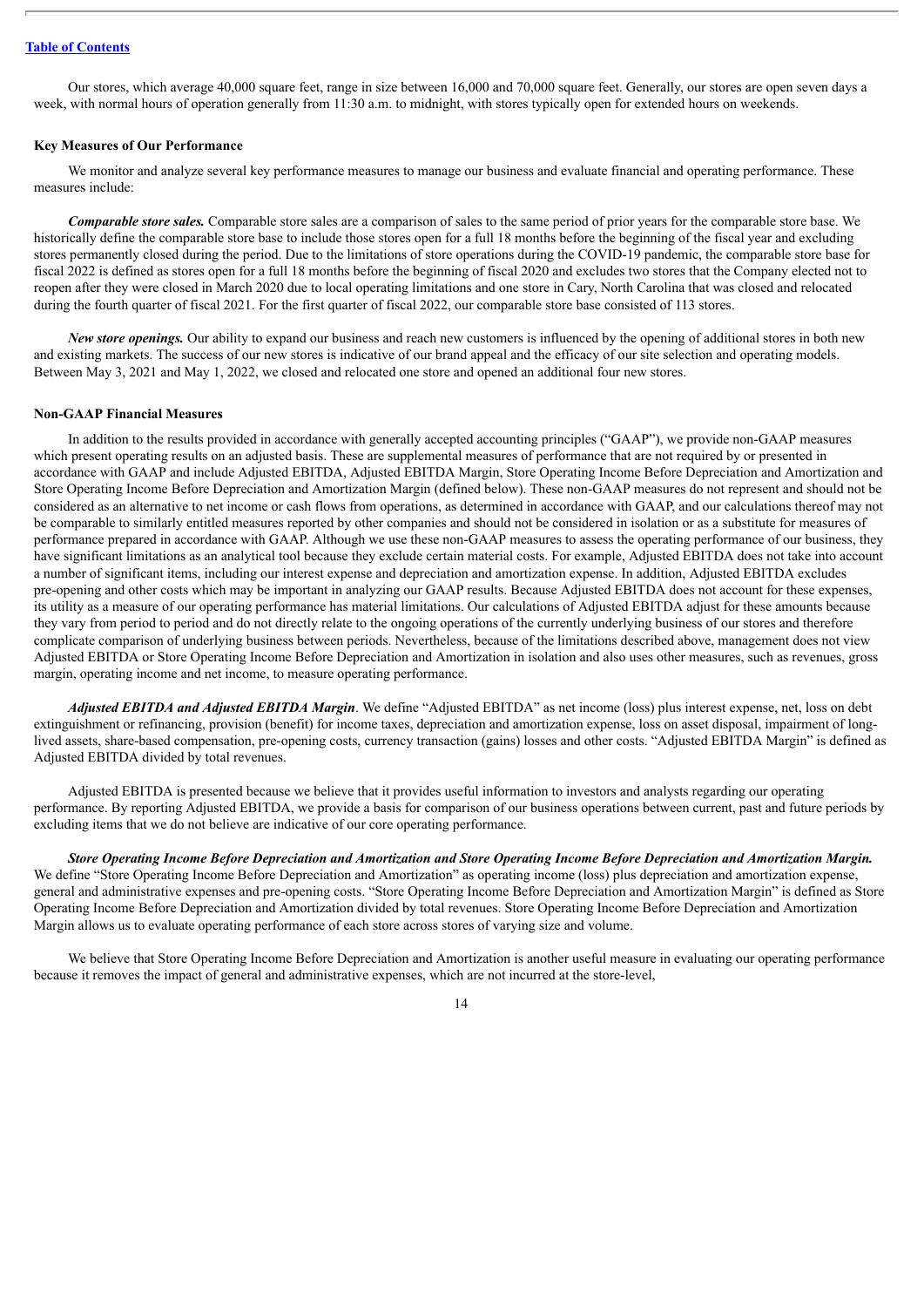Our stores, which average 40,000 square feet, range in size between 16,000 and 70,000 square feet. Generally, our stores are open seven days a week, with normal hours of operation generally from 11:30 a.m. to midnight, with stores typically open for extended hours on weekends.

**Key Measures of Our Performance**

We monitor and analyze several key performance measures to manage our business and evaluate financial and operating performance. These measures include:

***Comparable store sales.*** Comparable store sales are a comparison of sales to the same period of prior years for the comparable store base. We historically define the comparable store base to include those stores open for a full 18 months before the beginning of the fiscal year and excluding stores permanently closed during the period. Due to the limitations of store operations during the COVID-19 pandemic, the comparable store base for fiscal 2022 is defined as stores open for a full 18 months before the beginning of fiscal 2020 and excludes two stores that the Company elected not to reopen after they were closed in March 2020 due to local operating limitations and one store in Cary, North Carolina that was closed and relocated during the fourth quarter of fiscal 2021. For the first quarter of fiscal 2022, our comparable store base consisted of 113 stores.

***New store openings.*** Our ability to expand our business and reach new customers is influenced by the opening of additional stores in both new and existing markets. The success of our new stores is indicative of our brand appeal and the efficacy of our site selection and operating models. Between May 3, 2021 and May 1, 2022, we closed and relocated one store and opened an additional four new stores.

**Non-GAAP Financial Measures**

In addition to the results provided in accordance with generally accepted accounting principles ("GAAP"), we provide non-GAAP measures which present operating results on an adjusted basis. These are supplemental measures of performance that are not required by or presented in accordance with GAAP and include Adjusted EBITDA, Adjusted EBITDA Margin, Store Operating Income Before Depreciation and Amortization and Store Operating Income Before Depreciation and Amortization Margin (defined below). These non-GAAP measures do not represent and should not be considered as an alternative to net income or cash flows from operations, as determined in accordance with GAAP, and our calculations thereof may not be comparable to similarly entitled measures reported by other companies and should not be considered in isolation or as a substitute for measures of performance prepared in accordance with GAAP. Although we use these non-GAAP measures to assess the operating performance of our business, they have significant limitations as an analytical tool because they exclude certain material costs. For example, Adjusted EBITDA does not take into account a number of significant items, including our interest expense and depreciation and amortization expense. In addition, Adjusted EBITDA excludes pre-opening and other costs which may be important in analyzing our GAAP results. Because Adjusted EBITDA does not account for these expenses, its utility as a measure of our operating performance has material limitations. Our calculations of Adjusted EBITDA adjust for these amounts because they vary from period to period and do not directly relate to the ongoing operations of the currently underlying business of our stores and therefore complicate comparison of underlying business between periods. Nevertheless, because of the limitations described above, management does not view Adjusted EBITDA or Store Operating Income Before Depreciation and Amortization in isolation and also uses other measures, such as revenues, gross margin, operating income and net income, to measure operating performance.

***Adjusted EBITDA and Adjusted EBITDA Margin***. We define "Adjusted EBITDA" as net income (loss) plus interest expense, net, loss on debt extinguishment or refinancing, provision (benefit) for income taxes, depreciation and amortization expense, loss on asset disposal, impairment of long-lived assets, share-based compensation, pre-opening costs, currency transaction (gains) losses and other costs. "Adjusted EBITDA Margin" is defined as Adjusted EBITDA divided by total revenues.

Adjusted EBITDA is presented because we believe that it provides useful information to investors and analysts regarding our operating performance. By reporting Adjusted EBITDA, we provide a basis for comparison of our business operations between current, past and future periods by excluding items that we do not believe are indicative of our core operating performance.

***Store Operating Income Before Depreciation and Amortization and Store Operating Income Before Depreciation and Amortization Margin.*** We define "Store Operating Income Before Depreciation and Amortization" as operating income (loss) plus depreciation and amortization expense, general and administrative expenses and pre-opening costs. "Store Operating Income Before Depreciation and Amortization Margin" is defined as Store Operating Income Before Depreciation and Amortization divided by total revenues. Store Operating Income Before Depreciation and Amortization Margin allows us to evaluate operating performance of each store across stores of varying size and volume.

We believe that Store Operating Income Before Depreciation and Amortization is another useful measure in evaluating our operating performance because it removes the impact of general and administrative expenses, which are not incurred at the store-level,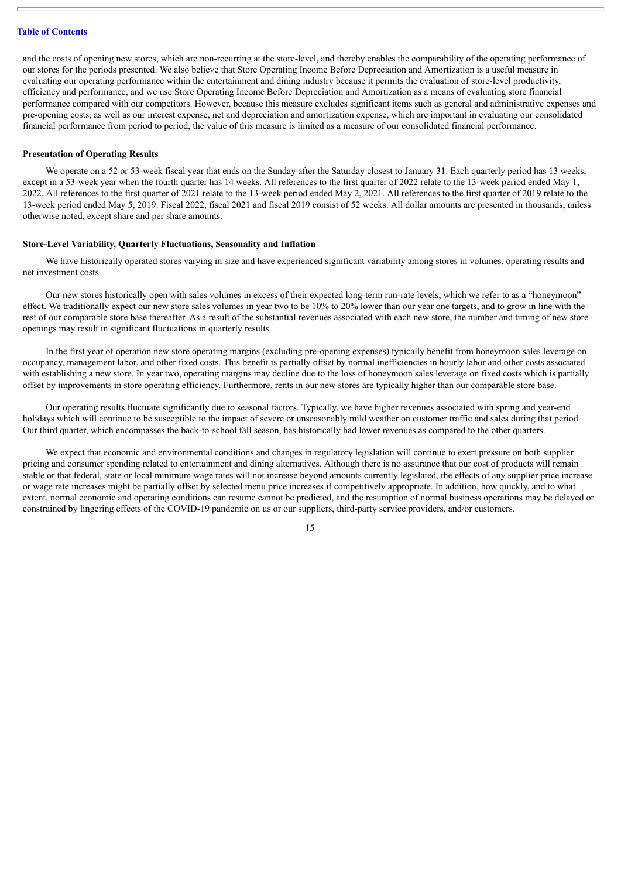and the costs of opening new stores, which are non-recurring at the store-level, and thereby enables the comparability of the operating performance of our stores for the periods presented. We also believe that Store Operating Income Before Depreciation and Amortization is a useful measure in evaluating our operating performance within the entertainment and dining industry because it permits the evaluation of store-level productivity, efficiency and performance, and we use Store Operating Income Before Depreciation and Amortization as a means of evaluating store financial performance compared with our competitors. However, because this measure excludes significant items such as general and administrative expenses and pre-opening costs, as well as our interest expense, net and depreciation and amortization expense, which are important in evaluating our consolidated financial performance from period to period, the value of this measure is limited as a measure of our consolidated financial performance.

**Presentation of Operating Results**

We operate on a 52 or 53-week fiscal year that ends on the Sunday after the Saturday closest to January 31. Each quarterly period has 13 weeks, except in a 53-week year when the fourth quarter has 14 weeks. All references to the first quarter of 2022 relate to the 13-week period ended May 1, 2022. All references to the first quarter of 2021 relate to the 13-week period ended May 2, 2021. All references to the first quarter of 2019 relate to the 13-week period ended May 5, 2019. Fiscal 2022, fiscal 2021 and fiscal 2019 consist of 52 weeks. All dollar amounts are presented in thousands, unless otherwise noted, except share and per share amounts.

**Store-Level Variability, Quarterly Fluctuations, Seasonality and Inflation**

We have historically operated stores varying in size and have experienced significant variability among stores in volumes, operating results and net investment costs.

Our new stores historically open with sales volumes in excess of their expected long-term run-rate levels, which we refer to as a "honeymoon" effect. We traditionally expect our new store sales volumes in year two to be 10% to 20% lower than our year one targets, and to grow in line with the rest of our comparable store base thereafter. As a result of the substantial revenues associated with each new store, the number and timing of new store openings may result in significant fluctuations in quarterly results.

In the first year of operation new store operating margins (excluding pre-opening expenses) typically benefit from honeymoon sales leverage on occupancy, management labor, and other fixed costs. This benefit is partially offset by normal inefficiencies in hourly labor and other costs associated with establishing a new store. In year two, operating margins may decline due to the loss of honeymoon sales leverage on fixed costs which is partially offset by improvements in store operating efficiency. Furthermore, rents in our new stores are typically higher than our comparable store base.

Our operating results fluctuate significantly due to seasonal factors. Typically, we have higher revenues associated with spring and year-end holidays which will continue to be susceptible to the impact of severe or unseasonably mild weather on customer traffic and sales during that period. Our third quarter, which encompasses the back-to-school fall season, has historically had lower revenues as compared to the other quarters.

We expect that economic and environmental conditions and changes in regulatory legislation will continue to exert pressure on both supplier pricing and consumer spending related to entertainment and dining alternatives. Although there is no assurance that our cost of products will remain stable or that federal, state or local minimum wage rates will not increase beyond amounts currently legislated, the effects of any supplier price increase or wage rate increases might be partially offset by selected menu price increases if competitively appropriate. In addition, how quickly, and to what extent, normal economic and operating conditions can resume cannot be predicted, and the resumption of normal business operations may be delayed or constrained by lingering effects of the COVID-19 pandemic on us or our suppliers, third-party service providers, and/or customers.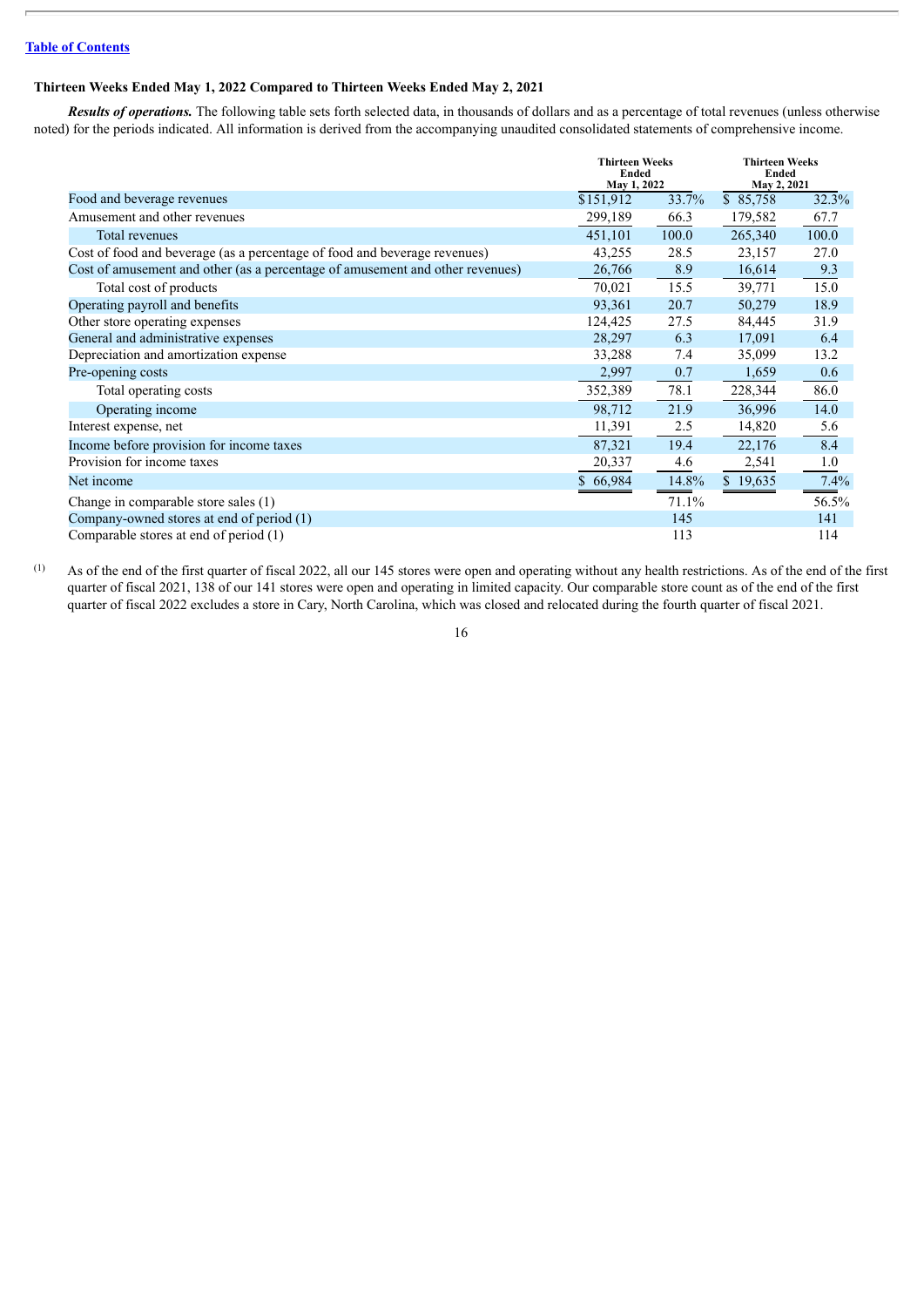[Table of Contents](#)

**Thirteen Weeks Ended May 1, 2022 Compared to Thirteen Weeks Ended May 2, 2021**

***Results of operations.*** The following table sets forth selected data, in thousands of dollars and as a percentage of total revenues (unless otherwise noted) for the periods indicated. All information is derived from the accompanying unaudited consolidated statements of comprehensive income.

| | Thirteen Weeks Ended May 1, 2022 | | Thirteen Weeks Ended May 2, 2021 | |
|---|---|---|---|---|
| Food and beverage revenues | $151,912 | 33.7% | $ 85,758 | 32.3% |
| Amusement and other revenues | 299,189 | 66.3 | 179,582 | 67.7 |
| Total revenues | 451,101 | 100.0 | 265,340 | 100.0 |
| Cost of food and beverage (as a percentage of food and beverage revenues) | 43,255 | 28.5 | 23,157 | 27.0 |
| Cost of amusement and other (as a percentage of amusement and other revenues) | 26,766 | 8.9 | 16,614 | 9.3 |
| Total cost of products | 70,021 | 15.5 | 39,771 | 15.0 |
| Operating payroll and benefits | 93,361 | 20.7 | 50,279 | 18.9 |
| Other store operating expenses | 124,425 | 27.5 | 84,445 | 31.9 |
| General and administrative expenses | 28,297 | 6.3 | 17,091 | 6.4 |
| Depreciation and amortization expense | 33,288 | 7.4 | 35,099 | 13.2 |
| Pre-opening costs | 2,997 | 0.7 | 1,659 | 0.6 |
| Total operating costs | 352,389 | 78.1 | 228,344 | 86.0 |
| Operating income | 98,712 | 21.9 | 36,996 | 14.0 |
| Interest expense, net | 11,391 | 2.5 | 14,820 | 5.6 |
| Income before provision for income taxes | 87,321 | 19.4 | 22,176 | 8.4 |
| Provision for income taxes | 20,337 | 4.6 | 2,541 | 1.0 |
| Net income | $ 66,984 | 14.8% | $ 19,635 | 7.4% |
| Change in comparable store sales (1) | | 71.1% | | 56.5% |
| Company-owned stores at end of period (1) | | 145 | | 141 |
| Comparable stores at end of period (1) | | 113 | | 114 |

(1) As of the end of the first quarter of fiscal 2022, all our 145 stores were open and operating without any health restrictions. As of the end of the first quarter of fiscal 2021, 138 of our 141 stores were open and operating in limited capacity. Our comparable store count as of the end of the first quarter of fiscal 2022 excludes a store in Cary, North Carolina, which was closed and relocated during the fourth quarter of fiscal 2021.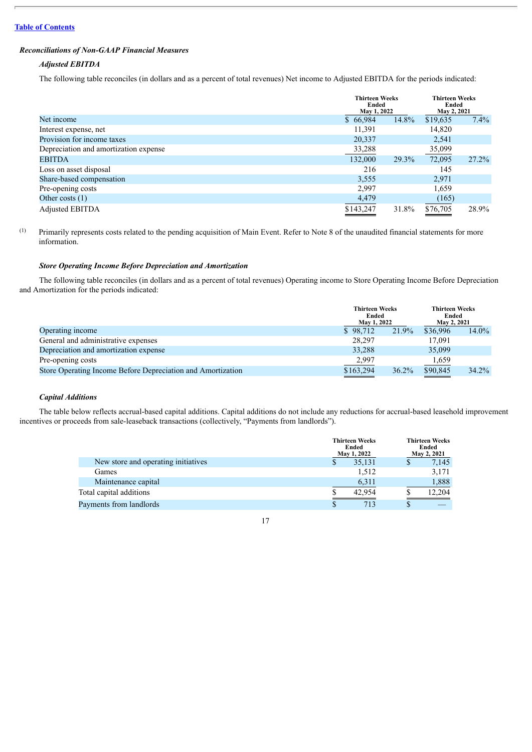[Table of Contents](#)

***Reconciliations of Non-GAAP Financial Measures***

***Adjusted EBITDA***

The following table reconciles (in dollars and as a percent of total revenues) Net income to Adjusted EBITDA for the periods indicated:

| | Thirteen Weeks Ended May 1, 2022 | | Thirteen Weeks Ended May 2, 2021 | |
|---|---|---|---|---|
| Net income | $ 66,984 | 14.8% | $19,635 | 7.4% |
| Interest expense, net | 11,391 | | 14,820 | |
| Provision for income taxes | 20,337 | | 2,541 | |
| Depreciation and amortization expense | 33,288 | | 35,099 | |
| EBITDA | 132,000 | 29.3% | 72,095 | 27.2% |
| Loss on asset disposal | 216 | | 145 | |
| Share-based compensation | 3,555 | | 2,971 | |
| Pre-opening costs | 2,997 | | 1,659 | |
| Other costs (1) | 4,479 | | (165) | |
| Adjusted EBITDA | $143,247 | 31.8% | $76,705 | 28.9% |

(1) Primarily represents costs related to the pending acquisition of Main Event. Refer to Note 8 of the unaudited financial statements for more information.

***Store Operating Income Before Depreciation and Amortization***

The following table reconciles (in dollars and as a percent of total revenues) Operating income to Store Operating Income Before Depreciation and Amortization for the periods indicated:

| | Thirteen Weeks Ended May 1, 2022 | | Thirteen Weeks Ended May 2, 2021 | |
|---|---|---|---|---|
| Operating income | $ 98,712 | 21.9% | $36,996 | 14.0% |
| General and administrative expenses | 28,297 | | 17,091 | |
| Depreciation and amortization expense | 33,288 | | 35,099 | |
| Pre-opening costs | 2,997 | | 1,659 | |
| Store Operating Income Before Depreciation and Amortization | $163,294 | 36.2% | $90,845 | 34.2% |

***Capital Additions***

The table below reflects accrual-based capital additions. Capital additions do not include any reductions for accrual-based leasehold improvement incentives or proceeds from sale-leaseback transactions (collectively, "Payments from landlords").

| | Thirteen Weeks Ended May 1, 2022 | Thirteen Weeks Ended May 2, 2021 |
|---|---|---|
| New store and operating initiatives | $ 35,131 | $ 7,145 |
| Games | 1,512 | 3,171 |
| Maintenance capital | 6,311 | 1,888 |
| Total capital additions | $ 42,954 | $ 12,204 |
| Payments from landlords | $ 713 | $ — |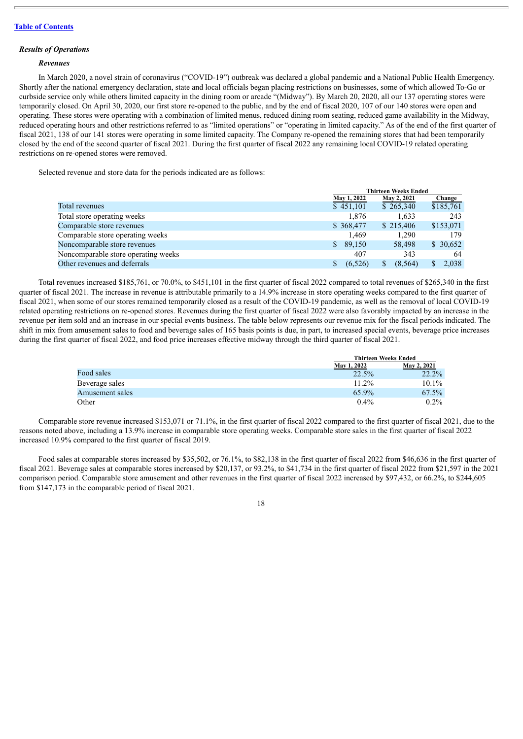[Table of Contents](#)

***Results of Operations***

***Revenues***

In March 2020, a novel strain of coronavirus ("COVID-19") outbreak was declared a global pandemic and a National Public Health Emergency. Shortly after the national emergency declaration, state and local officials began placing restrictions on businesses, some of which allowed To-Go or curbside service only while others limited capacity in the dining room or arcade "(Midway"). By March 20, 2020, all our 137 operating stores were temporarily closed. On April 30, 2020, our first store re-opened to the public, and by the end of fiscal 2020, 107 of our 140 stores were open and operating. These stores were operating with a combination of limited menus, reduced dining room seating, reduced game availability in the Midway, reduced operating hours and other restrictions referred to as "limited operations" or "operating in limited capacity." As of the end of the first quarter of fiscal 2021, 138 of our 141 stores were operating in some limited capacity. The Company re-opened the remaining stores that had been temporarily closed by the end of the second quarter of fiscal 2021. During the first quarter of fiscal 2022 any remaining local COVID-19 related operating restrictions on re-opened stores were removed.

Selected revenue and store data for the periods indicated are as follows:

| | Thirteen Weeks Ended | | |
|---|---|---|---|
| | May 1, 2022 | May 2, 2021 | Change |
| Total revenues | $ 451,101 | $ 265,340 | $185,761 |
| Total store operating weeks | 1,876 | 1,633 | 243 |
| Comparable store revenues | $ 368,477 | $ 215,406 | $153,071 |
| Comparable store operating weeks | 1,469 | 1,290 | 179 |
| Noncomparable store revenues | $ 89,150 | 58,498 | $ 30,652 |
| Noncomparable store operating weeks | 407 | 343 | 64 |
| Other revenues and deferrals | $ (6,526) | $ (8,564) | $ 2,038 |

Total revenues increased $185,761, or 70.0%, to $451,101 in the first quarter of fiscal 2022 compared to total revenues of $265,340 in the first quarter of fiscal 2021. The increase in revenue is attributable primarily to a 14.9% increase in store operating weeks compared to the first quarter of fiscal 2021, when some of our stores remained temporarily closed as a result of the COVID-19 pandemic, as well as the removal of local COVID-19 related operating restrictions on re-opened stores. Revenues during the first quarter of fiscal 2022 were also favorably impacted by an increase in the revenue per item sold and an increase in our special events business. The table below represents our revenue mix for the fiscal periods indicated. The shift in mix from amusement sales to food and beverage sales of 165 basis points is due, in part, to increased special events, beverage price increases during the first quarter of fiscal 2022, and food price increases effective midway through the third quarter of fiscal 2021.

| | Thirteen Weeks Ended | |
|---|---|---|
| | May 1, 2022 | May 2, 2021 |
| Food sales | 22.5% | 22.2% |
| Beverage sales | 11.2% | 10.1% |
| Amusement sales | 65.9% | 67.5% |
| Other | 0.4% | 0.2% |

Comparable store revenue increased $153,071 or 71.1%, in the first quarter of fiscal 2022 compared to the first quarter of fiscal 2021, due to the reasons noted above, including a 13.9% increase in comparable store operating weeks. Comparable store sales in the first quarter of fiscal 2022 increased 10.9% compared to the first quarter of fiscal 2019.

Food sales at comparable stores increased by $35,502, or 76.1%, to $82,138 in the first quarter of fiscal 2022 from $46,636 in the first quarter of fiscal 2021. Beverage sales at comparable stores increased by $20,137, or 93.2%, to $41,734 in the first quarter of fiscal 2022 from $21,597 in the 2021 comparison period. Comparable store amusement and other revenues in the first quarter of fiscal 2022 increased by $97,432, or 66.2%, to $244,605 from $147,173 in the comparable period of fiscal 2021.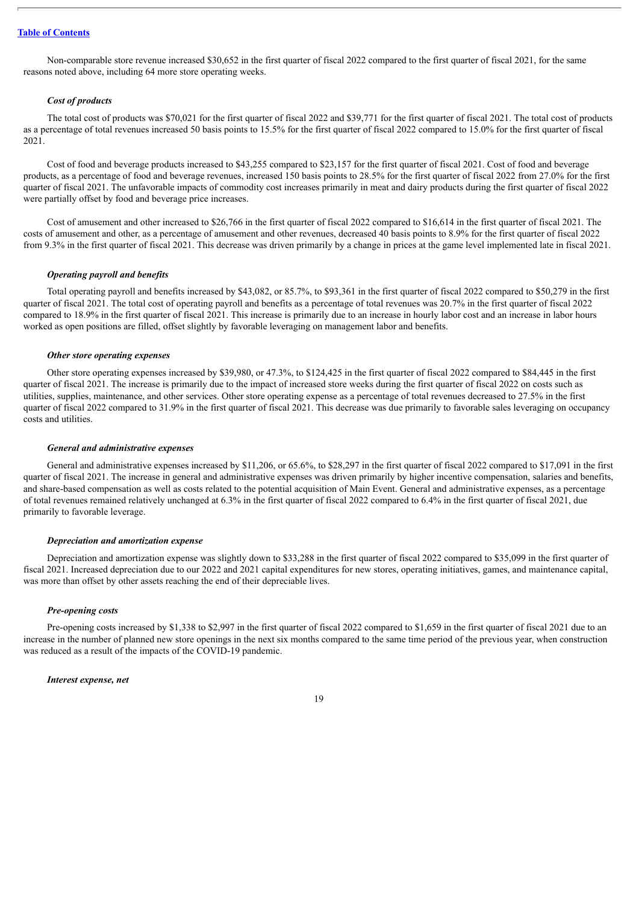Non-comparable store revenue increased $30,652 in the first quarter of fiscal 2022 compared to the first quarter of fiscal 2021, for the same reasons noted above, including 64 more store operating weeks.

### *Cost of products*

The total cost of products was $70,021 for the first quarter of fiscal 2022 and $39,771 for the first quarter of fiscal 2021. The total cost of products as a percentage of total revenues increased 50 basis points to 15.5% for the first quarter of fiscal 2022 compared to 15.0% for the first quarter of fiscal 2021.

Cost of food and beverage products increased to $43,255 compared to $23,157 for the first quarter of fiscal 2021. Cost of food and beverage products, as a percentage of food and beverage revenues, increased 150 basis points to 28.5% for the first quarter of fiscal 2022 from 27.0% for the first quarter of fiscal 2021. The unfavorable impacts of commodity cost increases primarily in meat and dairy products during the first quarter of fiscal 2022 were partially offset by food and beverage price increases.

Cost of amusement and other increased to $26,766 in the first quarter of fiscal 2022 compared to $16,614 in the first quarter of fiscal 2021. The costs of amusement and other, as a percentage of amusement and other revenues, decreased 40 basis points to 8.9% for the first quarter of fiscal 2022 from 9.3% in the first quarter of fiscal 2021. This decrease was driven primarily by a change in prices at the game level implemented late in fiscal 2021.

### *Operating payroll and benefits*

Total operating payroll and benefits increased by $43,082, or 85.7%, to $93,361 in the first quarter of fiscal 2022 compared to $50,279 in the first quarter of fiscal 2021. The total cost of operating payroll and benefits as a percentage of total revenues was 20.7% in the first quarter of fiscal 2022 compared to 18.9% in the first quarter of fiscal 2021. This increase is primarily due to an increase in hourly labor cost and an increase in labor hours worked as open positions are filled, offset slightly by favorable leveraging on management labor and benefits.

### *Other store operating expenses*

Other store operating expenses increased by $39,980, or 47.3%, to $124,425 in the first quarter of fiscal 2022 compared to $84,445 in the first quarter of fiscal 2021. The increase is primarily due to the impact of increased store weeks during the first quarter of fiscal 2022 on costs such as utilities, supplies, maintenance, and other services. Other store operating expense as a percentage of total revenues decreased to 27.5% in the first quarter of fiscal 2022 compared to 31.9% in the first quarter of fiscal 2021. This decrease was due primarily to favorable sales leveraging on occupancy costs and utilities.

### *General and administrative expenses*

General and administrative expenses increased by $11,206, or 65.6%, to $28,297 in the first quarter of fiscal 2022 compared to $17,091 in the first quarter of fiscal 2021. The increase in general and administrative expenses was driven primarily by higher incentive compensation, salaries and benefits, and share-based compensation as well as costs related to the potential acquisition of Main Event. General and administrative expenses, as a percentage of total revenues remained relatively unchanged at 6.3% in the first quarter of fiscal 2022 compared to 6.4% in the first quarter of fiscal 2021, due primarily to favorable leverage.

### *Depreciation and amortization expense*

Depreciation and amortization expense was slightly down to $33,288 in the first quarter of fiscal 2022 compared to $35,099 in the first quarter of fiscal 2021. Increased depreciation due to our 2022 and 2021 capital expenditures for new stores, operating initiatives, games, and maintenance capital, was more than offset by other assets reaching the end of their depreciable lives.

### *Pre-opening costs*

Pre-opening costs increased by $1,338 to $2,997 in the first quarter of fiscal 2022 compared to $1,659 in the first quarter of fiscal 2021 due to an increase in the number of planned new store openings in the next six months compared to the same time period of the previous year, when construction was reduced as a result of the impacts of the COVID-19 pandemic.

### *Interest expense, net*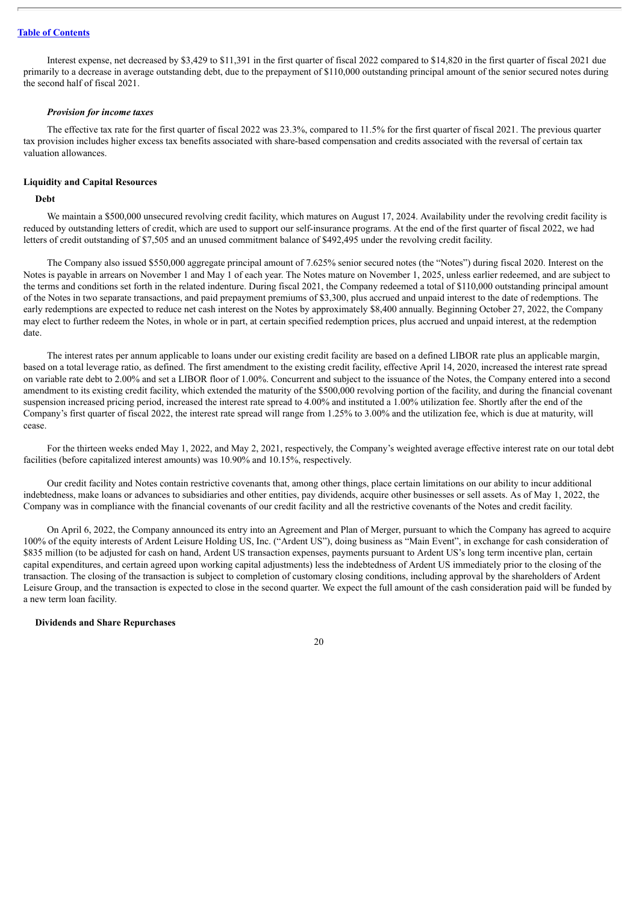Interest expense, net decreased by $3,429 to $11,391 in the first quarter of fiscal 2022 compared to $14,820 in the first quarter of fiscal 2021 due primarily to a decrease in average outstanding debt, due to the prepayment of $110,000 outstanding principal amount of the senior secured notes during the second half of fiscal 2021.

***Provision for income taxes***

The effective tax rate for the first quarter of fiscal 2022 was 23.3%, compared to 11.5% for the first quarter of fiscal 2021. The previous quarter tax provision includes higher excess tax benefits associated with share-based compensation and credits associated with the reversal of certain tax valuation allowances.

**Liquidity and Capital Resources**

**Debt**

We maintain a $500,000 unsecured revolving credit facility, which matures on August 17, 2024. Availability under the revolving credit facility is reduced by outstanding letters of credit, which are used to support our self-insurance programs. At the end of the first quarter of fiscal 2022, we had letters of credit outstanding of $7,505 and an unused commitment balance of $492,495 under the revolving credit facility.

The Company also issued $550,000 aggregate principal amount of 7.625% senior secured notes (the "Notes") during fiscal 2020. Interest on the Notes is payable in arrears on November 1 and May 1 of each year. The Notes mature on November 1, 2025, unless earlier redeemed, and are subject to the terms and conditions set forth in the related indenture. During fiscal 2021, the Company redeemed a total of $110,000 outstanding principal amount of the Notes in two separate transactions, and paid prepayment premiums of $3,300, plus accrued and unpaid interest to the date of redemptions. The early redemptions are expected to reduce net cash interest on the Notes by approximately $8,400 annually. Beginning October 27, 2022, the Company may elect to further redeem the Notes, in whole or in part, at certain specified redemption prices, plus accrued and unpaid interest, at the redemption date.

The interest rates per annum applicable to loans under our existing credit facility are based on a defined LIBOR rate plus an applicable margin, based on a total leverage ratio, as defined. The first amendment to the existing credit facility, effective April 14, 2020, increased the interest rate spread on variable rate debt to 2.00% and set a LIBOR floor of 1.00%. Concurrent and subject to the issuance of the Notes, the Company entered into a second amendment to its existing credit facility, which extended the maturity of the $500,000 revolving portion of the facility, and during the financial covenant suspension increased pricing period, increased the interest rate spread to 4.00% and instituted a 1.00% utilization fee. Shortly after the end of the Company's first quarter of fiscal 2022, the interest rate spread will range from 1.25% to 3.00% and the utilization fee, which is due at maturity, will cease.

For the thirteen weeks ended May 1, 2022, and May 2, 2021, respectively, the Company's weighted average effective interest rate on our total debt facilities (before capitalized interest amounts) was 10.90% and 10.15%, respectively.

Our credit facility and Notes contain restrictive covenants that, among other things, place certain limitations on our ability to incur additional indebtedness, make loans or advances to subsidiaries and other entities, pay dividends, acquire other businesses or sell assets. As of May 1, 2022, the Company was in compliance with the financial covenants of our credit facility and all the restrictive covenants of the Notes and credit facility.

On April 6, 2022, the Company announced its entry into an Agreement and Plan of Merger, pursuant to which the Company has agreed to acquire 100% of the equity interests of Ardent Leisure Holding US, Inc. ("Ardent US"), doing business as "Main Event", in exchange for cash consideration of $835 million (to be adjusted for cash on hand, Ardent US transaction expenses, payments pursuant to Ardent US's long term incentive plan, certain capital expenditures, and certain agreed upon working capital adjustments) less the indebtedness of Ardent US immediately prior to the closing of the transaction. The closing of the transaction is subject to completion of customary closing conditions, including approval by the shareholders of Ardent Leisure Group, and the transaction is expected to close in the second quarter. We expect the full amount of the cash consideration paid will be funded by a new term loan facility.

**Dividends and Share Repurchases**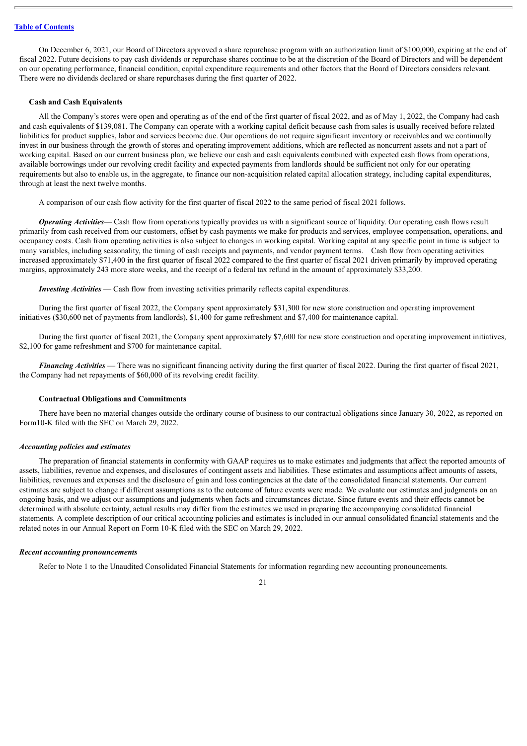On December 6, 2021, our Board of Directors approved a share repurchase program with an authorization limit of $100,000, expiring at the end of fiscal 2022. Future decisions to pay cash dividends or repurchase shares continue to be at the discretion of the Board of Directors and will be dependent on our operating performance, financial condition, capital expenditure requirements and other factors that the Board of Directors considers relevant. There were no dividends declared or share repurchases during the first quarter of 2022.

### Cash and Cash Equivalents

All the Company's stores were open and operating as of the end of the first quarter of fiscal 2022, and as of May 1, 2022, the Company had cash and cash equivalents of $139,081. The Company can operate with a working capital deficit because cash from sales is usually received before related liabilities for product supplies, labor and services become due. Our operations do not require significant inventory or receivables and we continually invest in our business through the growth of stores and operating improvement additions, which are reflected as noncurrent assets and not a part of working capital. Based on our current business plan, we believe our cash and cash equivalents combined with expected cash flows from operations, available borrowings under our revolving credit facility and expected payments from landlords should be sufficient not only for our operating requirements but also to enable us, in the aggregate, to finance our non-acquisition related capital allocation strategy, including capital expenditures, through at least the next twelve months.

A comparison of our cash flow activity for the first quarter of fiscal 2022 to the same period of fiscal 2021 follows.

***Operating Activities***— Cash flow from operations typically provides us with a significant source of liquidity. Our operating cash flows result primarily from cash received from our customers, offset by cash payments we make for products and services, employee compensation, operations, and occupancy costs. Cash from operating activities is also subject to changes in working capital. Working capital at any specific point in time is subject to many variables, including seasonality, the timing of cash receipts and payments, and vendor payment terms. Cash flow from operating activities increased approximately $71,400 in the first quarter of fiscal 2022 compared to the first quarter of fiscal 2021 driven primarily by improved operating margins, approximately 243 more store weeks, and the receipt of a federal tax refund in the amount of approximately $33,200.

***Investing Activities*** — Cash flow from investing activities primarily reflects capital expenditures.

During the first quarter of fiscal 2022, the Company spent approximately $31,300 for new store construction and operating improvement initiatives ($30,600 net of payments from landlords), $1,400 for game refreshment and $7,400 for maintenance capital.

During the first quarter of fiscal 2021, the Company spent approximately $7,600 for new store construction and operating improvement initiatives, $2,100 for game refreshment and $700 for maintenance capital.

***Financing Activities*** — There was no significant financing activity during the first quarter of fiscal 2022. During the first quarter of fiscal 2021, the Company had net repayments of $60,000 of its revolving credit facility.

### Contractual Obligations and Commitments

There have been no material changes outside the ordinary course of business to our contractual obligations since January 30, 2022, as reported on Form10-K filed with the SEC on March 29, 2022.

### *Accounting policies and estimates*

The preparation of financial statements in conformity with GAAP requires us to make estimates and judgments that affect the reported amounts of assets, liabilities, revenue and expenses, and disclosures of contingent assets and liabilities. These estimates and assumptions affect amounts of assets, liabilities, revenues and expenses and the disclosure of gain and loss contingencies at the date of the consolidated financial statements. Our current estimates are subject to change if different assumptions as to the outcome of future events were made. We evaluate our estimates and judgments on an ongoing basis, and we adjust our assumptions and judgments when facts and circumstances dictate. Since future events and their effects cannot be determined with absolute certainty, actual results may differ from the estimates we used in preparing the accompanying consolidated financial statements. A complete description of our critical accounting policies and estimates is included in our annual consolidated financial statements and the related notes in our Annual Report on Form 10-K filed with the SEC on March 29, 2022.

### *Recent accounting pronouncements*

Refer to Note 1 to the Unaudited Consolidated Financial Statements for information regarding new accounting pronouncements.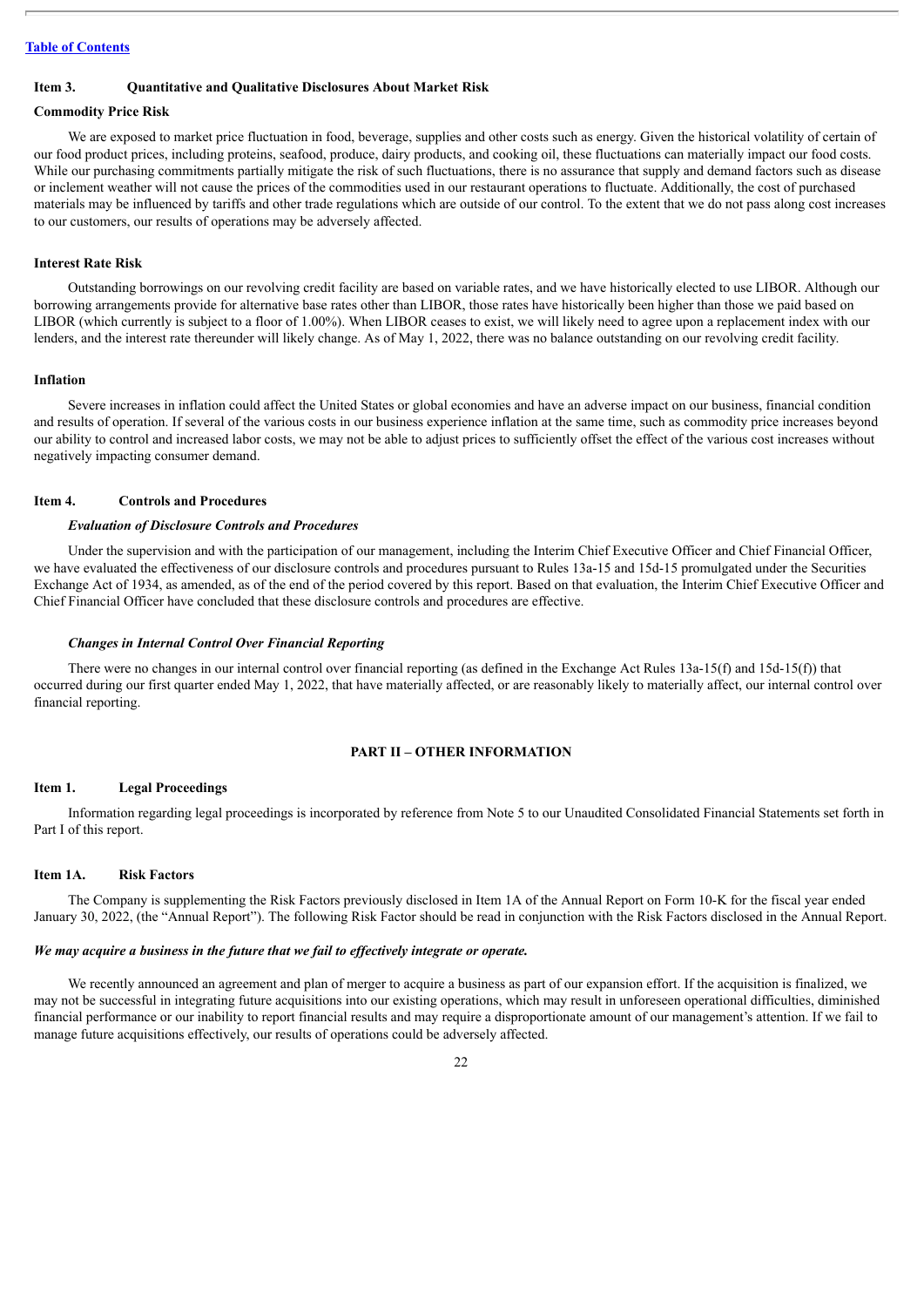## Item 3. Quantitative and Qualitative Disclosures About Market Risk

### Commodity Price Risk

We are exposed to market price fluctuation in food, beverage, supplies and other costs such as energy. Given the historical volatility of certain of our food product prices, including proteins, seafood, produce, dairy products, and cooking oil, these fluctuations can materially impact our food costs. While our purchasing commitments partially mitigate the risk of such fluctuations, there is no assurance that supply and demand factors such as disease or inclement weather will not cause the prices of the commodities used in our restaurant operations to fluctuate. Additionally, the cost of purchased materials may be influenced by tariffs and other trade regulations which are outside of our control. To the extent that we do not pass along cost increases to our customers, our results of operations may be adversely affected.

### Interest Rate Risk

Outstanding borrowings on our revolving credit facility are based on variable rates, and we have historically elected to use LIBOR. Although our borrowing arrangements provide for alternative base rates other than LIBOR, those rates have historically been higher than those we paid based on LIBOR (which currently is subject to a floor of 1.00%). When LIBOR ceases to exist, we will likely need to agree upon a replacement index with our lenders, and the interest rate thereunder will likely change. As of May 1, 2022, there was no balance outstanding on our revolving credit facility.

### Inflation

Severe increases in inflation could affect the United States or global economies and have an adverse impact on our business, financial condition and results of operation. If several of the various costs in our business experience inflation at the same time, such as commodity price increases beyond our ability to control and increased labor costs, we may not be able to adjust prices to sufficiently offset the effect of the various cost increases without negatively impacting consumer demand.

## Item 4. Controls and Procedures

### *Evaluation of Disclosure Controls and Procedures*

Under the supervision and with the participation of our management, including the Interim Chief Executive Officer and Chief Financial Officer, we have evaluated the effectiveness of our disclosure controls and procedures pursuant to Rules 13a-15 and 15d-15 promulgated under the Securities Exchange Act of 1934, as amended, as of the end of the period covered by this report. Based on that evaluation, the Interim Chief Executive Officer and Chief Financial Officer have concluded that these disclosure controls and procedures are effective.

### *Changes in Internal Control Over Financial Reporting*

There were no changes in our internal control over financial reporting (as defined in the Exchange Act Rules 13a-15(f) and 15d-15(f)) that occurred during our first quarter ended May 1, 2022, that have materially affected, or are reasonably likely to materially affect, our internal control over financial reporting.

# PART II – OTHER INFORMATION

## Item 1. Legal Proceedings

Information regarding legal proceedings is incorporated by reference from Note 5 to our Unaudited Consolidated Financial Statements set forth in Part I of this report.

## Item 1A. Risk Factors

The Company is supplementing the Risk Factors previously disclosed in Item 1A of the Annual Report on Form 10-K for the fiscal year ended January 30, 2022, (the "Annual Report"). The following Risk Factor should be read in conjunction with the Risk Factors disclosed in the Annual Report.

***We may acquire a business in the future that we fail to effectively integrate or operate.***

We recently announced an agreement and plan of merger to acquire a business as part of our expansion effort. If the acquisition is finalized, we may not be successful in integrating future acquisitions into our existing operations, which may result in unforeseen operational difficulties, diminished financial performance or our inability to report financial results and may require a disproportionate amount of our management's attention. If we fail to manage future acquisitions effectively, our results of operations could be adversely affected.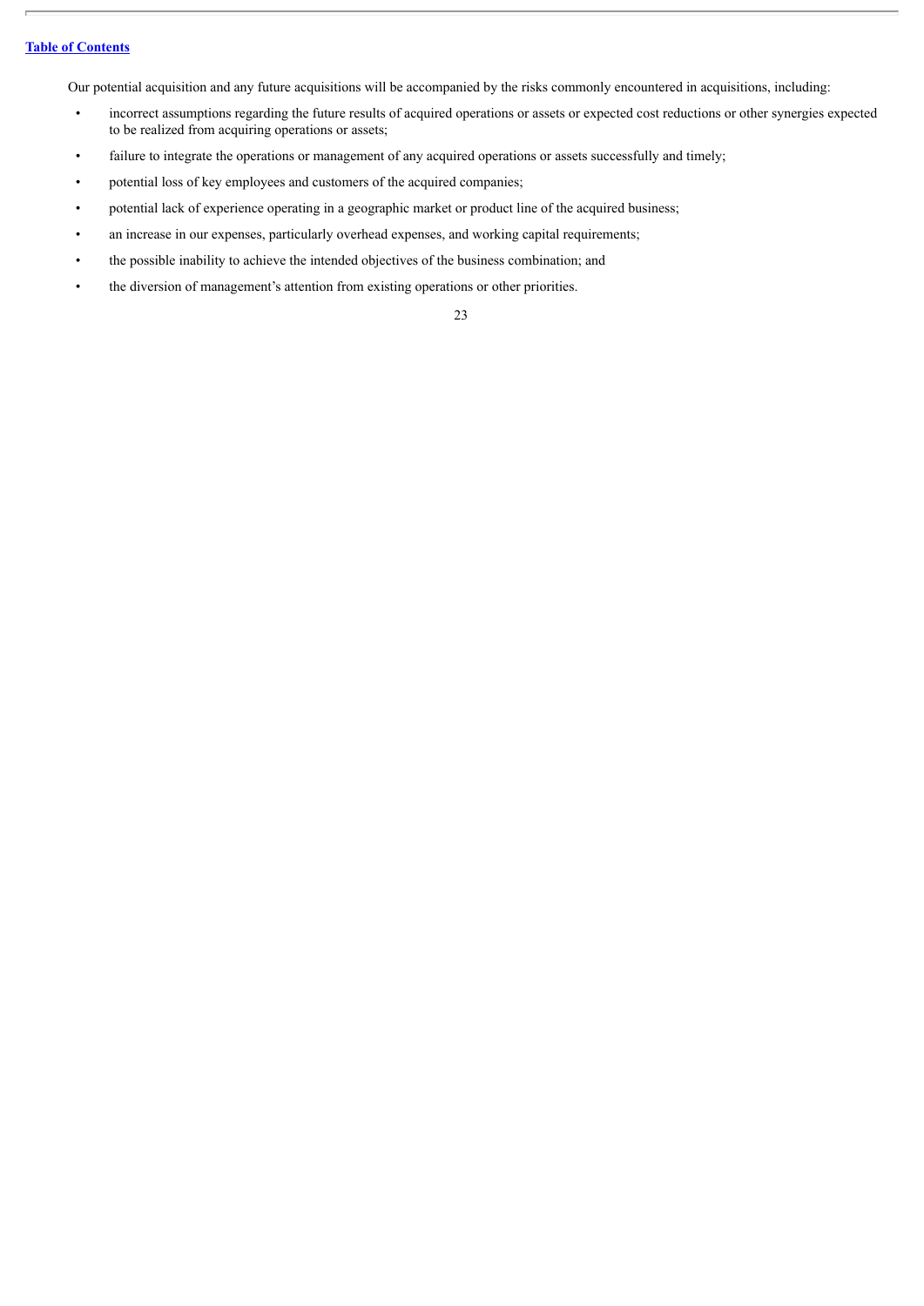Our potential acquisition and any future acquisitions will be accompanied by the risks commonly encountered in acquisitions, including:

- incorrect assumptions regarding the future results of acquired operations or assets or expected cost reductions or other synergies expected to be realized from acquiring operations or assets;
- failure to integrate the operations or management of any acquired operations or assets successfully and timely;
- potential loss of key employees and customers of the acquired companies;
- potential lack of experience operating in a geographic market or product line of the acquired business;
- an increase in our expenses, particularly overhead expenses, and working capital requirements;
- the possible inability to achieve the intended objectives of the business combination; and
- the diversion of management's attention from existing operations or other priorities.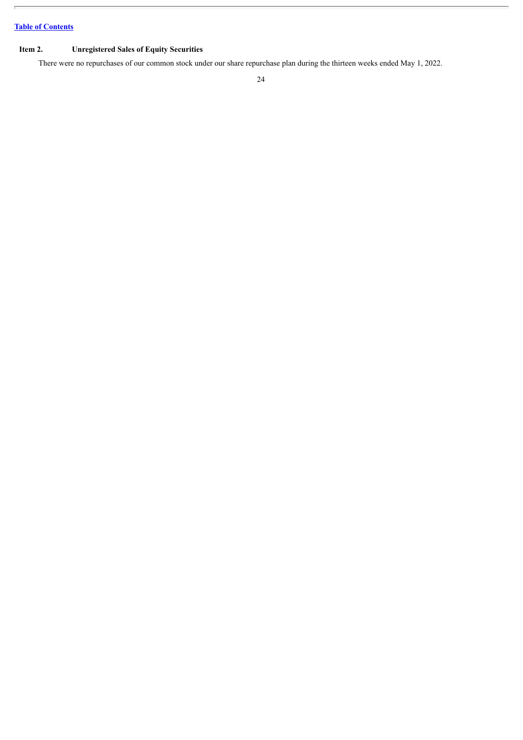[Table of Contents](#)

**Item 2. Unregistered Sales of Equity Securities**

There were no repurchases of our common stock under our share repurchase plan during the thirteen weeks ended May 1, 2022.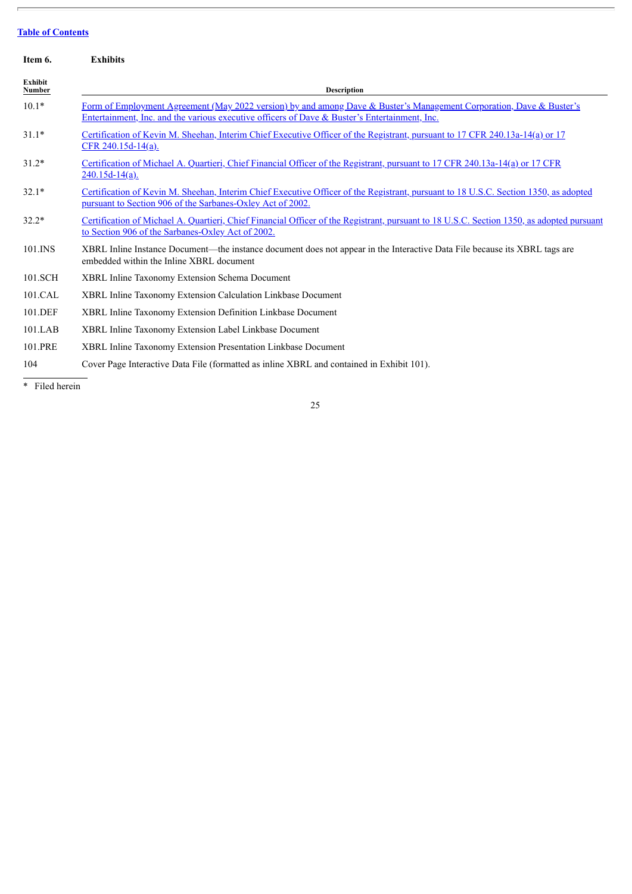Table of Contents

## Item 6. Exhibits

| Exhibit Number | Description |
|---|---|
| 10.1* | Form of Employment Agreement (May 2022 version) by and among Dave & Buster's Management Corporation, Dave & Buster's Entertainment, Inc. and the various executive officers of Dave & Buster's Entertainment, Inc. |
| 31.1* | Certification of Kevin M. Sheehan, Interim Chief Executive Officer of the Registrant, pursuant to 17 CFR 240.13a-14(a) or 17 CFR 240.15d-14(a). |
| 31.2* | Certification of Michael A. Quartieri, Chief Financial Officer of the Registrant, pursuant to 17 CFR 240.13a-14(a) or 17 CFR 240.15d-14(a). |
| 32.1* | Certification of Kevin M. Sheehan, Interim Chief Executive Officer of the Registrant, pursuant to 18 U.S.C. Section 1350, as adopted pursuant to Section 906 of the Sarbanes-Oxley Act of 2002. |
| 32.2* | Certification of Michael A. Quartieri, Chief Financial Officer of the Registrant, pursuant to 18 U.S.C. Section 1350, as adopted pursuant to Section 906 of the Sarbanes-Oxley Act of 2002. |
| 101.INS | XBRL Inline Instance Document—the instance document does not appear in the Interactive Data File because its XBRL tags are embedded within the Inline XBRL document |
| 101.SCH | XBRL Inline Taxonomy Extension Schema Document |
| 101.CAL | XBRL Inline Taxonomy Extension Calculation Linkbase Document |
| 101.DEF | XBRL Inline Taxonomy Extension Definition Linkbase Document |
| 101.LAB | XBRL Inline Taxonomy Extension Label Linkbase Document |
| 101.PRE | XBRL Inline Taxonomy Extension Presentation Linkbase Document |
| 104 | Cover Page Interactive Data File (formatted as inline XBRL and contained in Exhibit 101). |

* Filed herein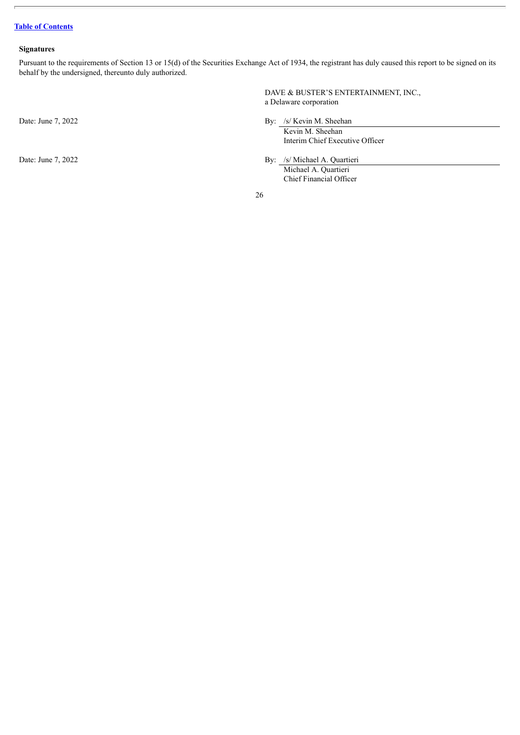[Table of Contents](#)

**Signatures**

Pursuant to the requirements of Section 13 or 15(d) of the Securities Exchange Act of 1934, the registrant has duly caused this report to be signed on its behalf by the undersigned, thereunto duly authorized.

DAVE & BUSTER'S ENTERTAINMENT, INC.,
a Delaware corporation

Date: June 7, 2022

By: /s/ Kevin M. Sheehan
Kevin M. Sheehan
Interim Chief Executive Officer

Date: June 7, 2022

By: /s/ Michael A. Quartieri
Michael A. Quartieri
Chief Financial Officer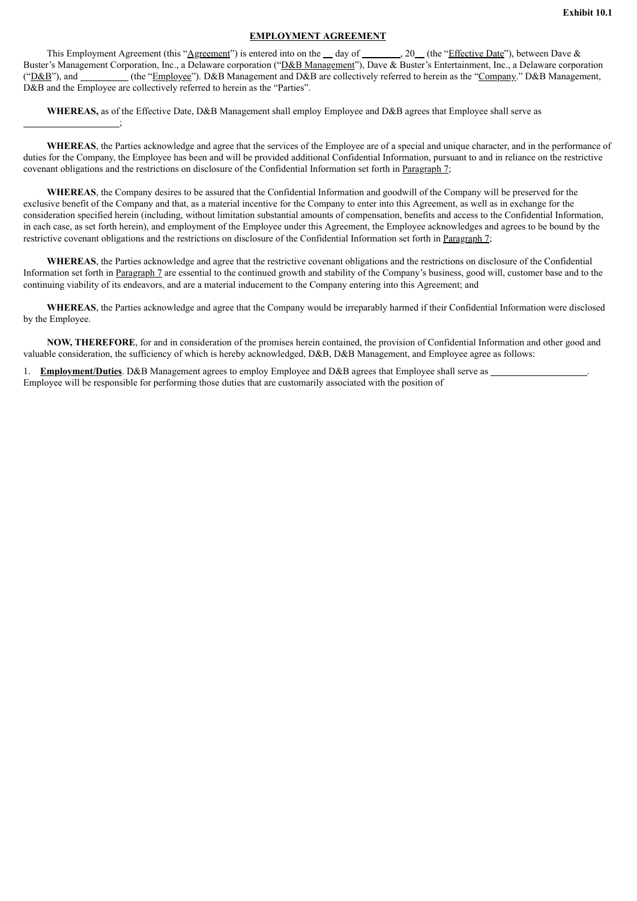**Exhibit 10.1**

**EMPLOYMENT AGREEMENT**

This Employment Agreement (this "Agreement") is entered into on the \_\_ day of \_\_\_\_\_\_\_\_, 20\_\_ (the "Effective Date"), between Dave & Buster's Management Corporation, Inc., a Delaware corporation ("D&B Management"), Dave & Buster's Entertainment, Inc., a Delaware corporation ("D&B"), and \_\_\_\_\_\_\_\_\_\_ (the "Employee"). D&B Management and D&B are collectively referred to herein as the "Company." D&B Management, D&B and the Employee are collectively referred to herein as the "Parties".

**WHEREAS,** as of the Effective Date, D&B Management shall employ Employee and D&B agrees that Employee shall serve as \_\_\_\_\_\_\_\_\_\_\_\_\_\_\_\_\_\_\_\_;

**WHEREAS**, the Parties acknowledge and agree that the services of the Employee are of a special and unique character, and in the performance of duties for the Company, the Employee has been and will be provided additional Confidential Information, pursuant to and in reliance on the restrictive covenant obligations and the restrictions on disclosure of the Confidential Information set forth in Paragraph 7;

**WHEREAS**, the Company desires to be assured that the Confidential Information and goodwill of the Company will be preserved for the exclusive benefit of the Company and that, as a material incentive for the Company to enter into this Agreement, as well as in exchange for the consideration specified herein (including, without limitation substantial amounts of compensation, benefits and access to the Confidential Information, in each case, as set forth herein), and employment of the Employee under this Agreement, the Employee acknowledges and agrees to be bound by the restrictive covenant obligations and the restrictions on disclosure of the Confidential Information set forth in Paragraph 7;

**WHEREAS**, the Parties acknowledge and agree that the restrictive covenant obligations and the restrictions on disclosure of the Confidential Information set forth in Paragraph 7 are essential to the continued growth and stability of the Company's business, good will, customer base and to the continuing viability of its endeavors, and are a material inducement to the Company entering into this Agreement; and

**WHEREAS**, the Parties acknowledge and agree that the Company would be irreparably harmed if their Confidential Information were disclosed by the Employee.

**NOW, THEREFORE**, for and in consideration of the promises herein contained, the provision of Confidential Information and other good and valuable consideration, the sufficiency of which is hereby acknowledged, D&B, D&B Management, and Employee agree as follows:

1. **Employment/Duties**. D&B Management agrees to employ Employee and D&B agrees that Employee shall serve as \_\_\_\_\_\_\_\_\_\_\_\_\_\_\_\_\_\_\_\_. Employee will be responsible for performing those duties that are customarily associated with the position of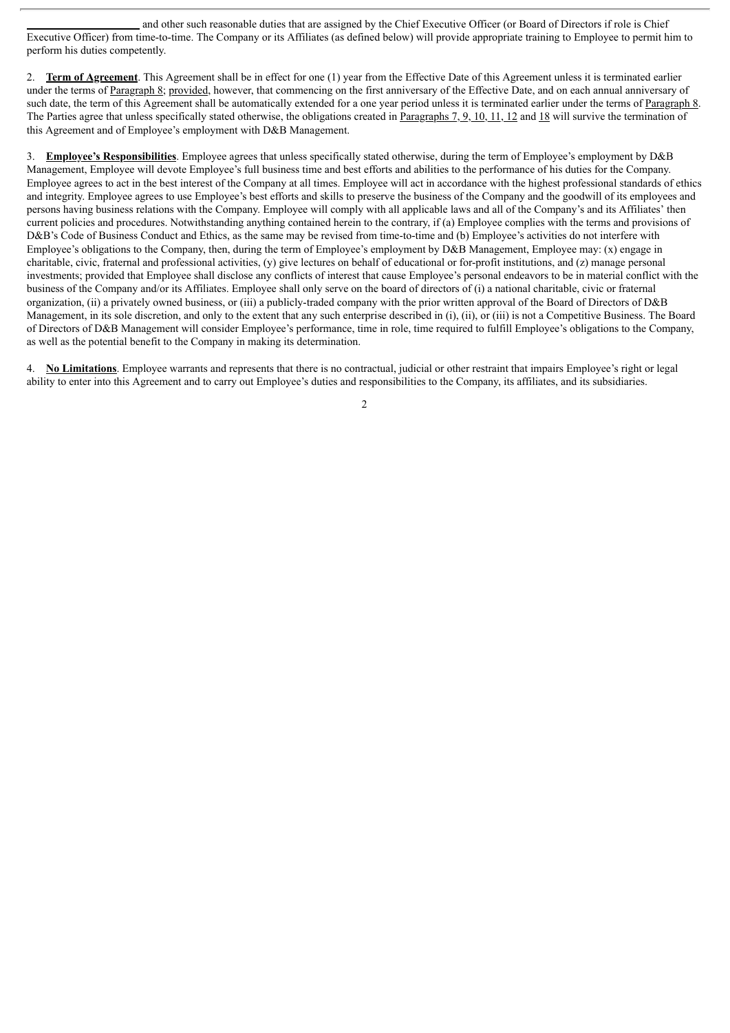\_\_\_\_\_\_\_\_\_\_\_\_\_\_\_\_\_\_\_\_ and other such reasonable duties that are assigned by the Chief Executive Officer (or Board of Directors if role is Chief Executive Officer) from time-to-time. The Company or its Affiliates (as defined below) will provide appropriate training to Employee to permit him to perform his duties competently.

2. **Term of Agreement**. This Agreement shall be in effect for one (1) year from the Effective Date of this Agreement unless it is terminated earlier under the terms of Paragraph 8; provided, however, that commencing on the first anniversary of the Effective Date, and on each annual anniversary of such date, the term of this Agreement shall be automatically extended for a one year period unless it is terminated earlier under the terms of Paragraph 8. The Parties agree that unless specifically stated otherwise, the obligations created in Paragraphs 7, 9, 10, 11, 12 and 18 will survive the termination of this Agreement and of Employee's employment with D&B Management.

3. **Employee's Responsibilities**. Employee agrees that unless specifically stated otherwise, during the term of Employee's employment by D&B Management, Employee will devote Employee's full business time and best efforts and abilities to the performance of his duties for the Company. Employee agrees to act in the best interest of the Company at all times. Employee will act in accordance with the highest professional standards of ethics and integrity. Employee agrees to use Employee's best efforts and skills to preserve the business of the Company and the goodwill of its employees and persons having business relations with the Company. Employee will comply with all applicable laws and all of the Company's and its Affiliates' then current policies and procedures. Notwithstanding anything contained herein to the contrary, if (a) Employee complies with the terms and provisions of D&B's Code of Business Conduct and Ethics, as the same may be revised from time-to-time and (b) Employee's activities do not interfere with Employee's obligations to the Company, then, during the term of Employee's employment by D&B Management, Employee may: (x) engage in charitable, civic, fraternal and professional activities, (y) give lectures on behalf of educational or for-profit institutions, and (z) manage personal investments; provided that Employee shall disclose any conflicts of interest that cause Employee's personal endeavors to be in material conflict with the business of the Company and/or its Affiliates. Employee shall only serve on the board of directors of (i) a national charitable, civic or fraternal organization, (ii) a privately owned business, or (iii) a publicly-traded company with the prior written approval of the Board of Directors of D&B Management, in its sole discretion, and only to the extent that any such enterprise described in (i), (ii), or (iii) is not a Competitive Business. The Board of Directors of D&B Management will consider Employee's performance, time in role, time required to fulfill Employee's obligations to the Company, as well as the potential benefit to the Company in making its determination.

4. **No Limitations**. Employee warrants and represents that there is no contractual, judicial or other restraint that impairs Employee's right or legal ability to enter into this Agreement and to carry out Employee's duties and responsibilities to the Company, its affiliates, and its subsidiaries.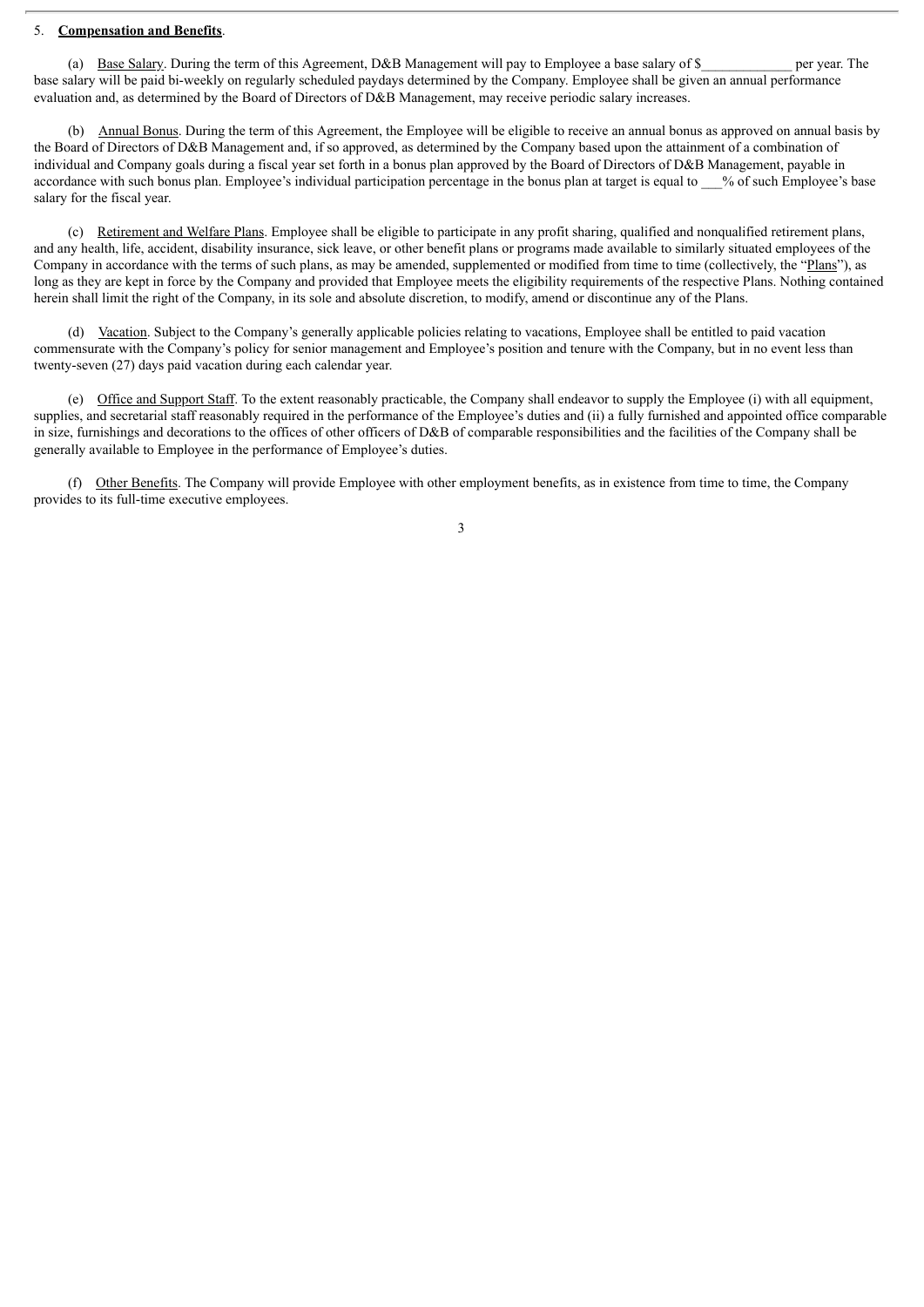5. **Compensation and Benefits**.

(a) Base Salary. During the term of this Agreement, D&B Management will pay to Employee a base salary of $_____________ per year. The base salary will be paid bi-weekly on regularly scheduled paydays determined by the Company. Employee shall be given an annual performance evaluation and, as determined by the Board of Directors of D&B Management, may receive periodic salary increases.

(b) Annual Bonus. During the term of this Agreement, the Employee will be eligible to receive an annual bonus as approved on annual basis by the Board of Directors of D&B Management and, if so approved, as determined by the Company based upon the attainment of a combination of individual and Company goals during a fiscal year set forth in a bonus plan approved by the Board of Directors of D&B Management, payable in accordance with such bonus plan. Employee's individual participation percentage in the bonus plan at target is equal to ___% of such Employee's base salary for the fiscal year.

(c) Retirement and Welfare Plans. Employee shall be eligible to participate in any profit sharing, qualified and nonqualified retirement plans, and any health, life, accident, disability insurance, sick leave, or other benefit plans or programs made available to similarly situated employees of the Company in accordance with the terms of such plans, as may be amended, supplemented or modified from time to time (collectively, the "Plans"), as long as they are kept in force by the Company and provided that Employee meets the eligibility requirements of the respective Plans. Nothing contained herein shall limit the right of the Company, in its sole and absolute discretion, to modify, amend or discontinue any of the Plans.

(d) Vacation. Subject to the Company's generally applicable policies relating to vacations, Employee shall be entitled to paid vacation commensurate with the Company's policy for senior management and Employee's position and tenure with the Company, but in no event less than twenty-seven (27) days paid vacation during each calendar year.

(e) Office and Support Staff. To the extent reasonably practicable, the Company shall endeavor to supply the Employee (i) with all equipment, supplies, and secretarial staff reasonably required in the performance of the Employee's duties and (ii) a fully furnished and appointed office comparable in size, furnishings and decorations to the offices of other officers of D&B of comparable responsibilities and the facilities of the Company shall be generally available to Employee in the performance of Employee's duties.

(f) Other Benefits. The Company will provide Employee with other employment benefits, as in existence from time to time, the Company provides to its full-time executive employees.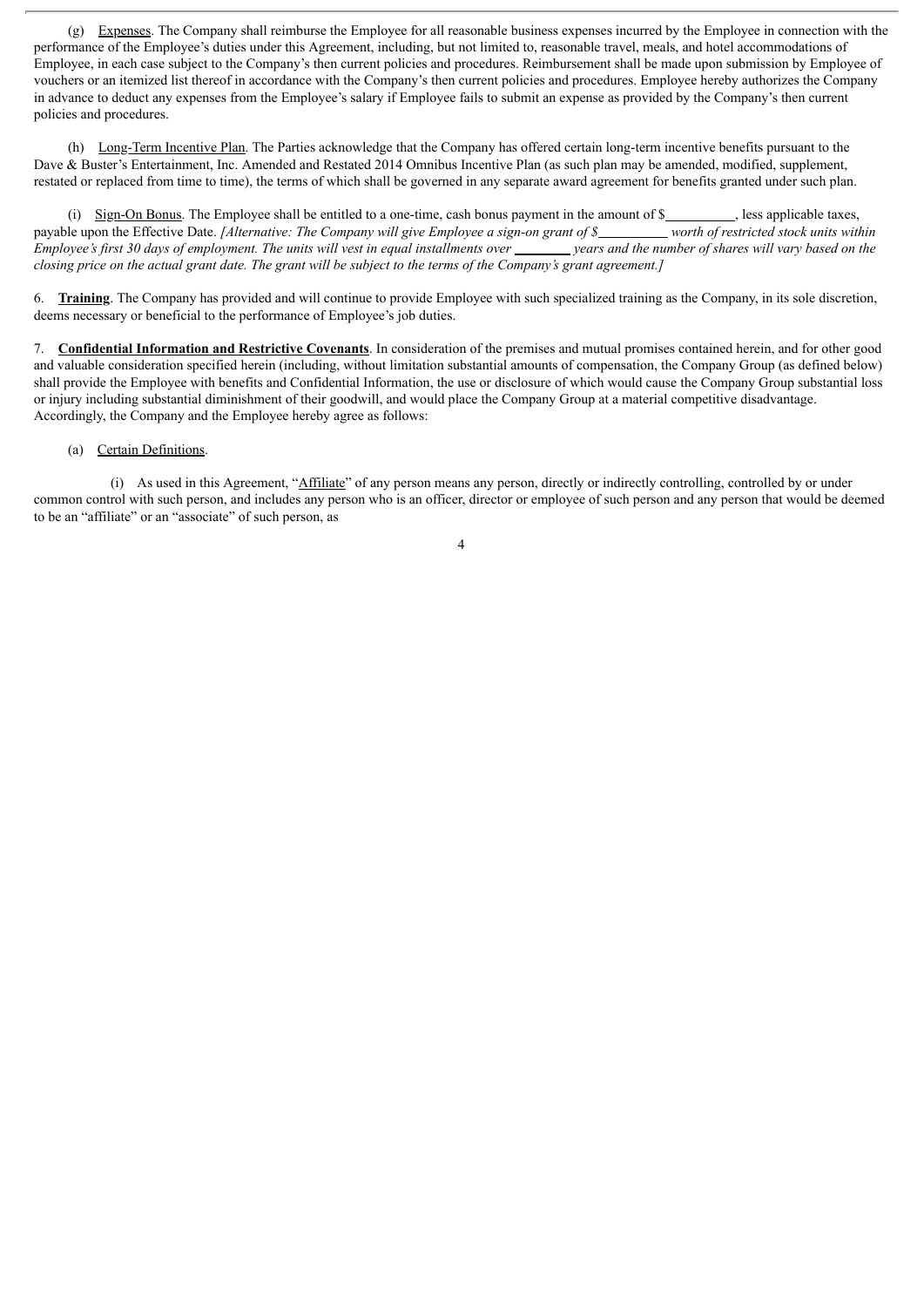(g) Expenses. The Company shall reimburse the Employee for all reasonable business expenses incurred by the Employee in connection with the performance of the Employee's duties under this Agreement, including, but not limited to, reasonable travel, meals, and hotel accommodations of Employee, in each case subject to the Company's then current policies and procedures. Reimbursement shall be made upon submission by Employee of vouchers or an itemized list thereof in accordance with the Company's then current policies and procedures. Employee hereby authorizes the Company in advance to deduct any expenses from the Employee's salary if Employee fails to submit an expense as provided by the Company's then current policies and procedures.

(h) Long-Term Incentive Plan. The Parties acknowledge that the Company has offered certain long-term incentive benefits pursuant to the Dave & Buster's Entertainment, Inc. Amended and Restated 2014 Omnibus Incentive Plan (as such plan may be amended, modified, supplement, restated or replaced from time to time), the terms of which shall be governed in any separate award agreement for benefits granted under such plan.

(i) Sign-On Bonus. The Employee shall be entitled to a one-time, cash bonus payment in the amount of $__________, less applicable taxes, payable upon the Effective Date. *[Alternative: The Company will give Employee a sign-on grant of $__________ worth of restricted stock units within Employee's first 30 days of employment. The units will vest in equal installments over ________ years and the number of shares will vary based on the closing price on the actual grant date. The grant will be subject to the terms of the Company's grant agreement.]*

6. **Training**. The Company has provided and will continue to provide Employee with such specialized training as the Company, in its sole discretion, deems necessary or beneficial to the performance of Employee's job duties.

7. **Confidential Information and Restrictive Covenants**. In consideration of the premises and mutual promises contained herein, and for other good and valuable consideration specified herein (including, without limitation substantial amounts of compensation, the Company Group (as defined below) shall provide the Employee with benefits and Confidential Information, the use or disclosure of which would cause the Company Group substantial loss or injury including substantial diminishment of their goodwill, and would place the Company Group at a material competitive disadvantage. Accordingly, the Company and the Employee hereby agree as follows:

(a) Certain Definitions.

(i) As used in this Agreement, "Affiliate" of any person means any person, directly or indirectly controlling, controlled by or under common control with such person, and includes any person who is an officer, director or employee of such person and any person that would be deemed to be an "affiliate" or an "associate" of such person, as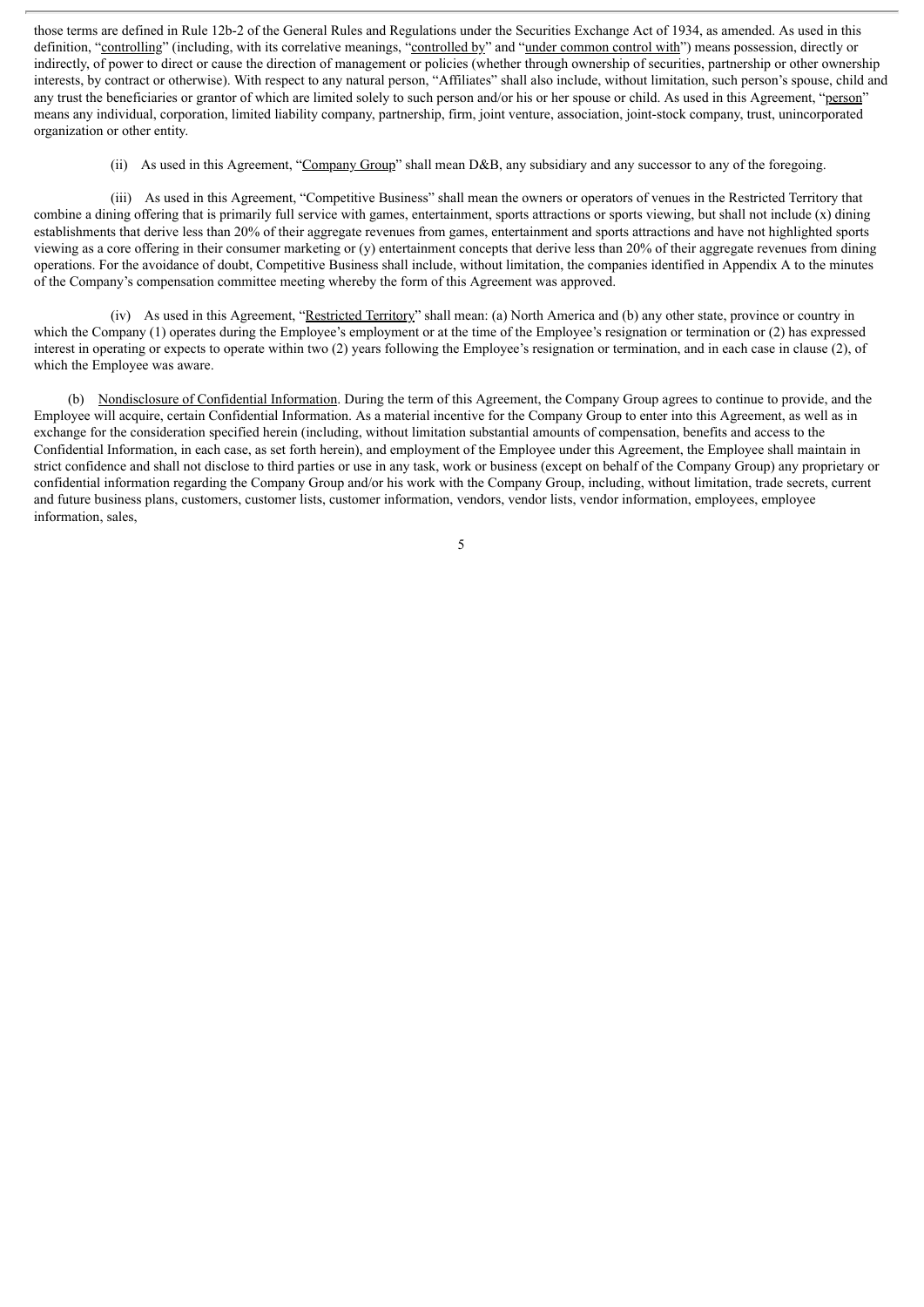those terms are defined in Rule 12b-2 of the General Rules and Regulations under the Securities Exchange Act of 1934, as amended. As used in this definition, "controlling" (including, with its correlative meanings, "controlled by" and "under common control with") means possession, directly or indirectly, of power to direct or cause the direction of management or policies (whether through ownership of securities, partnership or other ownership interests, by contract or otherwise). With respect to any natural person, "Affiliates" shall also include, without limitation, such person's spouse, child and any trust the beneficiaries or grantor of which are limited solely to such person and/or his or her spouse or child. As used in this Agreement, "person" means any individual, corporation, limited liability company, partnership, firm, joint venture, association, joint-stock company, trust, unincorporated organization or other entity.

(ii) As used in this Agreement, "Company Group" shall mean D&B, any subsidiary and any successor to any of the foregoing.

(iii) As used in this Agreement, "Competitive Business" shall mean the owners or operators of venues in the Restricted Territory that combine a dining offering that is primarily full service with games, entertainment, sports attractions or sports viewing, but shall not include (x) dining establishments that derive less than 20% of their aggregate revenues from games, entertainment and sports attractions and have not highlighted sports viewing as a core offering in their consumer marketing or (y) entertainment concepts that derive less than 20% of their aggregate revenues from dining operations. For the avoidance of doubt, Competitive Business shall include, without limitation, the companies identified in Appendix A to the minutes of the Company's compensation committee meeting whereby the form of this Agreement was approved.

(iv) As used in this Agreement, "Restricted Territory" shall mean: (a) North America and (b) any other state, province or country in which the Company (1) operates during the Employee's employment or at the time of the Employee's resignation or termination or (2) has expressed interest in operating or expects to operate within two (2) years following the Employee's resignation or termination, and in each case in clause (2), of which the Employee was aware.

(b) Nondisclosure of Confidential Information. During the term of this Agreement, the Company Group agrees to continue to provide, and the Employee will acquire, certain Confidential Information. As a material incentive for the Company Group to enter into this Agreement, as well as in exchange for the consideration specified herein (including, without limitation substantial amounts of compensation, benefits and access to the Confidential Information, in each case, as set forth herein), and employment of the Employee under this Agreement, the Employee shall maintain in strict confidence and shall not disclose to third parties or use in any task, work or business (except on behalf of the Company Group) any proprietary or confidential information regarding the Company Group and/or his work with the Company Group, including, without limitation, trade secrets, current and future business plans, customers, customer lists, customer information, vendors, vendor lists, vendor information, employees, employee information, sales,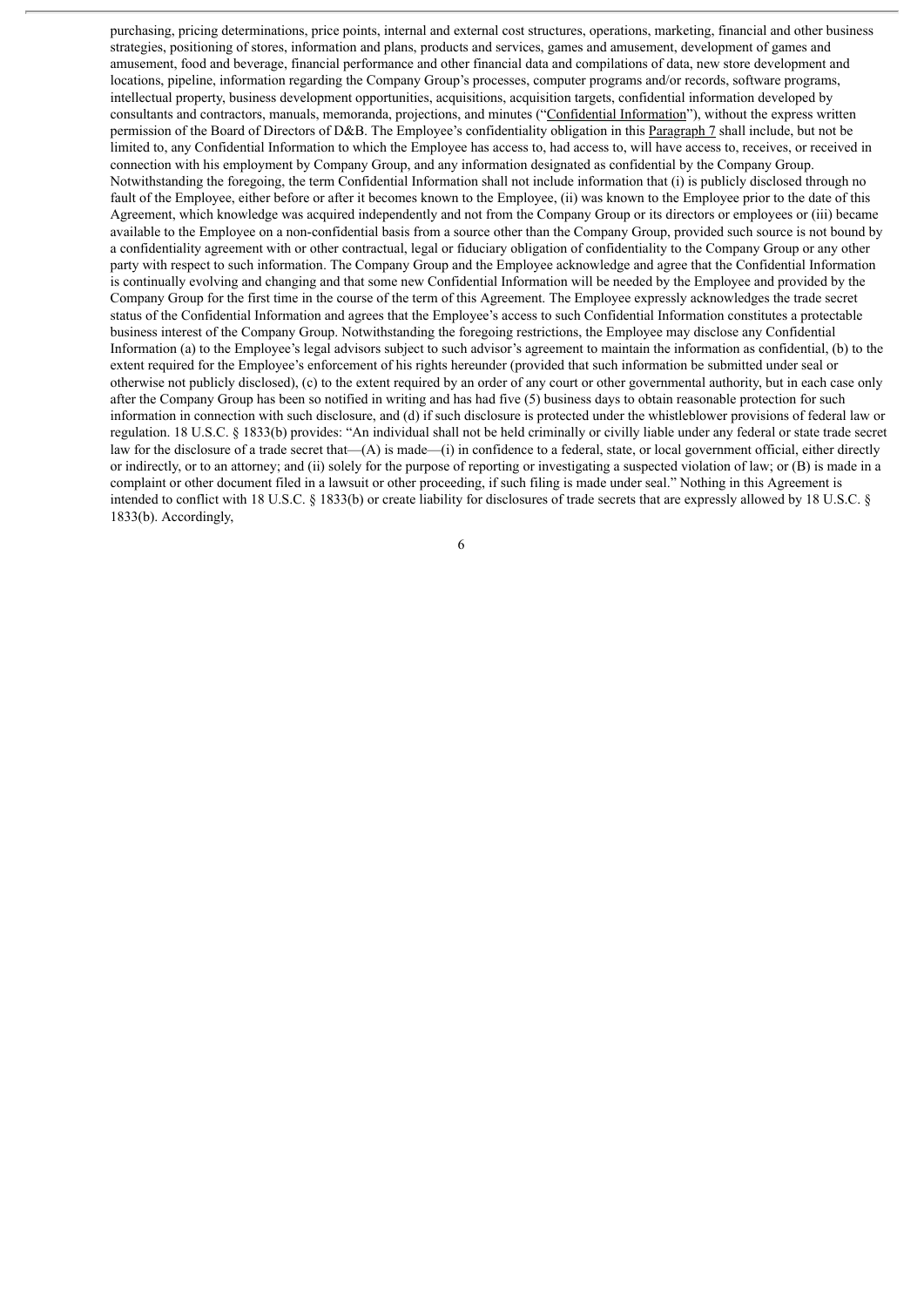purchasing, pricing determinations, price points, internal and external cost structures, operations, marketing, financial and other business strategies, positioning of stores, information and plans, products and services, games and amusement, development of games and amusement, food and beverage, financial performance and other financial data and compilations of data, new store development and locations, pipeline, information regarding the Company Group's processes, computer programs and/or records, software programs, intellectual property, business development opportunities, acquisitions, acquisition targets, confidential information developed by consultants and contractors, manuals, memoranda, projections, and minutes ("Confidential Information"), without the express written permission of the Board of Directors of D&B. The Employee's confidentiality obligation in this Paragraph 7 shall include, but not be limited to, any Confidential Information to which the Employee has access to, had access to, will have access to, receives, or received in connection with his employment by Company Group, and any information designated as confidential by the Company Group. Notwithstanding the foregoing, the term Confidential Information shall not include information that (i) is publicly disclosed through no fault of the Employee, either before or after it becomes known to the Employee, (ii) was known to the Employee prior to the date of this Agreement, which knowledge was acquired independently and not from the Company Group or its directors or employees or (iii) became available to the Employee on a non-confidential basis from a source other than the Company Group, provided such source is not bound by a confidentiality agreement with or other contractual, legal or fiduciary obligation of confidentiality to the Company Group or any other party with respect to such information. The Company Group and the Employee acknowledge and agree that the Confidential Information is continually evolving and changing and that some new Confidential Information will be needed by the Employee and provided by the Company Group for the first time in the course of the term of this Agreement. The Employee expressly acknowledges the trade secret status of the Confidential Information and agrees that the Employee's access to such Confidential Information constitutes a protectable business interest of the Company Group. Notwithstanding the foregoing restrictions, the Employee may disclose any Confidential Information (a) to the Employee's legal advisors subject to such advisor's agreement to maintain the information as confidential, (b) to the extent required for the Employee's enforcement of his rights hereunder (provided that such information be submitted under seal or otherwise not publicly disclosed), (c) to the extent required by an order of any court or other governmental authority, but in each case only after the Company Group has been so notified in writing and has had five (5) business days to obtain reasonable protection for such information in connection with such disclosure, and (d) if such disclosure is protected under the whistleblower provisions of federal law or regulation. 18 U.S.C. § 1833(b) provides: "An individual shall not be held criminally or civilly liable under any federal or state trade secret law for the disclosure of a trade secret that—(A) is made—(i) in confidence to a federal, state, or local government official, either directly or indirectly, or to an attorney; and (ii) solely for the purpose of reporting or investigating a suspected violation of law; or (B) is made in a complaint or other document filed in a lawsuit or other proceeding, if such filing is made under seal." Nothing in this Agreement is intended to conflict with 18 U.S.C. § 1833(b) or create liability for disclosures of trade secrets that are expressly allowed by 18 U.S.C. § 1833(b). Accordingly,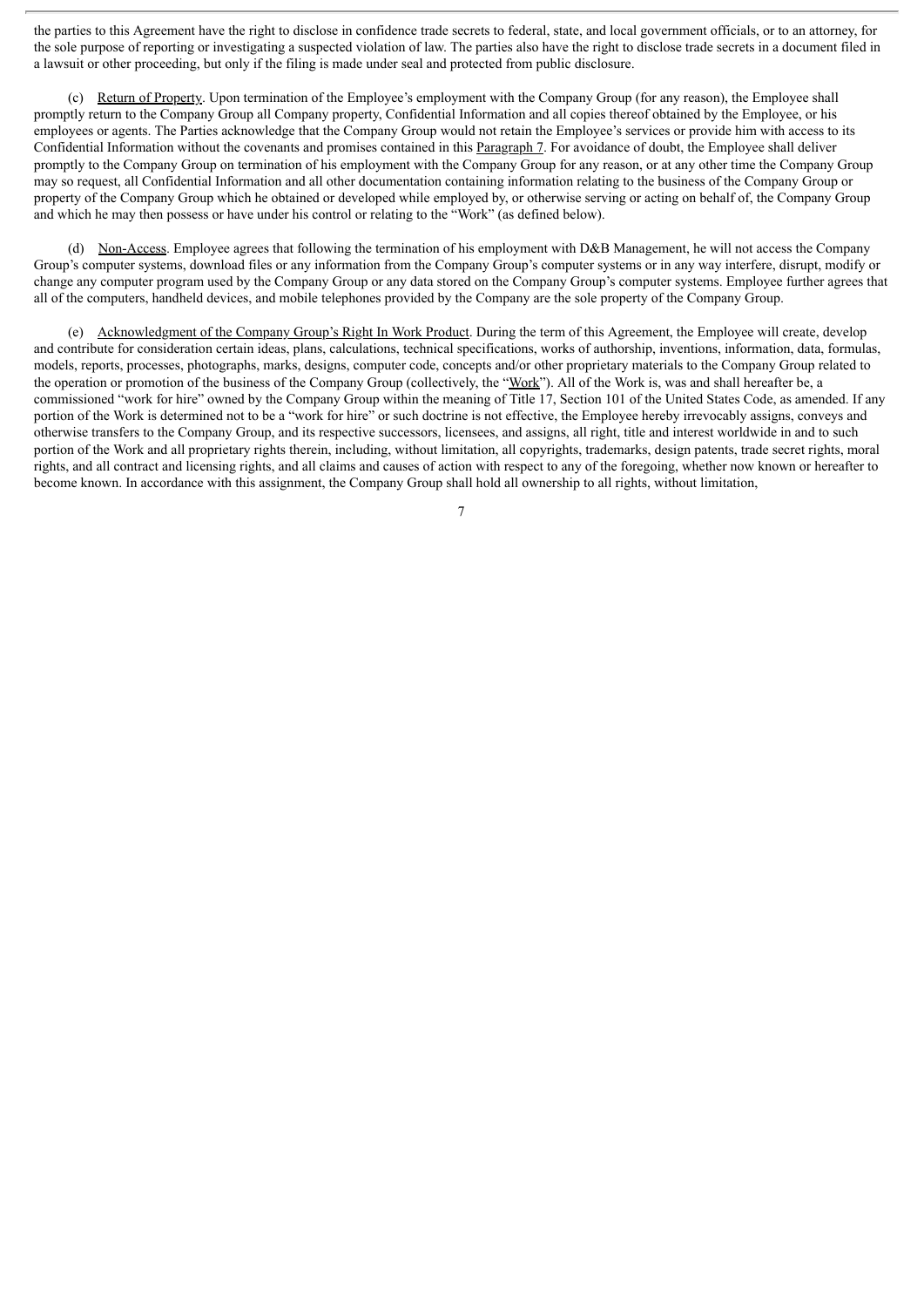the parties to this Agreement have the right to disclose in confidence trade secrets to federal, state, and local government officials, or to an attorney, for the sole purpose of reporting or investigating a suspected violation of law. The parties also have the right to disclose trade secrets in a document filed in a lawsuit or other proceeding, but only if the filing is made under seal and protected from public disclosure.

(c) Return of Property. Upon termination of the Employee's employment with the Company Group (for any reason), the Employee shall promptly return to the Company Group all Company property, Confidential Information and all copies thereof obtained by the Employee, or his employees or agents. The Parties acknowledge that the Company Group would not retain the Employee's services or provide him with access to its Confidential Information without the covenants and promises contained in this Paragraph 7. For avoidance of doubt, the Employee shall deliver promptly to the Company Group on termination of his employment with the Company Group for any reason, or at any other time the Company Group may so request, all Confidential Information and all other documentation containing information relating to the business of the Company Group or property of the Company Group which he obtained or developed while employed by, or otherwise serving or acting on behalf of, the Company Group and which he may then possess or have under his control or relating to the "Work" (as defined below).

(d) Non-Access. Employee agrees that following the termination of his employment with D&B Management, he will not access the Company Group's computer systems, download files or any information from the Company Group's computer systems or in any way interfere, disrupt, modify or change any computer program used by the Company Group or any data stored on the Company Group's computer systems. Employee further agrees that all of the computers, handheld devices, and mobile telephones provided by the Company are the sole property of the Company Group.

(e) Acknowledgment of the Company Group's Right In Work Product. During the term of this Agreement, the Employee will create, develop and contribute for consideration certain ideas, plans, calculations, technical specifications, works of authorship, inventions, information, data, formulas, models, reports, processes, photographs, marks, designs, computer code, concepts and/or other proprietary materials to the Company Group related to the operation or promotion of the business of the Company Group (collectively, the "Work"). All of the Work is, was and shall hereafter be, a commissioned "work for hire" owned by the Company Group within the meaning of Title 17, Section 101 of the United States Code, as amended. If any portion of the Work is determined not to be a "work for hire" or such doctrine is not effective, the Employee hereby irrevocably assigns, conveys and otherwise transfers to the Company Group, and its respective successors, licensees, and assigns, all right, title and interest worldwide in and to such portion of the Work and all proprietary rights therein, including, without limitation, all copyrights, trademarks, design patents, trade secret rights, moral rights, and all contract and licensing rights, and all claims and causes of action with respect to any of the foregoing, whether now known or hereafter to become known. In accordance with this assignment, the Company Group shall hold all ownership to all rights, without limitation,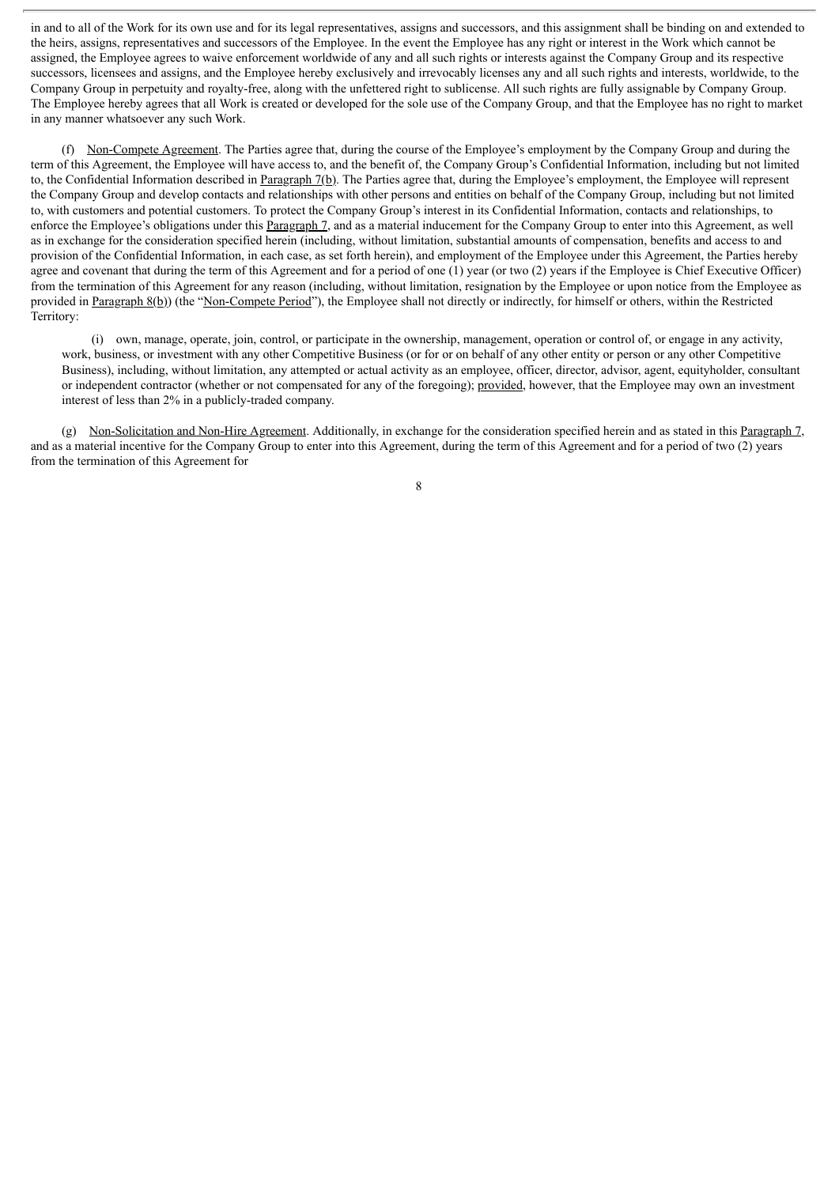in and to all of the Work for its own use and for its legal representatives, assigns and successors, and this assignment shall be binding on and extended to the heirs, assigns, representatives and successors of the Employee. In the event the Employee has any right or interest in the Work which cannot be assigned, the Employee agrees to waive enforcement worldwide of any and all such rights or interests against the Company Group and its respective successors, licensees and assigns, and the Employee hereby exclusively and irrevocably licenses any and all such rights and interests, worldwide, to the Company Group in perpetuity and royalty-free, along with the unfettered right to sublicense. All such rights are fully assignable by Company Group. The Employee hereby agrees that all Work is created or developed for the sole use of the Company Group, and that the Employee has no right to market in any manner whatsoever any such Work.

(f) Non-Compete Agreement. The Parties agree that, during the course of the Employee's employment by the Company Group and during the term of this Agreement, the Employee will have access to, and the benefit of, the Company Group's Confidential Information, including but not limited to, the Confidential Information described in Paragraph 7(b). The Parties agree that, during the Employee's employment, the Employee will represent the Company Group and develop contacts and relationships with other persons and entities on behalf of the Company Group, including but not limited to, with customers and potential customers. To protect the Company Group's interest in its Confidential Information, contacts and relationships, to enforce the Employee's obligations under this Paragraph 7, and as a material inducement for the Company Group to enter into this Agreement, as well as in exchange for the consideration specified herein (including, without limitation, substantial amounts of compensation, benefits and access to and provision of the Confidential Information, in each case, as set forth herein), and employment of the Employee under this Agreement, the Parties hereby agree and covenant that during the term of this Agreement and for a period of one (1) year (or two (2) years if the Employee is Chief Executive Officer) from the termination of this Agreement for any reason (including, without limitation, resignation by the Employee or upon notice from the Employee as provided in Paragraph 8(b)) (the "Non-Compete Period"), the Employee shall not directly or indirectly, for himself or others, within the Restricted Territory:

(i) own, manage, operate, join, control, or participate in the ownership, management, operation or control of, or engage in any activity, work, business, or investment with any other Competitive Business (or for or on behalf of any other entity or person or any other Competitive Business), including, without limitation, any attempted or actual activity as an employee, officer, director, advisor, agent, equityholder, consultant or independent contractor (whether or not compensated for any of the foregoing); provided, however, that the Employee may own an investment interest of less than 2% in a publicly-traded company.

(g) Non-Solicitation and Non-Hire Agreement. Additionally, in exchange for the consideration specified herein and as stated in this Paragraph 7, and as a material incentive for the Company Group to enter into this Agreement, during the term of this Agreement and for a period of two (2) years from the termination of this Agreement for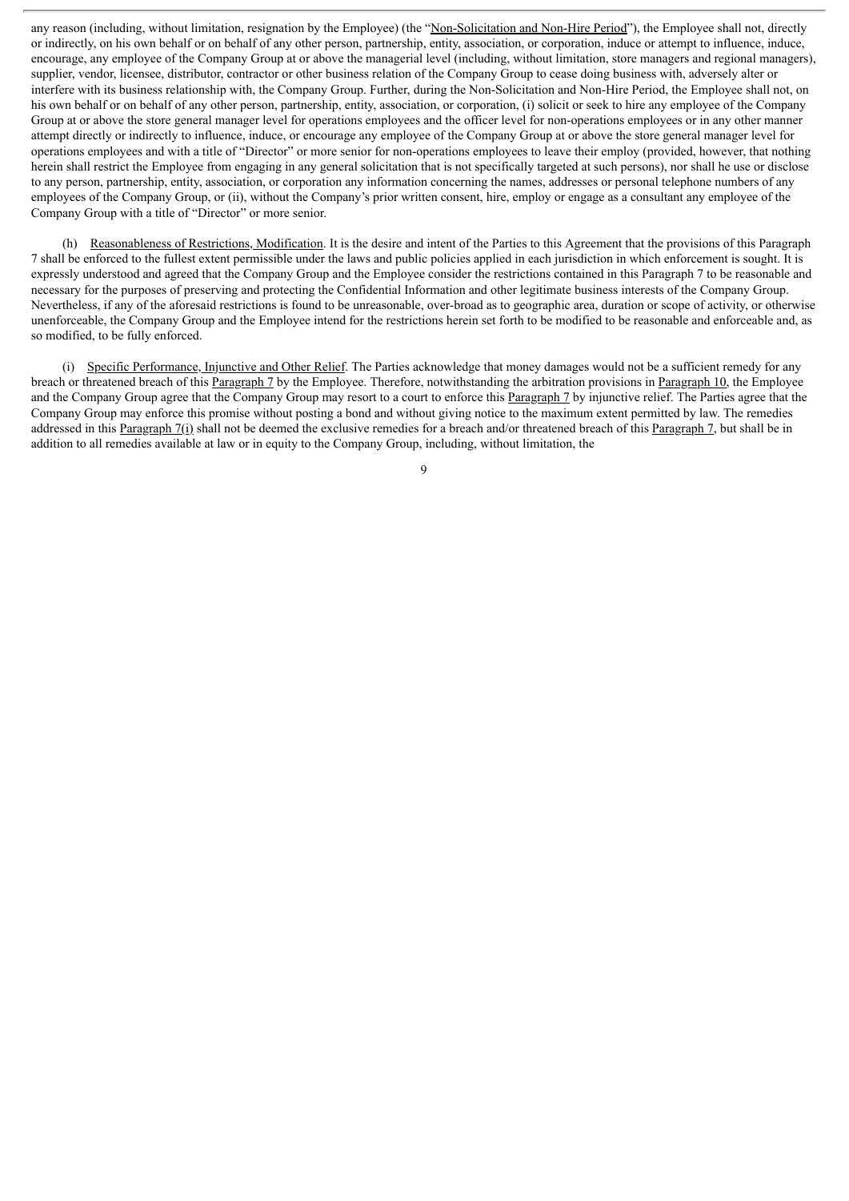any reason (including, without limitation, resignation by the Employee) (the "Non-Solicitation and Non-Hire Period"), the Employee shall not, directly or indirectly, on his own behalf or on behalf of any other person, partnership, entity, association, or corporation, induce or attempt to influence, induce, encourage, any employee of the Company Group at or above the managerial level (including, without limitation, store managers and regional managers), supplier, vendor, licensee, distributor, contractor or other business relation of the Company Group to cease doing business with, adversely alter or interfere with its business relationship with, the Company Group. Further, during the Non-Solicitation and Non-Hire Period, the Employee shall not, on his own behalf or on behalf of any other person, partnership, entity, association, or corporation, (i) solicit or seek to hire any employee of the Company Group at or above the store general manager level for operations employees and the officer level for non-operations employees or in any other manner attempt directly or indirectly to influence, induce, or encourage any employee of the Company Group at or above the store general manager level for operations employees and with a title of "Director" or more senior for non-operations employees to leave their employ (provided, however, that nothing herein shall restrict the Employee from engaging in any general solicitation that is not specifically targeted at such persons), nor shall he use or disclose to any person, partnership, entity, association, or corporation any information concerning the names, addresses or personal telephone numbers of any employees of the Company Group, or (ii), without the Company's prior written consent, hire, employ or engage as a consultant any employee of the Company Group with a title of "Director" or more senior.

(h) Reasonableness of Restrictions, Modification. It is the desire and intent of the Parties to this Agreement that the provisions of this Paragraph 7 shall be enforced to the fullest extent permissible under the laws and public policies applied in each jurisdiction in which enforcement is sought. It is expressly understood and agreed that the Company Group and the Employee consider the restrictions contained in this Paragraph 7 to be reasonable and necessary for the purposes of preserving and protecting the Confidential Information and other legitimate business interests of the Company Group. Nevertheless, if any of the aforesaid restrictions is found to be unreasonable, over-broad as to geographic area, duration or scope of activity, or otherwise unenforceable, the Company Group and the Employee intend for the restrictions herein set forth to be modified to be reasonable and enforceable and, as so modified, to be fully enforced.

(i) Specific Performance, Injunctive and Other Relief. The Parties acknowledge that money damages would not be a sufficient remedy for any breach or threatened breach of this Paragraph 7 by the Employee. Therefore, notwithstanding the arbitration provisions in Paragraph 10, the Employee and the Company Group agree that the Company Group may resort to a court to enforce this Paragraph 7 by injunctive relief. The Parties agree that the Company Group may enforce this promise without posting a bond and without giving notice to the maximum extent permitted by law. The remedies addressed in this Paragraph 7(i) shall not be deemed the exclusive remedies for a breach and/or threatened breach of this Paragraph 7, but shall be in addition to all remedies available at law or in equity to the Company Group, including, without limitation, the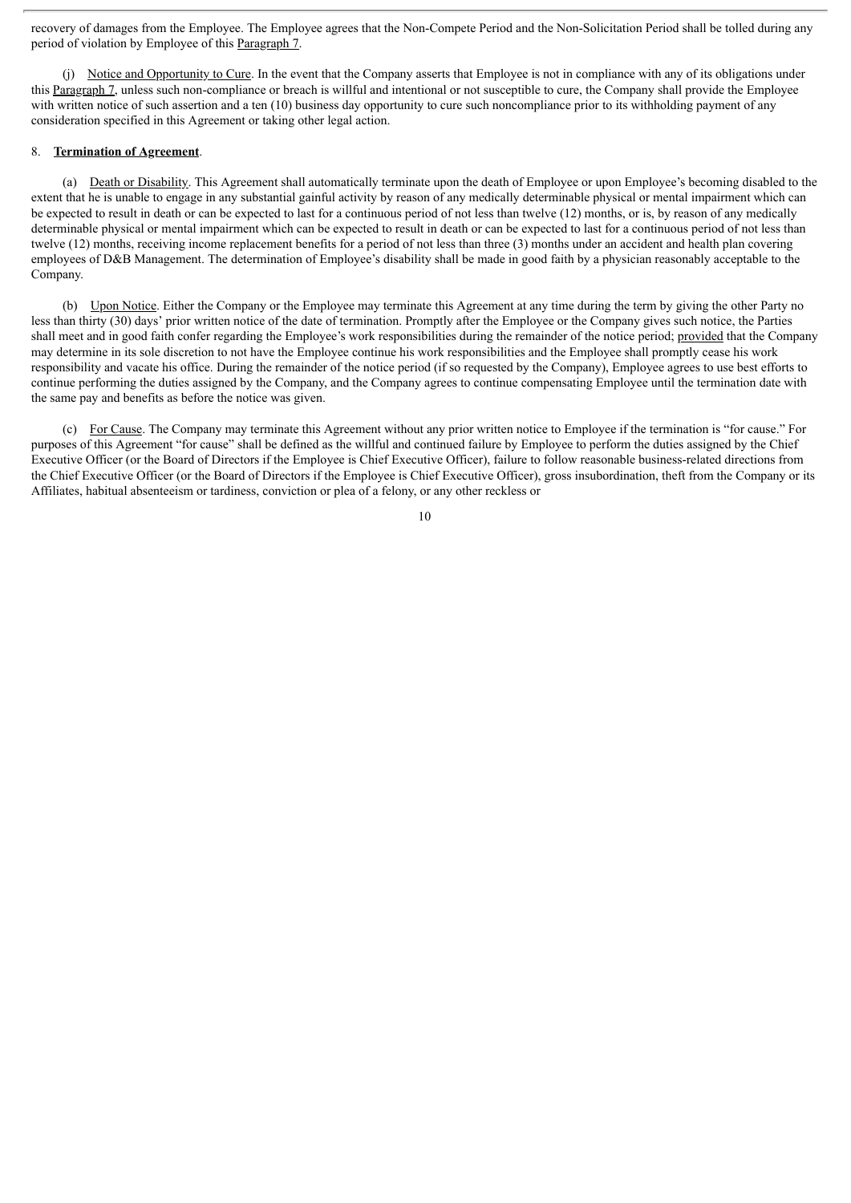recovery of damages from the Employee. The Employee agrees that the Non-Compete Period and the Non-Solicitation Period shall be tolled during any period of violation by Employee of this Paragraph 7.

(j) Notice and Opportunity to Cure. In the event that the Company asserts that Employee is not in compliance with any of its obligations under this Paragraph 7, unless such non-compliance or breach is willful and intentional or not susceptible to cure, the Company shall provide the Employee with written notice of such assertion and a ten (10) business day opportunity to cure such noncompliance prior to its withholding payment of any consideration specified in this Agreement or taking other legal action.

8. **Termination of Agreement**.

(a) Death or Disability. This Agreement shall automatically terminate upon the death of Employee or upon Employee's becoming disabled to the extent that he is unable to engage in any substantial gainful activity by reason of any medically determinable physical or mental impairment which can be expected to result in death or can be expected to last for a continuous period of not less than twelve (12) months, or is, by reason of any medically determinable physical or mental impairment which can be expected to result in death or can be expected to last for a continuous period of not less than twelve (12) months, receiving income replacement benefits for a period of not less than three (3) months under an accident and health plan covering employees of D&B Management. The determination of Employee's disability shall be made in good faith by a physician reasonably acceptable to the Company.

(b) Upon Notice. Either the Company or the Employee may terminate this Agreement at any time during the term by giving the other Party no less than thirty (30) days' prior written notice of the date of termination. Promptly after the Employee or the Company gives such notice, the Parties shall meet and in good faith confer regarding the Employee's work responsibilities during the remainder of the notice period; provided that the Company may determine in its sole discretion to not have the Employee continue his work responsibilities and the Employee shall promptly cease his work responsibility and vacate his office. During the remainder of the notice period (if so requested by the Company), Employee agrees to use best efforts to continue performing the duties assigned by the Company, and the Company agrees to continue compensating Employee until the termination date with the same pay and benefits as before the notice was given.

(c) For Cause. The Company may terminate this Agreement without any prior written notice to Employee if the termination is "for cause." For purposes of this Agreement "for cause" shall be defined as the willful and continued failure by Employee to perform the duties assigned by the Chief Executive Officer (or the Board of Directors if the Employee is Chief Executive Officer), failure to follow reasonable business-related directions from the Chief Executive Officer (or the Board of Directors if the Employee is Chief Executive Officer), gross insubordination, theft from the Company or its Affiliates, habitual absenteeism or tardiness, conviction or plea of a felony, or any other reckless or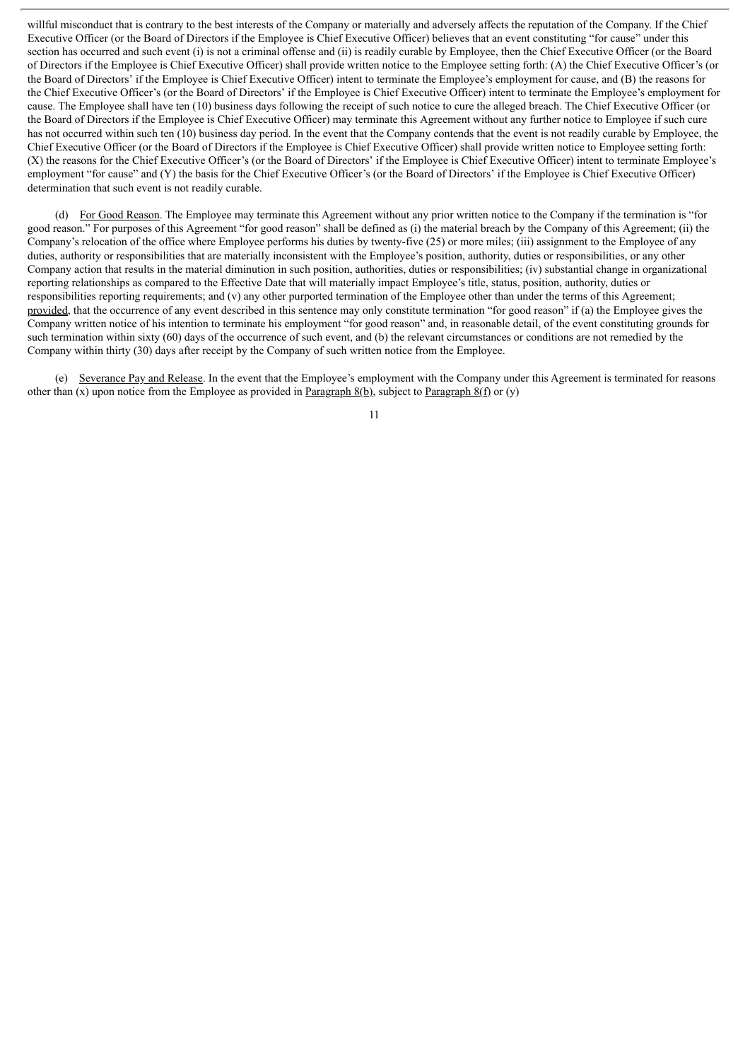willful misconduct that is contrary to the best interests of the Company or materially and adversely affects the reputation of the Company. If the Chief Executive Officer (or the Board of Directors if the Employee is Chief Executive Officer) believes that an event constituting "for cause" under this section has occurred and such event (i) is not a criminal offense and (ii) is readily curable by Employee, then the Chief Executive Officer (or the Board of Directors if the Employee is Chief Executive Officer) shall provide written notice to the Employee setting forth: (A) the Chief Executive Officer's (or the Board of Directors' if the Employee is Chief Executive Officer) intent to terminate the Employee's employment for cause, and (B) the reasons for the Chief Executive Officer's (or the Board of Directors' if the Employee is Chief Executive Officer) intent to terminate the Employee's employment for cause. The Employee shall have ten (10) business days following the receipt of such notice to cure the alleged breach. The Chief Executive Officer (or the Board of Directors if the Employee is Chief Executive Officer) may terminate this Agreement without any further notice to Employee if such cure has not occurred within such ten (10) business day period. In the event that the Company contends that the event is not readily curable by Employee, the Chief Executive Officer (or the Board of Directors if the Employee is Chief Executive Officer) shall provide written notice to Employee setting forth: (X) the reasons for the Chief Executive Officer's (or the Board of Directors' if the Employee is Chief Executive Officer) intent to terminate Employee's employment "for cause" and (Y) the basis for the Chief Executive Officer's (or the Board of Directors' if the Employee is Chief Executive Officer) determination that such event is not readily curable.

(d) For Good Reason. The Employee may terminate this Agreement without any prior written notice to the Company if the termination is "for good reason." For purposes of this Agreement "for good reason" shall be defined as (i) the material breach by the Company of this Agreement; (ii) the Company's relocation of the office where Employee performs his duties by twenty-five (25) or more miles; (iii) assignment to the Employee of any duties, authority or responsibilities that are materially inconsistent with the Employee's position, authority, duties or responsibilities, or any other Company action that results in the material diminution in such position, authorities, duties or responsibilities; (iv) substantial change in organizational reporting relationships as compared to the Effective Date that will materially impact Employee's title, status, position, authority, duties or responsibilities reporting requirements; and (v) any other purported termination of the Employee other than under the terms of this Agreement; provided, that the occurrence of any event described in this sentence may only constitute termination "for good reason" if (a) the Employee gives the Company written notice of his intention to terminate his employment "for good reason" and, in reasonable detail, of the event constituting grounds for such termination within sixty (60) days of the occurrence of such event, and (b) the relevant circumstances or conditions are not remedied by the Company within thirty (30) days after receipt by the Company of such written notice from the Employee.

(e) Severance Pay and Release. In the event that the Employee's employment with the Company under this Agreement is terminated for reasons other than (x) upon notice from the Employee as provided in Paragraph 8(b), subject to Paragraph 8(f) or (y)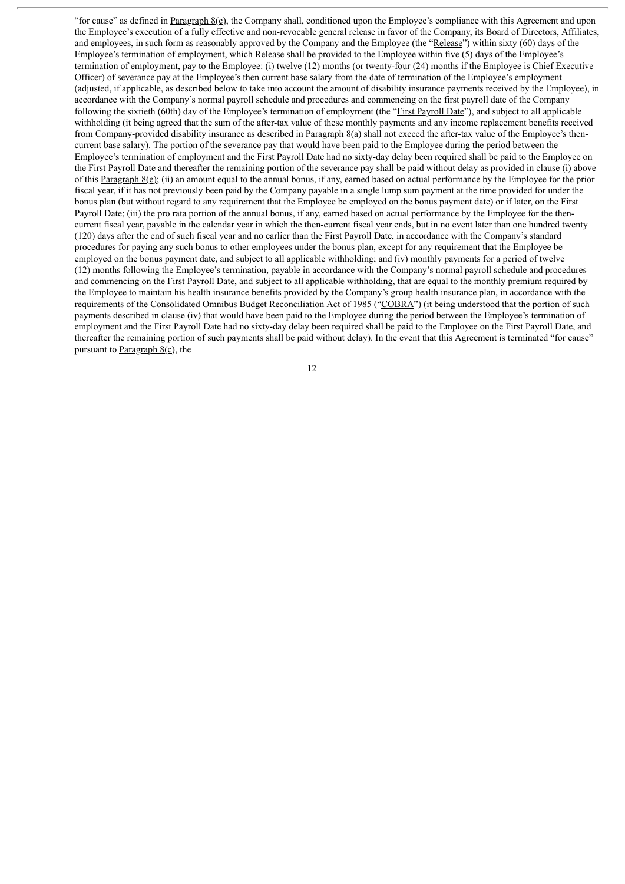"for cause" as defined in Paragraph 8(c), the Company shall, conditioned upon the Employee's compliance with this Agreement and upon the Employee's execution of a fully effective and non-revocable general release in favor of the Company, its Board of Directors, Affiliates, and employees, in such form as reasonably approved by the Company and the Employee (the "Release") within sixty (60) days of the Employee's termination of employment, which Release shall be provided to the Employee within five (5) days of the Employee's termination of employment, pay to the Employee: (i) twelve (12) months (or twenty-four (24) months if the Employee is Chief Executive Officer) of severance pay at the Employee's then current base salary from the date of termination of the Employee's employment (adjusted, if applicable, as described below to take into account the amount of disability insurance payments received by the Employee), in accordance with the Company's normal payroll schedule and procedures and commencing on the first payroll date of the Company following the sixtieth (60th) day of the Employee's termination of employment (the "First Payroll Date"), and subject to all applicable withholding (it being agreed that the sum of the after-tax value of these monthly payments and any income replacement benefits received from Company-provided disability insurance as described in Paragraph 8(a) shall not exceed the after-tax value of the Employee's then-current base salary). The portion of the severance pay that would have been paid to the Employee during the period between the Employee's termination of employment and the First Payroll Date had no sixty-day delay been required shall be paid to the Employee on the First Payroll Date and thereafter the remaining portion of the severance pay shall be paid without delay as provided in clause (i) above of this Paragraph 8(e); (ii) an amount equal to the annual bonus, if any, earned based on actual performance by the Employee for the prior fiscal year, if it has not previously been paid by the Company payable in a single lump sum payment at the time provided for under the bonus plan (but without regard to any requirement that the Employee be employed on the bonus payment date) or if later, on the First Payroll Date; (iii) the pro rata portion of the annual bonus, if any, earned based on actual performance by the Employee for the then-current fiscal year, payable in the calendar year in which the then-current fiscal year ends, but in no event later than one hundred twenty (120) days after the end of such fiscal year and no earlier than the First Payroll Date, in accordance with the Company's standard procedures for paying any such bonus to other employees under the bonus plan, except for any requirement that the Employee be employed on the bonus payment date, and subject to all applicable withholding; and (iv) monthly payments for a period of twelve (12) months following the Employee's termination, payable in accordance with the Company's normal payroll schedule and procedures and commencing on the First Payroll Date, and subject to all applicable withholding, that are equal to the monthly premium required by the Employee to maintain his health insurance benefits provided by the Company's group health insurance plan, in accordance with the requirements of the Consolidated Omnibus Budget Reconciliation Act of 1985 ("COBRA") (it being understood that the portion of such payments described in clause (iv) that would have been paid to the Employee during the period between the Employee's termination of employment and the First Payroll Date had no sixty-day delay been required shall be paid to the Employee on the First Payroll Date, and thereafter the remaining portion of such payments shall be paid without delay). In the event that this Agreement is terminated "for cause" pursuant to Paragraph 8(c), the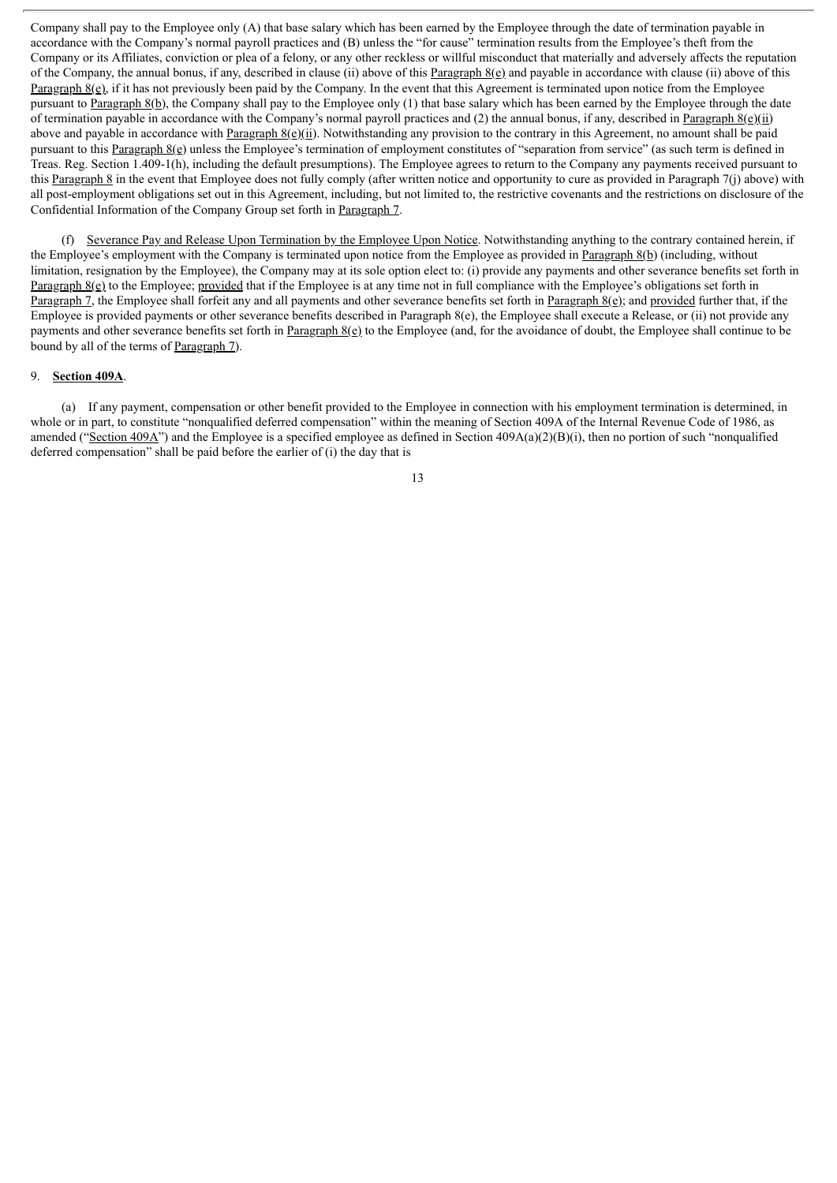Company shall pay to the Employee only (A) that base salary which has been earned by the Employee through the date of termination payable in accordance with the Company's normal payroll practices and (B) unless the "for cause" termination results from the Employee's theft from the Company or its Affiliates, conviction or plea of a felony, or any other reckless or willful misconduct that materially and adversely affects the reputation of the Company, the annual bonus, if any, described in clause (ii) above of this Paragraph 8(e) and payable in accordance with clause (ii) above of this Paragraph 8(e), if it has not previously been paid by the Company. In the event that this Agreement is terminated upon notice from the Employee pursuant to Paragraph 8(b), the Company shall pay to the Employee only (1) that base salary which has been earned by the Employee through the date of termination payable in accordance with the Company's normal payroll practices and (2) the annual bonus, if any, described in Paragraph 8(e)(ii) above and payable in accordance with Paragraph 8(e)(ii). Notwithstanding any provision to the contrary in this Agreement, no amount shall be paid pursuant to this Paragraph 8(e) unless the Employee's termination of employment constitutes of "separation from service" (as such term is defined in Treas. Reg. Section 1.409-1(h), including the default presumptions). The Employee agrees to return to the Company any payments received pursuant to this Paragraph 8 in the event that Employee does not fully comply (after written notice and opportunity to cure as provided in Paragraph 7(j) above) with all post-employment obligations set out in this Agreement, including, but not limited to, the restrictive covenants and the restrictions on disclosure of the Confidential Information of the Company Group set forth in Paragraph 7.

(f) Severance Pay and Release Upon Termination by the Employee Upon Notice. Notwithstanding anything to the contrary contained herein, if the Employee's employment with the Company is terminated upon notice from the Employee as provided in Paragraph 8(b) (including, without limitation, resignation by the Employee), the Company may at its sole option elect to: (i) provide any payments and other severance benefits set forth in Paragraph 8(e) to the Employee; provided that if the Employee is at any time not in full compliance with the Employee's obligations set forth in Paragraph 7, the Employee shall forfeit any and all payments and other severance benefits set forth in Paragraph 8(e); and provided further that, if the Employee is provided payments or other severance benefits described in Paragraph 8(e), the Employee shall execute a Release, or (ii) not provide any payments and other severance benefits set forth in Paragraph 8(e) to the Employee (and, for the avoidance of doubt, the Employee shall continue to be bound by all of the terms of Paragraph 7).

9. **Section 409A**.

(a) If any payment, compensation or other benefit provided to the Employee in connection with his employment termination is determined, in whole or in part, to constitute "nonqualified deferred compensation" within the meaning of Section 409A of the Internal Revenue Code of 1986, as amended ("Section 409A") and the Employee is a specified employee as defined in Section 409A(a)(2)(B)(i), then no portion of such "nonqualified deferred compensation" shall be paid before the earlier of (i) the day that is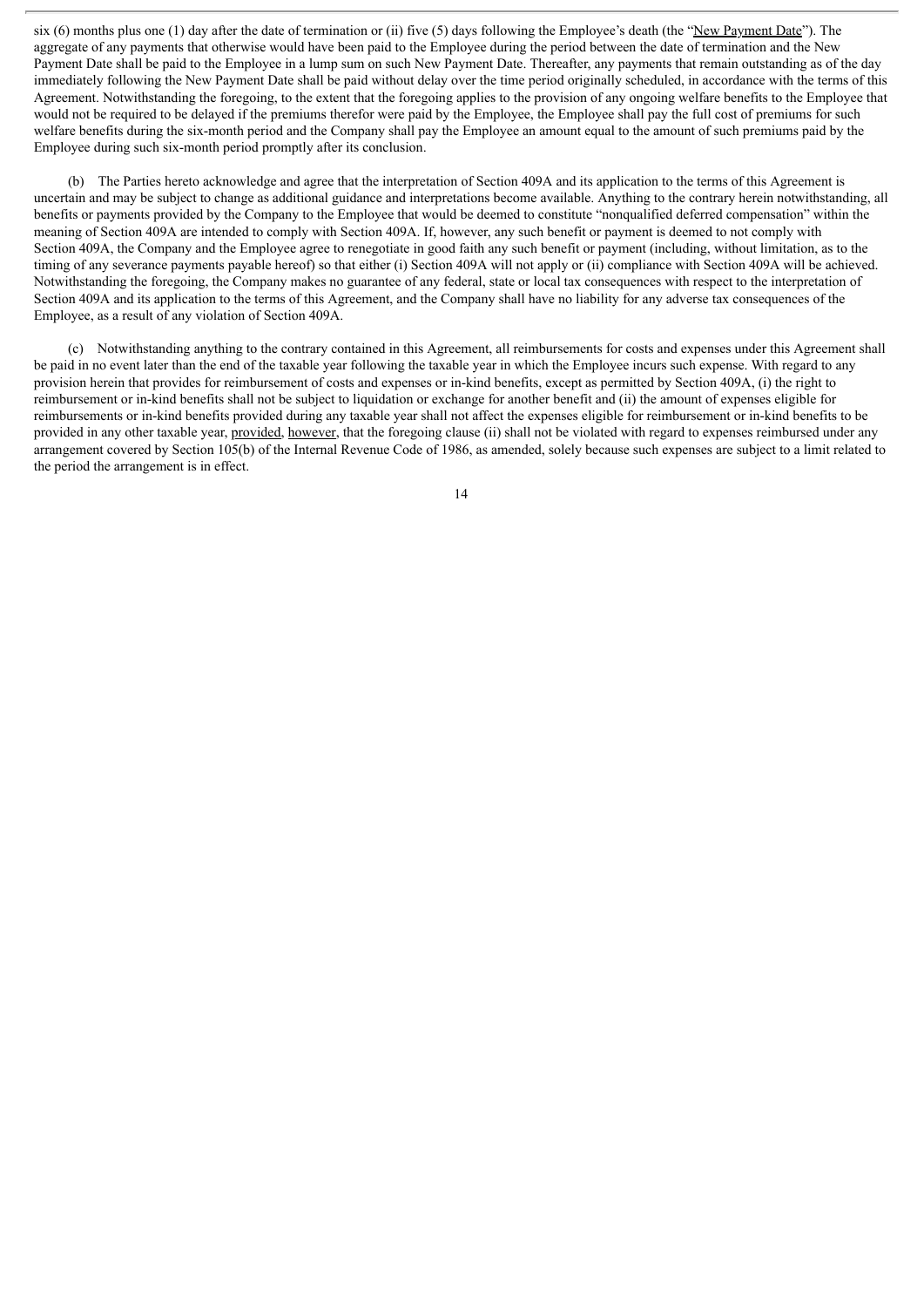six (6) months plus one (1) day after the date of termination or (ii) five (5) days following the Employee's death (the "New Payment Date"). The aggregate of any payments that otherwise would have been paid to the Employee during the period between the date of termination and the New Payment Date shall be paid to the Employee in a lump sum on such New Payment Date. Thereafter, any payments that remain outstanding as of the day immediately following the New Payment Date shall be paid without delay over the time period originally scheduled, in accordance with the terms of this Agreement. Notwithstanding the foregoing, to the extent that the foregoing applies to the provision of any ongoing welfare benefits to the Employee that would not be required to be delayed if the premiums therefor were paid by the Employee, the Employee shall pay the full cost of premiums for such welfare benefits during the six-month period and the Company shall pay the Employee an amount equal to the amount of such premiums paid by the Employee during such six-month period promptly after its conclusion.

(b) The Parties hereto acknowledge and agree that the interpretation of Section 409A and its application to the terms of this Agreement is uncertain and may be subject to change as additional guidance and interpretations become available. Anything to the contrary herein notwithstanding, all benefits or payments provided by the Company to the Employee that would be deemed to constitute "nonqualified deferred compensation" within the meaning of Section 409A are intended to comply with Section 409A. If, however, any such benefit or payment is deemed to not comply with Section 409A, the Company and the Employee agree to renegotiate in good faith any such benefit or payment (including, without limitation, as to the timing of any severance payments payable hereof) so that either (i) Section 409A will not apply or (ii) compliance with Section 409A will be achieved. Notwithstanding the foregoing, the Company makes no guarantee of any federal, state or local tax consequences with respect to the interpretation of Section 409A and its application to the terms of this Agreement, and the Company shall have no liability for any adverse tax consequences of the Employee, as a result of any violation of Section 409A.

(c) Notwithstanding anything to the contrary contained in this Agreement, all reimbursements for costs and expenses under this Agreement shall be paid in no event later than the end of the taxable year following the taxable year in which the Employee incurs such expense. With regard to any provision herein that provides for reimbursement of costs and expenses or in-kind benefits, except as permitted by Section 409A, (i) the right to reimbursement or in-kind benefits shall not be subject to liquidation or exchange for another benefit and (ii) the amount of expenses eligible for reimbursements or in-kind benefits provided during any taxable year shall not affect the expenses eligible for reimbursement or in-kind benefits to be provided in any other taxable year, provided, however, that the foregoing clause (ii) shall not be violated with regard to expenses reimbursed under any arrangement covered by Section 105(b) of the Internal Revenue Code of 1986, as amended, solely because such expenses are subject to a limit related to the period the arrangement is in effect.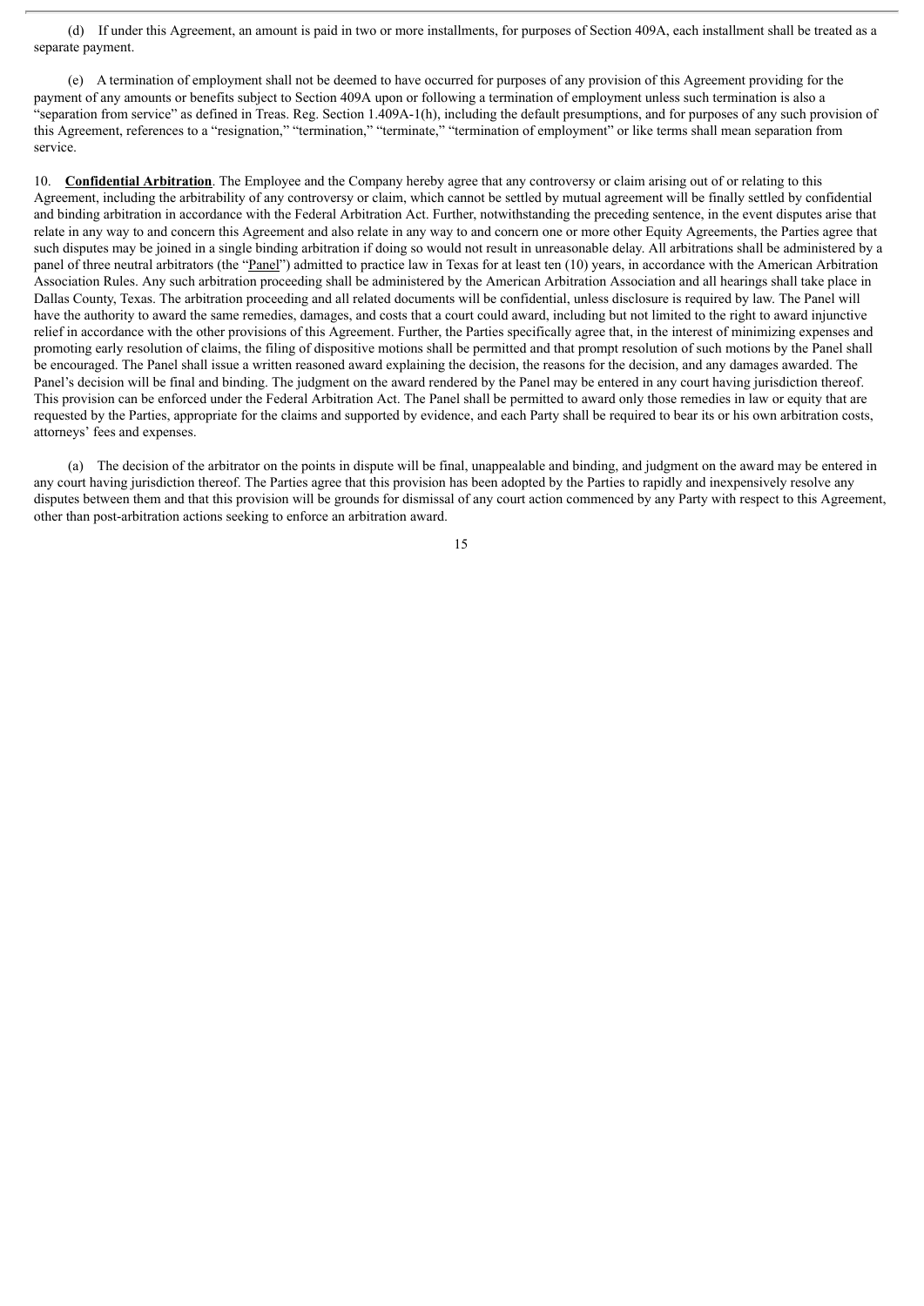(d) If under this Agreement, an amount is paid in two or more installments, for purposes of Section 409A, each installment shall be treated as a separate payment.

(e) A termination of employment shall not be deemed to have occurred for purposes of any provision of this Agreement providing for the payment of any amounts or benefits subject to Section 409A upon or following a termination of employment unless such termination is also a "separation from service" as defined in Treas. Reg. Section 1.409A-1(h), including the default presumptions, and for purposes of any such provision of this Agreement, references to a "resignation," "termination," "terminate," "termination of employment" or like terms shall mean separation from service.

10. **Confidential Arbitration**. The Employee and the Company hereby agree that any controversy or claim arising out of or relating to this Agreement, including the arbitrability of any controversy or claim, which cannot be settled by mutual agreement will be finally settled by confidential and binding arbitration in accordance with the Federal Arbitration Act. Further, notwithstanding the preceding sentence, in the event disputes arise that relate in any way to and concern this Agreement and also relate in any way to and concern one or more other Equity Agreements, the Parties agree that such disputes may be joined in a single binding arbitration if doing so would not result in unreasonable delay. All arbitrations shall be administered by a panel of three neutral arbitrators (the "Panel") admitted to practice law in Texas for at least ten (10) years, in accordance with the American Arbitration Association Rules. Any such arbitration proceeding shall be administered by the American Arbitration Association and all hearings shall take place in Dallas County, Texas. The arbitration proceeding and all related documents will be confidential, unless disclosure is required by law. The Panel will have the authority to award the same remedies, damages, and costs that a court could award, including but not limited to the right to award injunctive relief in accordance with the other provisions of this Agreement. Further, the Parties specifically agree that, in the interest of minimizing expenses and promoting early resolution of claims, the filing of dispositive motions shall be permitted and that prompt resolution of such motions by the Panel shall be encouraged. The Panel shall issue a written reasoned award explaining the decision, the reasons for the decision, and any damages awarded. The Panel's decision will be final and binding. The judgment on the award rendered by the Panel may be entered in any court having jurisdiction thereof. This provision can be enforced under the Federal Arbitration Act. The Panel shall be permitted to award only those remedies in law or equity that are requested by the Parties, appropriate for the claims and supported by evidence, and each Party shall be required to bear its or his own arbitration costs, attorneys' fees and expenses.

(a) The decision of the arbitrator on the points in dispute will be final, unappealable and binding, and judgment on the award may be entered in any court having jurisdiction thereof. The Parties agree that this provision has been adopted by the Parties to rapidly and inexpensively resolve any disputes between them and that this provision will be grounds for dismissal of any court action commenced by any Party with respect to this Agreement, other than post-arbitration actions seeking to enforce an arbitration award.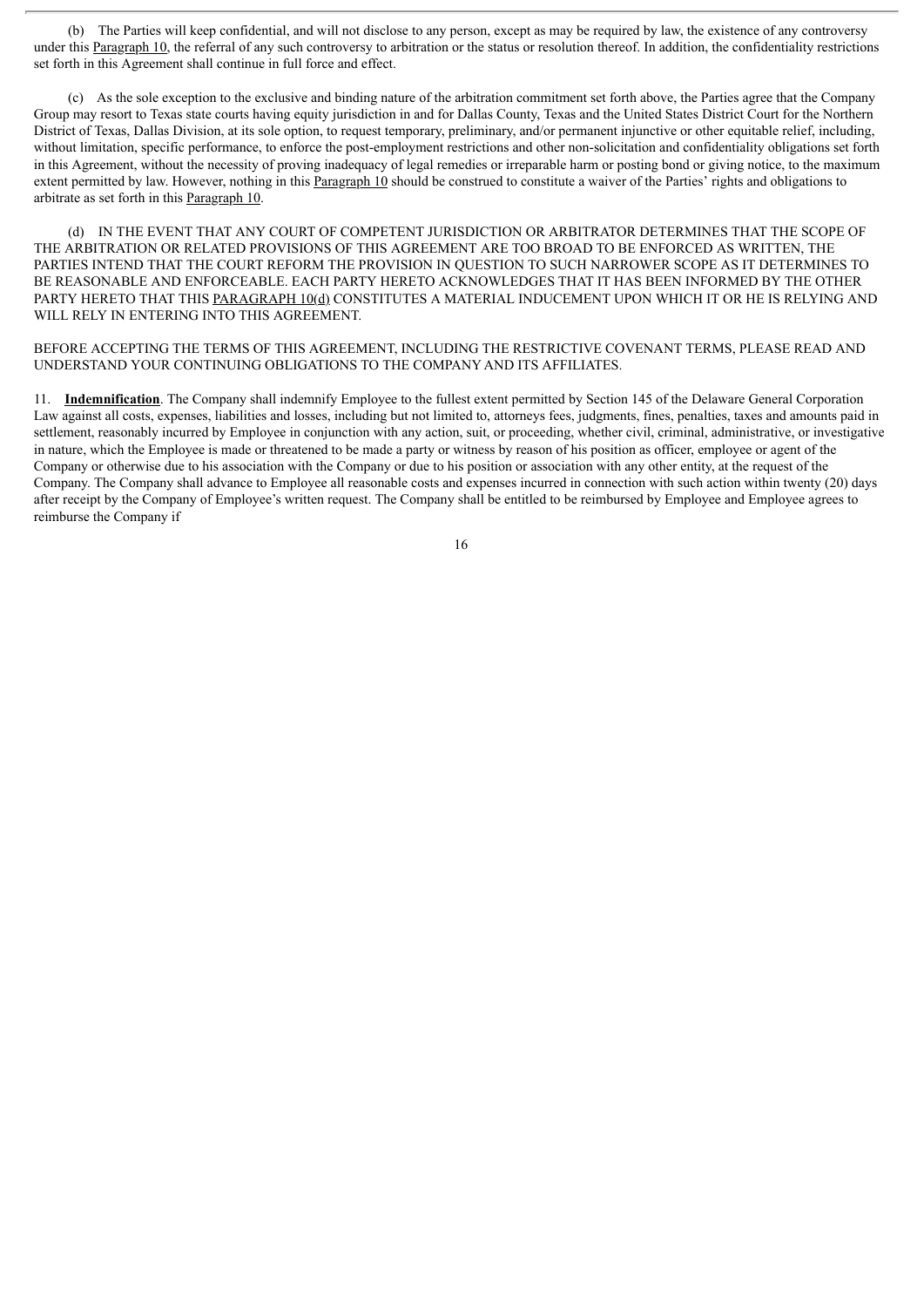(b) The Parties will keep confidential, and will not disclose to any person, except as may be required by law, the existence of any controversy under this Paragraph 10, the referral of any such controversy to arbitration or the status or resolution thereof. In addition, the confidentiality restrictions set forth in this Agreement shall continue in full force and effect.

(c) As the sole exception to the exclusive and binding nature of the arbitration commitment set forth above, the Parties agree that the Company Group may resort to Texas state courts having equity jurisdiction in and for Dallas County, Texas and the United States District Court for the Northern District of Texas, Dallas Division, at its sole option, to request temporary, preliminary, and/or permanent injunctive or other equitable relief, including, without limitation, specific performance, to enforce the post-employment restrictions and other non-solicitation and confidentiality obligations set forth in this Agreement, without the necessity of proving inadequacy of legal remedies or irreparable harm or posting bond or giving notice, to the maximum extent permitted by law. However, nothing in this Paragraph 10 should be construed to constitute a waiver of the Parties' rights and obligations to arbitrate as set forth in this Paragraph 10.

(d) IN THE EVENT THAT ANY COURT OF COMPETENT JURISDICTION OR ARBITRATOR DETERMINES THAT THE SCOPE OF THE ARBITRATION OR RELATED PROVISIONS OF THIS AGREEMENT ARE TOO BROAD TO BE ENFORCED AS WRITTEN, THE PARTIES INTEND THAT THE COURT REFORM THE PROVISION IN QUESTION TO SUCH NARROWER SCOPE AS IT DETERMINES TO BE REASONABLE AND ENFORCEABLE. EACH PARTY HERETO ACKNOWLEDGES THAT IT HAS BEEN INFORMED BY THE OTHER PARTY HERETO THAT THIS PARAGRAPH 10(d) CONSTITUTES A MATERIAL INDUCEMENT UPON WHICH IT OR HE IS RELYING AND WILL RELY IN ENTERING INTO THIS AGREEMENT.

BEFORE ACCEPTING THE TERMS OF THIS AGREEMENT, INCLUDING THE RESTRICTIVE COVENANT TERMS, PLEASE READ AND UNDERSTAND YOUR CONTINUING OBLIGATIONS TO THE COMPANY AND ITS AFFILIATES.

11. **Indemnification**. The Company shall indemnify Employee to the fullest extent permitted by Section 145 of the Delaware General Corporation Law against all costs, expenses, liabilities and losses, including but not limited to, attorneys fees, judgments, fines, penalties, taxes and amounts paid in settlement, reasonably incurred by Employee in conjunction with any action, suit, or proceeding, whether civil, criminal, administrative, or investigative in nature, which the Employee is made or threatened to be made a party or witness by reason of his position as officer, employee or agent of the Company or otherwise due to his association with the Company or due to his position or association with any other entity, at the request of the Company. The Company shall advance to Employee all reasonable costs and expenses incurred in connection with such action within twenty (20) days after receipt by the Company of Employee's written request. The Company shall be entitled to be reimbursed by Employee and Employee agrees to reimburse the Company if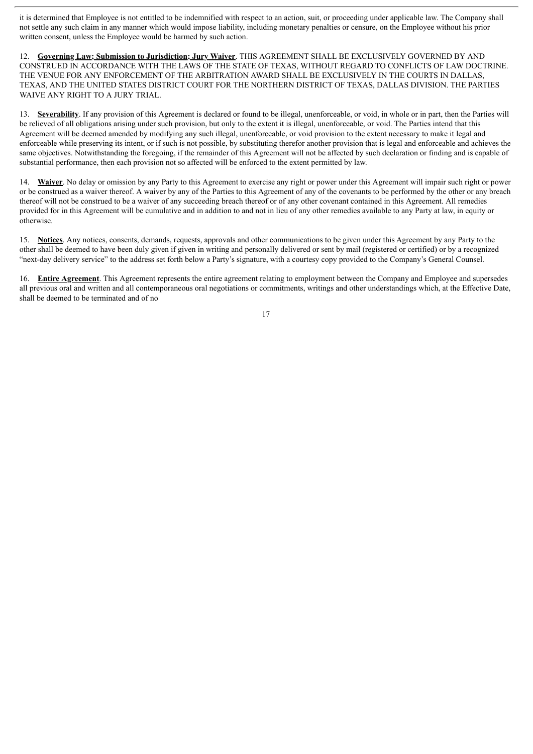it is determined that Employee is not entitled to be indemnified with respect to an action, suit, or proceeding under applicable law. The Company shall not settle any such claim in any manner which would impose liability, including monetary penalties or censure, on the Employee without his prior written consent, unless the Employee would be harmed by such action.

12. **Governing Law; Submission to Jurisdiction; Jury Waiver**. THIS AGREEMENT SHALL BE EXCLUSIVELY GOVERNED BY AND CONSTRUED IN ACCORDANCE WITH THE LAWS OF THE STATE OF TEXAS, WITHOUT REGARD TO CONFLICTS OF LAW DOCTRINE. THE VENUE FOR ANY ENFORCEMENT OF THE ARBITRATION AWARD SHALL BE EXCLUSIVELY IN THE COURTS IN DALLAS, TEXAS, AND THE UNITED STATES DISTRICT COURT FOR THE NORTHERN DISTRICT OF TEXAS, DALLAS DIVISION. THE PARTIES WAIVE ANY RIGHT TO A JURY TRIAL.

13. **Severability**. If any provision of this Agreement is declared or found to be illegal, unenforceable, or void, in whole or in part, then the Parties will be relieved of all obligations arising under such provision, but only to the extent it is illegal, unenforceable, or void. The Parties intend that this Agreement will be deemed amended by modifying any such illegal, unenforceable, or void provision to the extent necessary to make it legal and enforceable while preserving its intent, or if such is not possible, by substituting therefor another provision that is legal and enforceable and achieves the same objectives. Notwithstanding the foregoing, if the remainder of this Agreement will not be affected by such declaration or finding and is capable of substantial performance, then each provision not so affected will be enforced to the extent permitted by law.

14. **Waiver**. No delay or omission by any Party to this Agreement to exercise any right or power under this Agreement will impair such right or power or be construed as a waiver thereof. A waiver by any of the Parties to this Agreement of any of the covenants to be performed by the other or any breach thereof will not be construed to be a waiver of any succeeding breach thereof or of any other covenant contained in this Agreement. All remedies provided for in this Agreement will be cumulative and in addition to and not in lieu of any other remedies available to any Party at law, in equity or otherwise.

15. **Notices**. Any notices, consents, demands, requests, approvals and other communications to be given under this Agreement by any Party to the other shall be deemed to have been duly given if given in writing and personally delivered or sent by mail (registered or certified) or by a recognized "next-day delivery service" to the address set forth below a Party's signature, with a courtesy copy provided to the Company's General Counsel.

16. **Entire Agreement**. This Agreement represents the entire agreement relating to employment between the Company and Employee and supersedes all previous oral and written and all contemporaneous oral negotiations or commitments, writings and other understandings which, at the Effective Date, shall be deemed to be terminated and of no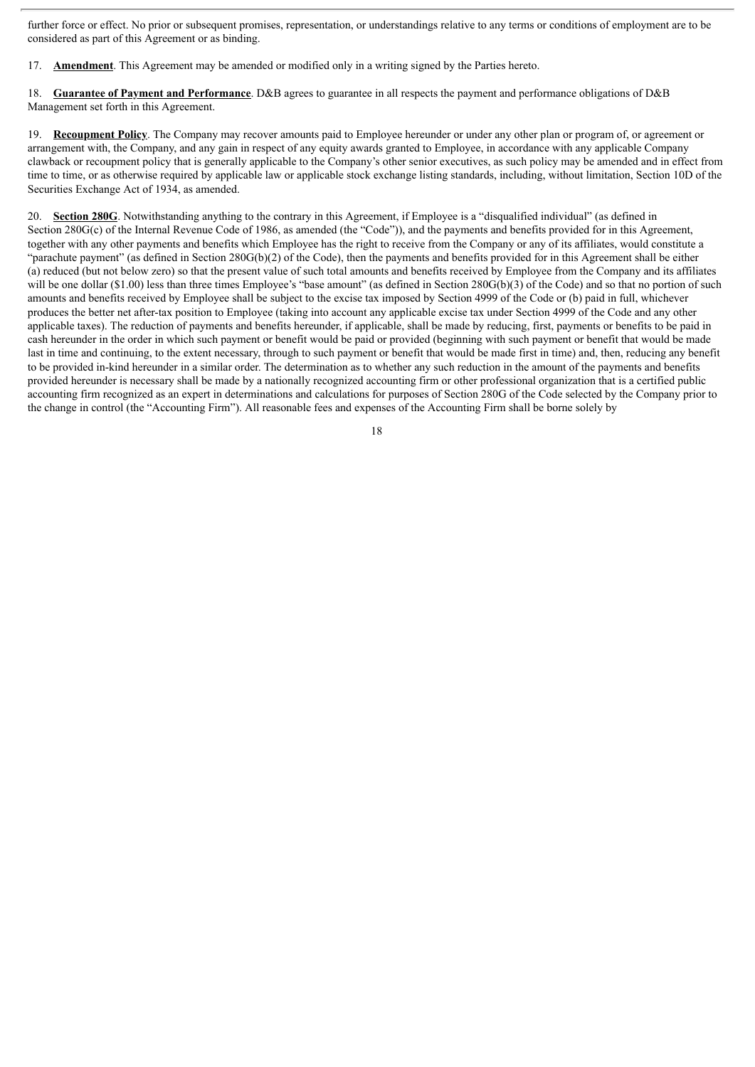further force or effect. No prior or subsequent promises, representation, or understandings relative to any terms or conditions of employment are to be considered as part of this Agreement or as binding.

17. **Amendment**. This Agreement may be amended or modified only in a writing signed by the Parties hereto.

18. **Guarantee of Payment and Performance**. D&B agrees to guarantee in all respects the payment and performance obligations of D&B Management set forth in this Agreement.

19. **Recoupment Policy**. The Company may recover amounts paid to Employee hereunder or under any other plan or program of, or agreement or arrangement with, the Company, and any gain in respect of any equity awards granted to Employee, in accordance with any applicable Company clawback or recoupment policy that is generally applicable to the Company's other senior executives, as such policy may be amended and in effect from time to time, or as otherwise required by applicable law or applicable stock exchange listing standards, including, without limitation, Section 10D of the Securities Exchange Act of 1934, as amended.

20. **Section 280G**. Notwithstanding anything to the contrary in this Agreement, if Employee is a "disqualified individual" (as defined in Section 280G(c) of the Internal Revenue Code of 1986, as amended (the "Code")), and the payments and benefits provided for in this Agreement, together with any other payments and benefits which Employee has the right to receive from the Company or any of its affiliates, would constitute a "parachute payment" (as defined in Section 280G(b)(2) of the Code), then the payments and benefits provided for in this Agreement shall be either (a) reduced (but not below zero) so that the present value of such total amounts and benefits received by Employee from the Company and its affiliates will be one dollar ($1.00) less than three times Employee's "base amount" (as defined in Section 280G(b)(3) of the Code) and so that no portion of such amounts and benefits received by Employee shall be subject to the excise tax imposed by Section 4999 of the Code or (b) paid in full, whichever produces the better net after-tax position to Employee (taking into account any applicable excise tax under Section 4999 of the Code and any other applicable taxes). The reduction of payments and benefits hereunder, if applicable, shall be made by reducing, first, payments or benefits to be paid in cash hereunder in the order in which such payment or benefit would be paid or provided (beginning with such payment or benefit that would be made last in time and continuing, to the extent necessary, through to such payment or benefit that would be made first in time) and, then, reducing any benefit to be provided in-kind hereunder in a similar order. The determination as to whether any such reduction in the amount of the payments and benefits provided hereunder is necessary shall be made by a nationally recognized accounting firm or other professional organization that is a certified public accounting firm recognized as an expert in determinations and calculations for purposes of Section 280G of the Code selected by the Company prior to the change in control (the "Accounting Firm"). All reasonable fees and expenses of the Accounting Firm shall be borne solely by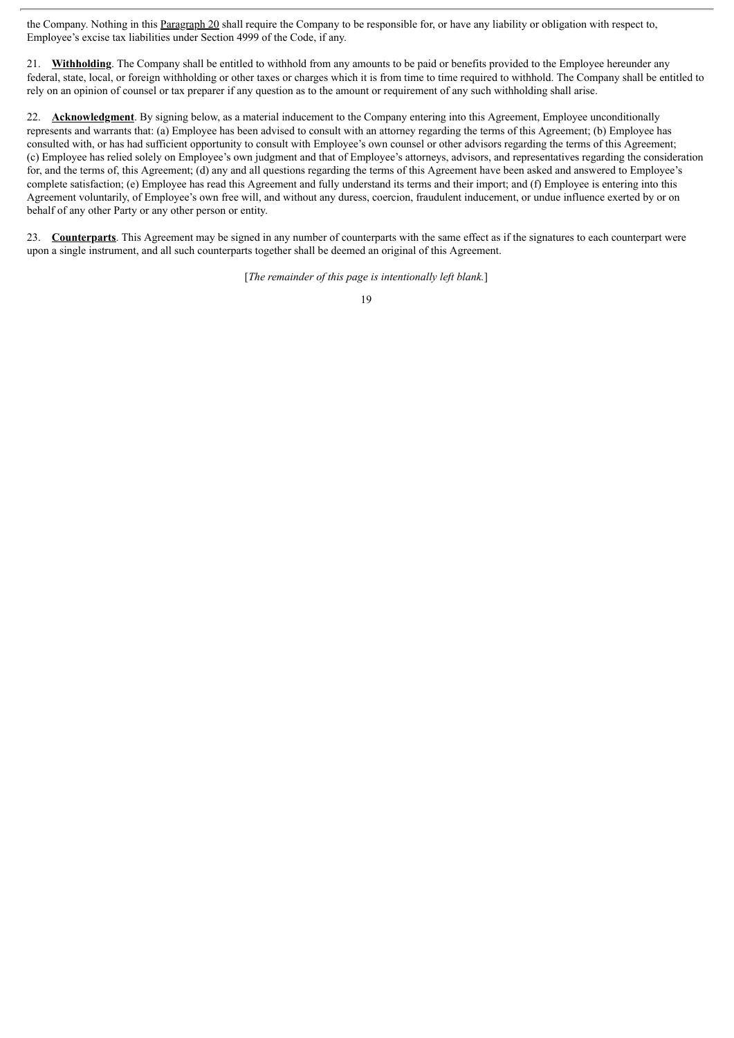the Company. Nothing in this Paragraph 20 shall require the Company to be responsible for, or have any liability or obligation with respect to, Employee's excise tax liabilities under Section 4999 of the Code, if any.

21. **Withholding**. The Company shall be entitled to withhold from any amounts to be paid or benefits provided to the Employee hereunder any federal, state, local, or foreign withholding or other taxes or charges which it is from time to time required to withhold. The Company shall be entitled to rely on an opinion of counsel or tax preparer if any question as to the amount or requirement of any such withholding shall arise.

22. **Acknowledgment**. By signing below, as a material inducement to the Company entering into this Agreement, Employee unconditionally represents and warrants that: (a) Employee has been advised to consult with an attorney regarding the terms of this Agreement; (b) Employee has consulted with, or has had sufficient opportunity to consult with Employee's own counsel or other advisors regarding the terms of this Agreement; (c) Employee has relied solely on Employee's own judgment and that of Employee's attorneys, advisors, and representatives regarding the consideration for, and the terms of, this Agreement; (d) any and all questions regarding the terms of this Agreement have been asked and answered to Employee's complete satisfaction; (e) Employee has read this Agreement and fully understand its terms and their import; and (f) Employee is entering into this Agreement voluntarily, of Employee's own free will, and without any duress, coercion, fraudulent inducement, or undue influence exerted by or on behalf of any other Party or any other person or entity.

23. **Counterparts**. This Agreement may be signed in any number of counterparts with the same effect as if the signatures to each counterpart were upon a single instrument, and all such counterparts together shall be deemed an original of this Agreement.

[*The remainder of this page is intentionally left blank.*]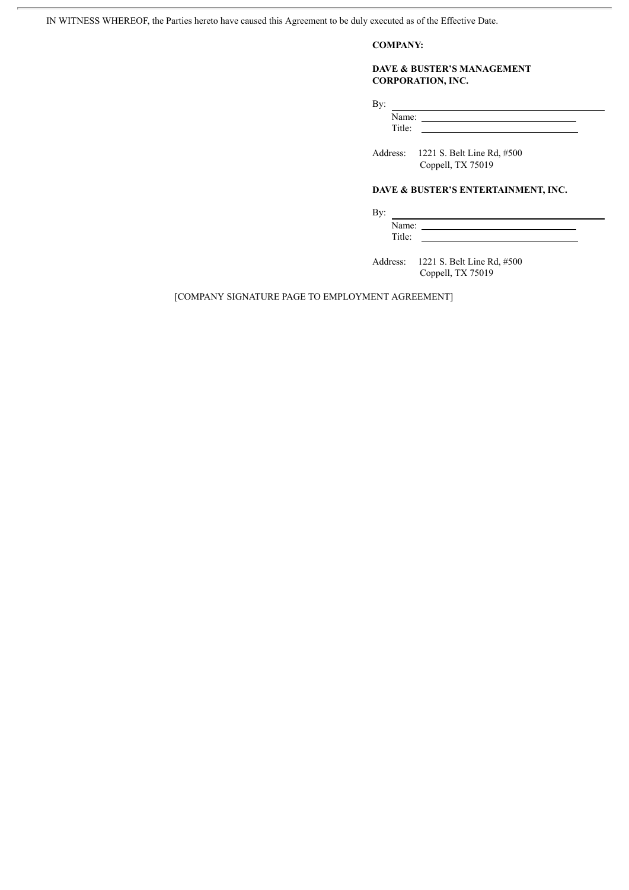IN WITNESS WHEREOF, the Parties hereto have caused this Agreement to be duly executed as of the Effective Date.

**COMPANY:**

**DAVE & BUSTER'S MANAGEMENT CORPORATION, INC.**

By: \_\_\_\_\_\_\_\_\_\_\_\_\_\_\_\_\_\_\_\_\_\_\_\_\_\_\_\_\_\_
Name: \_\_\_\_\_\_\_\_\_\_\_\_\_\_\_\_\_\_\_\_\_\_\_\_\_\_
Title: \_\_\_\_\_\_\_\_\_\_\_\_\_\_\_\_\_\_\_\_\_\_\_\_\_\_\_

Address: 1221 S. Belt Line Rd, #500
Coppell, TX 75019

**DAVE & BUSTER'S ENTERTAINMENT, INC.**

By: \_\_\_\_\_\_\_\_\_\_\_\_\_\_\_\_\_\_\_\_\_\_\_\_\_\_\_\_\_\_
Name: \_\_\_\_\_\_\_\_\_\_\_\_\_\_\_\_\_\_\_\_\_\_\_\_\_\_
Title: \_\_\_\_\_\_\_\_\_\_\_\_\_\_\_\_\_\_\_\_\_\_\_\_\_\_\_

Address: 1221 S. Belt Line Rd, #500
Coppell, TX 75019

[COMPANY SIGNATURE PAGE TO EMPLOYMENT AGREEMENT]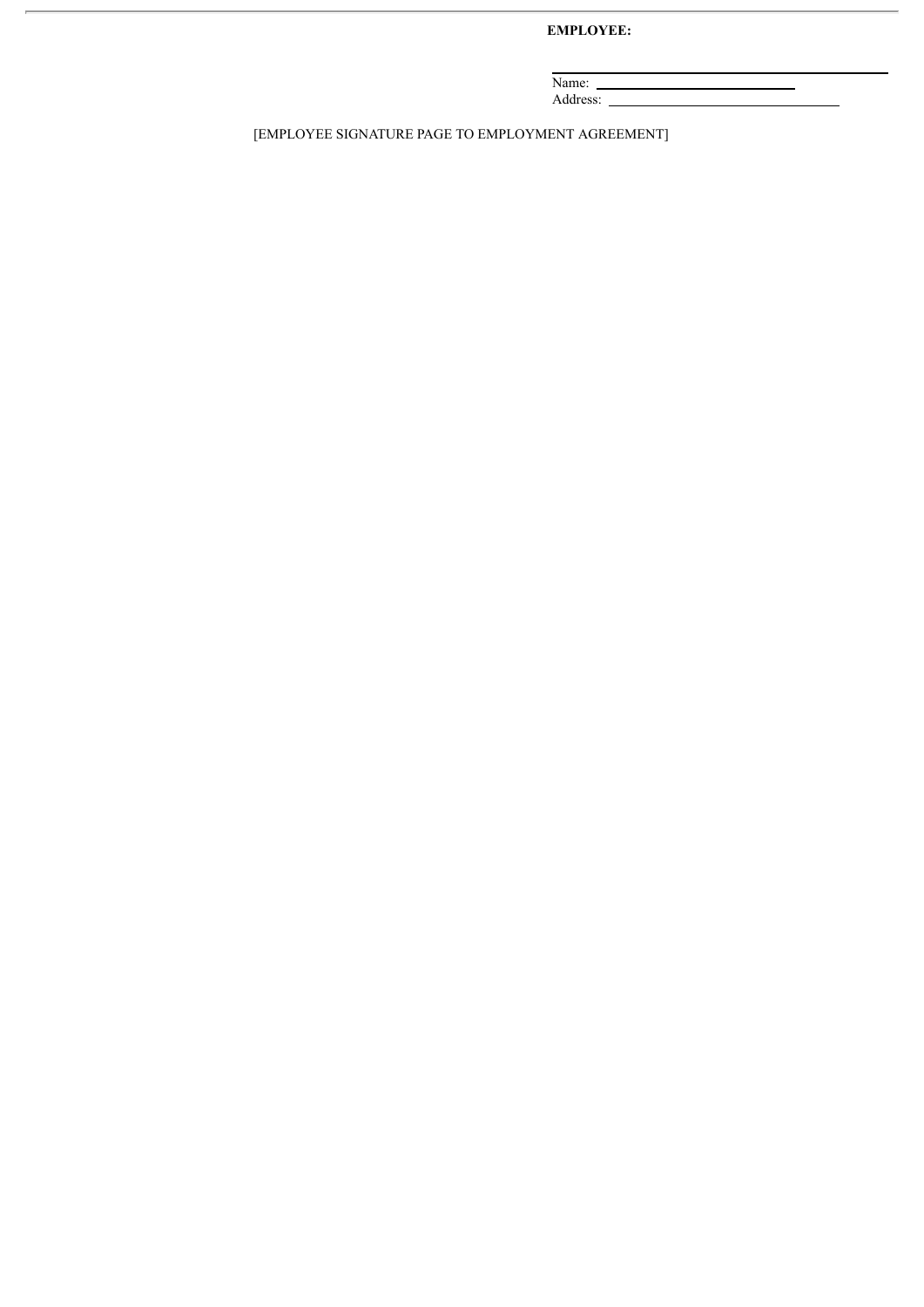**EMPLOYEE:**

\_\_\_\_\_\_\_\_\_\_\_\_\_\_\_\_\_\_\_\_\_\_\_\_\_\_\_\_\_\_\_\_\_\_\_\_\_\_\_\_

Name: \_\_\_\_\_\_\_\_\_\_\_\_\_\_\_\_\_\_\_\_\_\_\_\_\_\_\_\_

Address: \_\_\_\_\_\_\_\_\_\_\_\_\_\_\_\_\_\_\_\_\_\_\_\_\_\_\_\_

[EMPLOYEE SIGNATURE PAGE TO EMPLOYMENT AGREEMENT]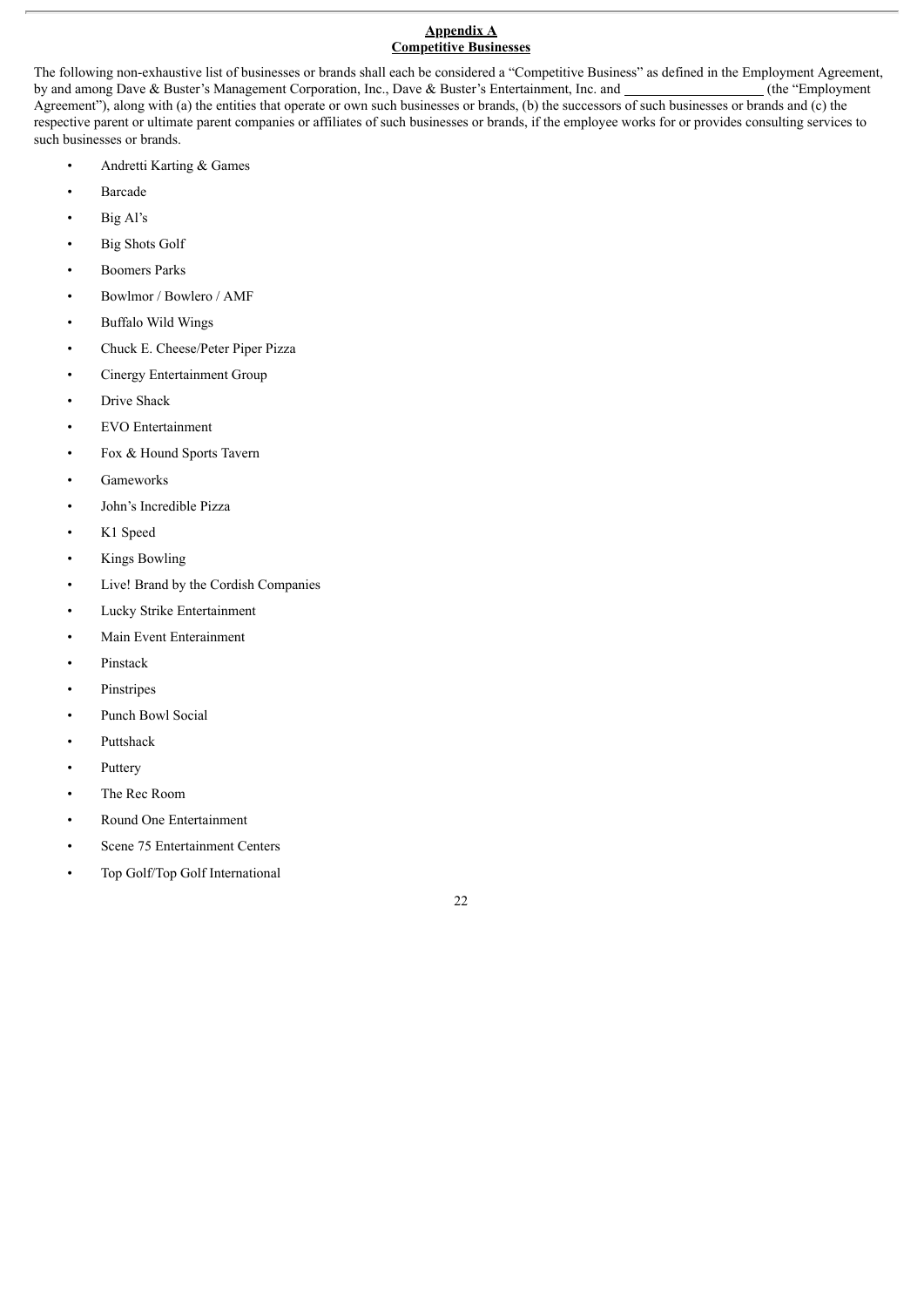**Appendix A**
**Competitive Businesses**

The following non-exhaustive list of businesses or brands shall each be considered a "Competitive Business" as defined in the Employment Agreement, by and among Dave & Buster's Management Corporation, Inc., Dave & Buster's Entertainment, Inc. and ____________________ (the "Employment Agreement"), along with (a) the entities that operate or own such businesses or brands, (b) the successors of such businesses or brands and (c) the respective parent or ultimate parent companies or affiliates of such businesses or brands, if the employee works for or provides consulting services to such businesses or brands.

- Andretti Karting & Games
- Barcade
- Big Al's
- Big Shots Golf
- Boomers Parks
- Bowlmor / Bowlero / AMF
- Buffalo Wild Wings
- Chuck E. Cheese/Peter Piper Pizza
- Cinergy Entertainment Group
- Drive Shack
- EVO Entertainment
- Fox & Hound Sports Tavern
- Gameworks
- John's Incredible Pizza
- K1 Speed
- Kings Bowling
- Live! Brand by the Cordish Companies
- Lucky Strike Entertainment
- Main Event Enterainment
- Pinstack
- Pinstripes
- Punch Bowl Social
- Puttshack
- Puttery
- The Rec Room
- Round One Entertainment
- Scene 75 Entertainment Centers
- Top Golf/Top Golf International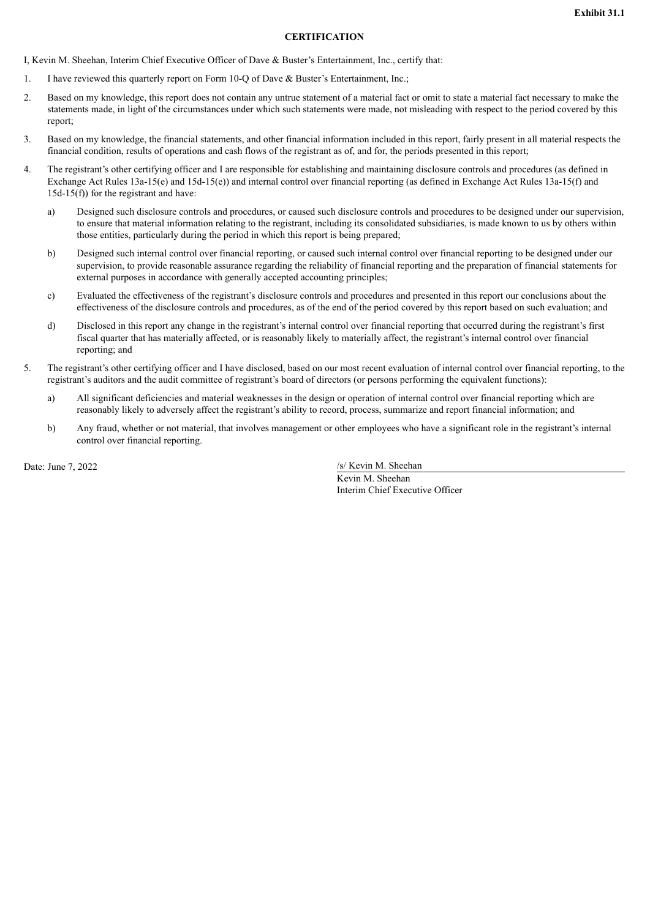**Exhibit 31.1**

**CERTIFICATION**

I, Kevin M. Sheehan, Interim Chief Executive Officer of Dave & Buster's Entertainment, Inc., certify that:

1. I have reviewed this quarterly report on Form 10-Q of Dave & Buster's Entertainment, Inc.;
2. Based on my knowledge, this report does not contain any untrue statement of a material fact or omit to state a material fact necessary to make the statements made, in light of the circumstances under which such statements were made, not misleading with respect to the period covered by this report;
3. Based on my knowledge, the financial statements, and other financial information included in this report, fairly present in all material respects the financial condition, results of operations and cash flows of the registrant as of, and for, the periods presented in this report;
4. The registrant's other certifying officer and I are responsible for establishing and maintaining disclosure controls and procedures (as defined in Exchange Act Rules 13a-15(e) and 15d-15(e)) and internal control over financial reporting (as defined in Exchange Act Rules 13a-15(f) and 15d-15(f)) for the registrant and have:
   a) Designed such disclosure controls and procedures, or caused such disclosure controls and procedures to be designed under our supervision, to ensure that material information relating to the registrant, including its consolidated subsidiaries, is made known to us by others within those entities, particularly during the period in which this report is being prepared;
   b) Designed such internal control over financial reporting, or caused such internal control over financial reporting to be designed under our supervision, to provide reasonable assurance regarding the reliability of financial reporting and the preparation of financial statements for external purposes in accordance with generally accepted accounting principles;
   c) Evaluated the effectiveness of the registrant's disclosure controls and procedures and presented in this report our conclusions about the effectiveness of the disclosure controls and procedures, as of the end of the period covered by this report based on such evaluation; and
   d) Disclosed in this report any change in the registrant's internal control over financial reporting that occurred during the registrant's first fiscal quarter that has materially affected, or is reasonably likely to materially affect, the registrant's internal control over financial reporting; and
5. The registrant's other certifying officer and I have disclosed, based on our most recent evaluation of internal control over financial reporting, to the registrant's auditors and the audit committee of registrant's board of directors (or persons performing the equivalent functions):
   a) All significant deficiencies and material weaknesses in the design or operation of internal control over financial reporting which are reasonably likely to adversely affect the registrant's ability to record, process, summarize and report financial information; and
   b) Any fraud, whether or not material, that involves management or other employees who have a significant role in the registrant's internal control over financial reporting.

Date: June 7, 2022

/s/ Kevin M. Sheehan
Kevin M. Sheehan
Interim Chief Executive Officer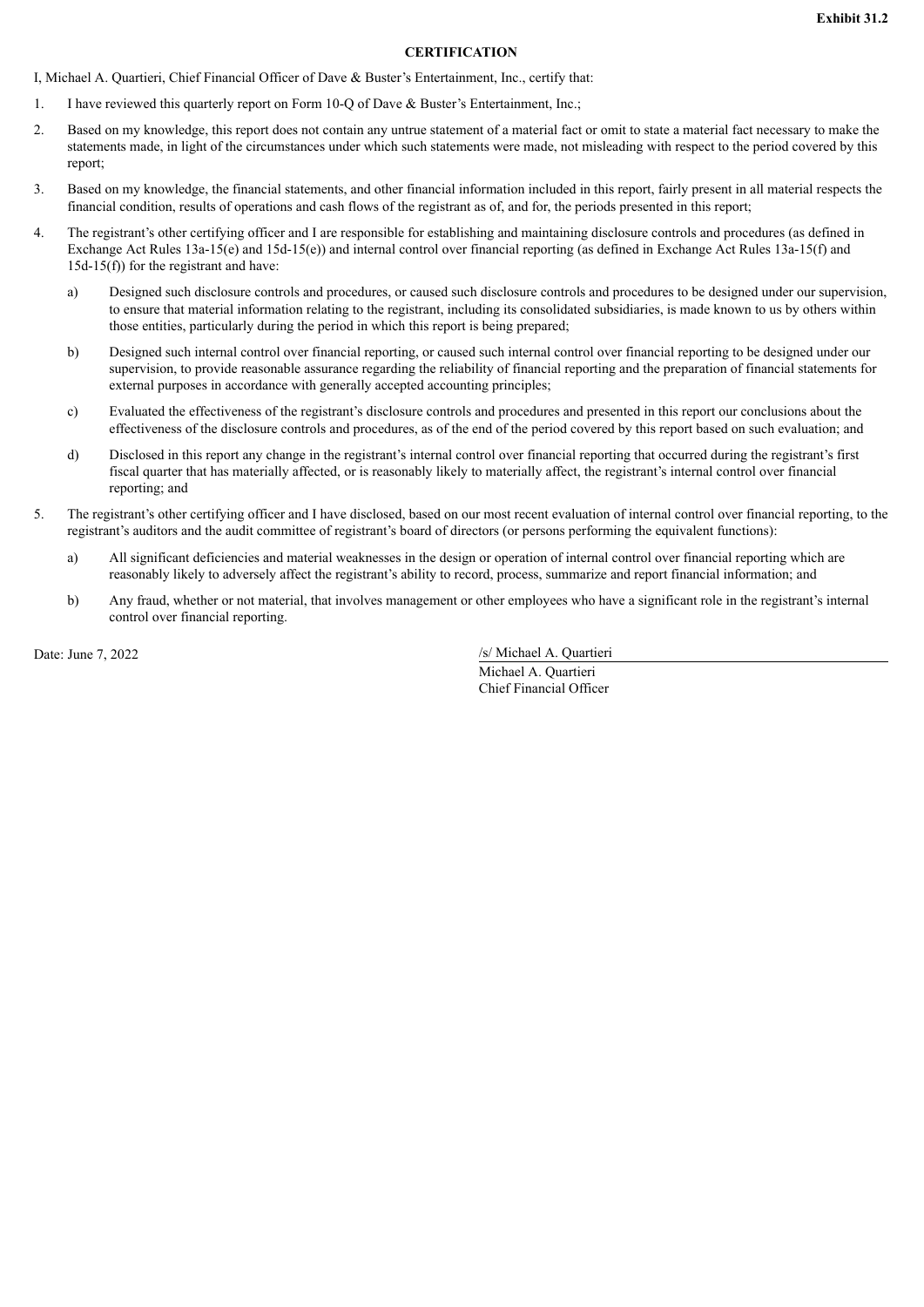**Exhibit 31.2**

**CERTIFICATION**

I, Michael A. Quartieri, Chief Financial Officer of Dave & Buster's Entertainment, Inc., certify that:

1. I have reviewed this quarterly report on Form 10-Q of Dave & Buster's Entertainment, Inc.;
2. Based on my knowledge, this report does not contain any untrue statement of a material fact or omit to state a material fact necessary to make the statements made, in light of the circumstances under which such statements were made, not misleading with respect to the period covered by this report;
3. Based on my knowledge, the financial statements, and other financial information included in this report, fairly present in all material respects the financial condition, results of operations and cash flows of the registrant as of, and for, the periods presented in this report;
4. The registrant's other certifying officer and I are responsible for establishing and maintaining disclosure controls and procedures (as defined in Exchange Act Rules 13a-15(e) and 15d-15(e)) and internal control over financial reporting (as defined in Exchange Act Rules 13a-15(f) and 15d-15(f)) for the registrant and have:
    a) Designed such disclosure controls and procedures, or caused such disclosure controls and procedures to be designed under our supervision, to ensure that material information relating to the registrant, including its consolidated subsidiaries, is made known to us by others within those entities, particularly during the period in which this report is being prepared;
    b) Designed such internal control over financial reporting, or caused such internal control over financial reporting to be designed under our supervision, to provide reasonable assurance regarding the reliability of financial reporting and the preparation of financial statements for external purposes in accordance with generally accepted accounting principles;
    c) Evaluated the effectiveness of the registrant's disclosure controls and procedures and presented in this report our conclusions about the effectiveness of the disclosure controls and procedures, as of the end of the period covered by this report based on such evaluation; and
    d) Disclosed in this report any change in the registrant's internal control over financial reporting that occurred during the registrant's first fiscal quarter that has materially affected, or is reasonably likely to materially affect, the registrant's internal control over financial reporting; and
5. The registrant's other certifying officer and I have disclosed, based on our most recent evaluation of internal control over financial reporting, to the registrant's auditors and the audit committee of registrant's board of directors (or persons performing the equivalent functions):
    a) All significant deficiencies and material weaknesses in the design or operation of internal control over financial reporting which are reasonably likely to adversely affect the registrant's ability to record, process, summarize and report financial information; and
    b) Any fraud, whether or not material, that involves management or other employees who have a significant role in the registrant's internal control over financial reporting.

Date: June 7, 2022

/s/ Michael A. Quartieri
Michael A. Quartieri
Chief Financial Officer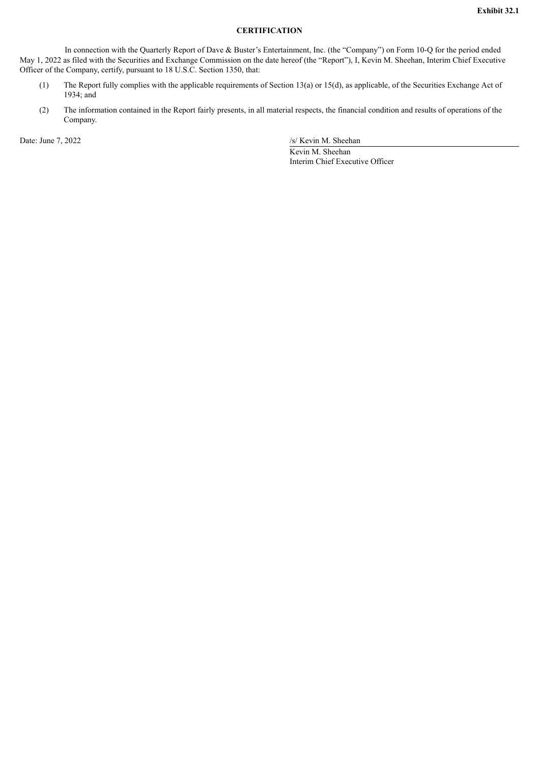**Exhibit 32.1**

**CERTIFICATION**

In connection with the Quarterly Report of Dave & Buster's Entertainment, Inc. (the "Company") on Form 10-Q for the period ended May 1, 2022 as filed with the Securities and Exchange Commission on the date hereof (the "Report"), I, Kevin M. Sheehan, Interim Chief Executive Officer of the Company, certify, pursuant to 18 U.S.C. Section 1350, that:

(1) The Report fully complies with the applicable requirements of Section 13(a) or 15(d), as applicable, of the Securities Exchange Act of 1934; and

(2) The information contained in the Report fairly presents, in all material respects, the financial condition and results of operations of the Company.

Date: June 7, 2022

/s/ Kevin M. Sheehan
Kevin M. Sheehan
Interim Chief Executive Officer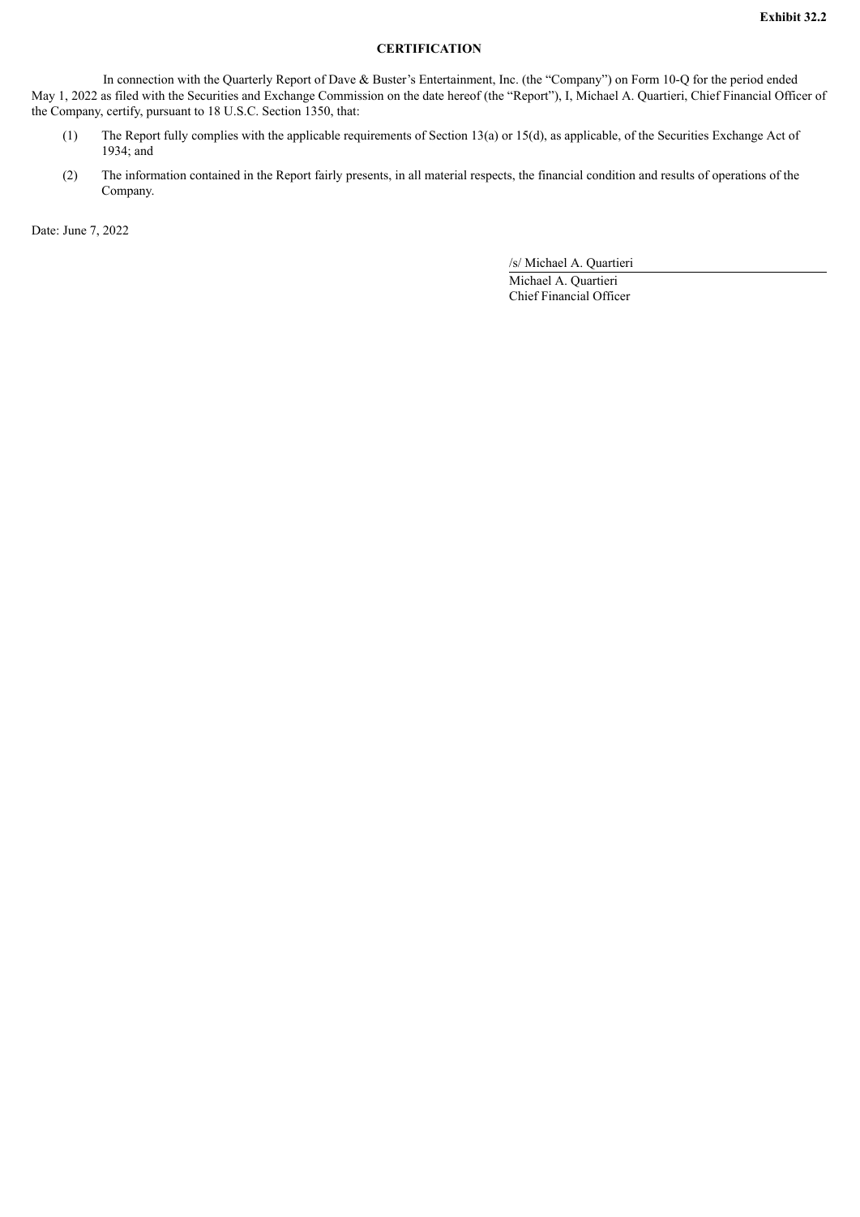**Exhibit 32.2**

**CERTIFICATION**

In connection with the Quarterly Report of Dave & Buster's Entertainment, Inc. (the "Company") on Form 10-Q for the period ended May 1, 2022 as filed with the Securities and Exchange Commission on the date hereof (the "Report"), I, Michael A. Quartieri, Chief Financial Officer of the Company, certify, pursuant to 18 U.S.C. Section 1350, that:

(1) The Report fully complies with the applicable requirements of Section 13(a) or 15(d), as applicable, of the Securities Exchange Act of 1934; and

(2) The information contained in the Report fairly presents, in all material respects, the financial condition and results of operations of the Company.

Date: June 7, 2022

/s/ Michael A. Quartieri
Michael A. Quartieri
Chief Financial Officer